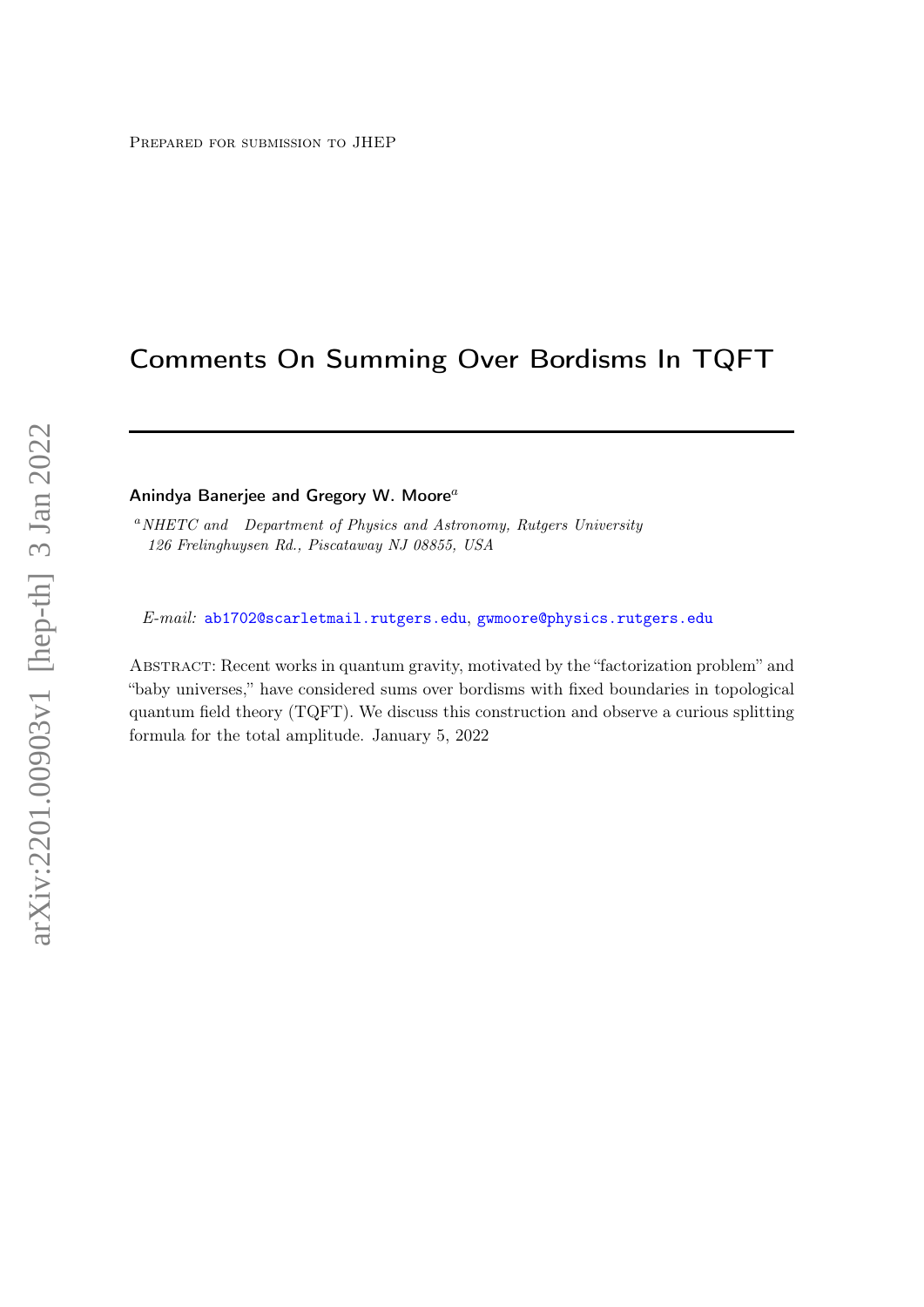Prepared for submission to JHEP

# Comments On Summing Over Bordisms In TQFT

**Anindya Banerjee and Gregory W. Moore**[a]

[a] *NHETC and Department of Physics and Astronomy, Rutgers University*
*126 Frelinghuysen Rd., Piscataway NJ 08855, USA*

*E-mail:* ab1702@scarletmail.rutgers.edu, gwmoore@physics.rutgers.edu

Abstract: Recent works in quantum gravity, motivated by the "factorization problem" and "baby universes," have considered sums over bordisms with fixed boundaries in topological quantum field theory (TQFT). We discuss this construction and observe a curious splitting formula for the total amplitude. January 5, 2022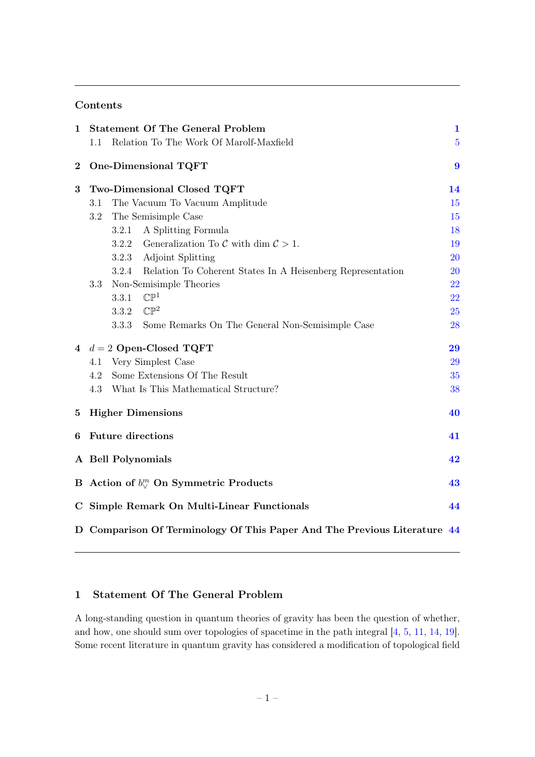## Contents

| | | |
|---|---|---|
| **1** | **Statement Of The General Problem** | **1** |
| | 1.1 Relation To The Work Of Marolf-Maxfield | 5 |
| **2** | **One-Dimensional TQFT** | **9** |
| **3** | **Two-Dimensional Closed TQFT** | **14** |
| | 3.1 The Vacuum To Vacuum Amplitude | 15 |
| | 3.2 The Semisimple Case | 15 |
| | 3.2.1 A Splitting Formula | 18 |
| | 3.2.2 Generalization To $\mathcal{C}$ with $\dim \mathcal{C} > 1$. | 19 |
| | 3.2.3 Adjoint Splitting | 20 |
| | 3.2.4 Relation To Coherent States In A Heisenberg Representation | 20 |
| | 3.3 Non-Semisimple Theories | 22 |
| | 3.3.1 $\mathbb{CP}^1$ | 22 |
| | 3.3.2 $\mathbb{CP}^2$ | 25 |
| | 3.3.3 Some Remarks On The General Non-Semisimple Case | 28 |
| **4** | **$d = 2$ Open-Closed TQFT** | **29** |
| | 4.1 Very Simplest Case | 29 |
| | 4.2 Some Extensions Of The Result | 35 |
| | 4.3 What Is This Mathematical Structure? | 38 |
| **5** | **Higher Dimensions** | **40** |
| **6** | **Future directions** | **41** |
| **A** | **Bell Polynomials** | **42** |
| **B** | **Action of $b^m_\vee$ On Symmetric Products** | **43** |
| **C** | **Simple Remark On Multi-Linear Functionals** | **44** |
| **D** | **Comparison Of Terminology Of This Paper And The Previous Literature** | **44** |

# 1 Statement Of The General Problem

A long-standing question in quantum theories of gravity has been the question of whether, and how, one should sum over topologies of spacetime in the path integral [4, 5, 11, 14, 19]. Some recent literature in quantum gravity has considered a modification of topological field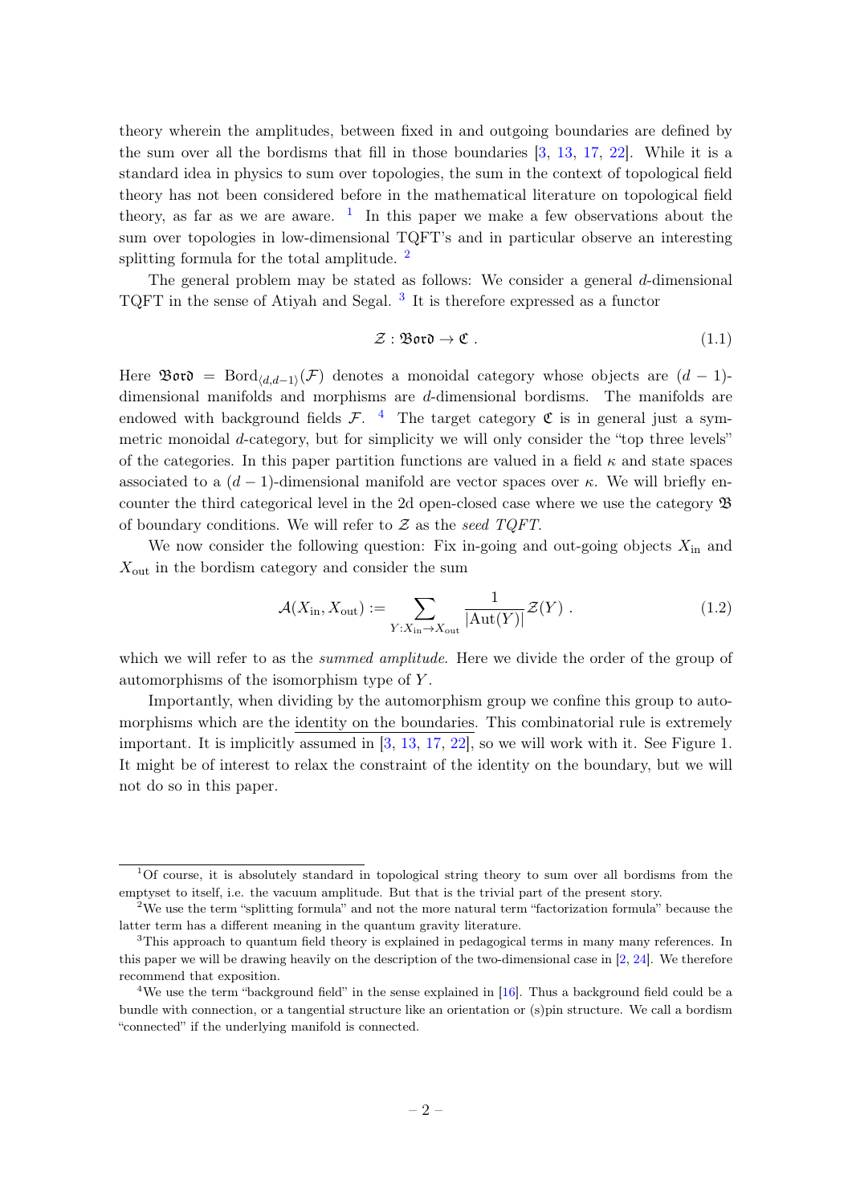theory wherein the amplitudes, between fixed in and outgoing boundaries are defined by the sum over all the bordisms that fill in those boundaries [3, 13, 17, 22]. While it is a standard idea in physics to sum over topologies, the sum in the context of topological field theory has not been considered before in the mathematical literature on topological field theory, as far as we are aware. [1] In this paper we make a few observations about the sum over topologies in low-dimensional TQFT's and in particular observe an interesting splitting formula for the total amplitude. [2]

The general problem may be stated as follows: We consider a general $d$-dimensional TQFT in the sense of Atiyah and Segal. [3] It is therefore expressed as a functor

$$\mathcal{Z} : \mathfrak{Bord} \to \mathfrak{C} \ . \tag{1.1}$$

Here $\mathfrak{Bord} = \mathrm{Bord}_{\langle d,d-1\rangle}(\mathcal{F})$ denotes a monoidal category whose objects are $(d-1)$-dimensional manifolds and morphisms are $d$-dimensional bordisms. The manifolds are endowed with background fields $\mathcal{F}$. [4] The target category $\mathfrak{C}$ is in general just a symmetric monoidal $d$-category, but for simplicity we will only consider the "top three levels" of the categories. In this paper partition functions are valued in a field $\kappa$ and state spaces associated to a $(d-1)$-dimensional manifold are vector spaces over $\kappa$. We will briefly encounter the third categorical level in the 2d open-closed case where we use the category $\mathfrak{B}$ of boundary conditions. We will refer to $\mathcal{Z}$ as the *seed TQFT*.

We now consider the following question: Fix in-going and out-going objects $X_{\rm in}$ and $X_{\rm out}$ in the bordism category and consider the sum

$$\mathcal{A}(X_{\rm in}, X_{\rm out}) := \sum_{Y: X_{\rm in} \to X_{\rm out}} \frac{1}{|\mathrm{Aut}(Y)|} \mathcal{Z}(Y) \ . \tag{1.2}$$

which we will refer to as the *summed amplitude*. Here we divide the order of the group of automorphisms of the isomorphism type of $Y$.

Importantly, when dividing by the automorphism group we confine this group to automorphisms which are the identity on the boundaries. This combinatorial rule is extremely important. It is implicitly assumed in [3, 13, 17, 22], so we will work with it. See Figure 1. It might be of interest to relax the constraint of the identity on the boundary, but we will not do so in this paper.

---

[1] Of course, it is absolutely standard in topological string theory to sum over all bordisms from the emptyset to itself, i.e. the vacuum amplitude. But that is the trivial part of the present story.

[2] We use the term "splitting formula" and not the more natural term "factorization formula" because the latter term has a different meaning in the quantum gravity literature.

[3] This approach to quantum field theory is explained in pedagogical terms in many many references. In this paper we will be drawing heavily on the description of the two-dimensional case in [2, 24]. We therefore recommend that exposition.

[4] We use the term "background field" in the sense explained in [16]. Thus a background field could be a bundle with connection, or a tangential structure like an orientation or (s)pin structure. We call a bordism "connected" if the underlying manifold is connected.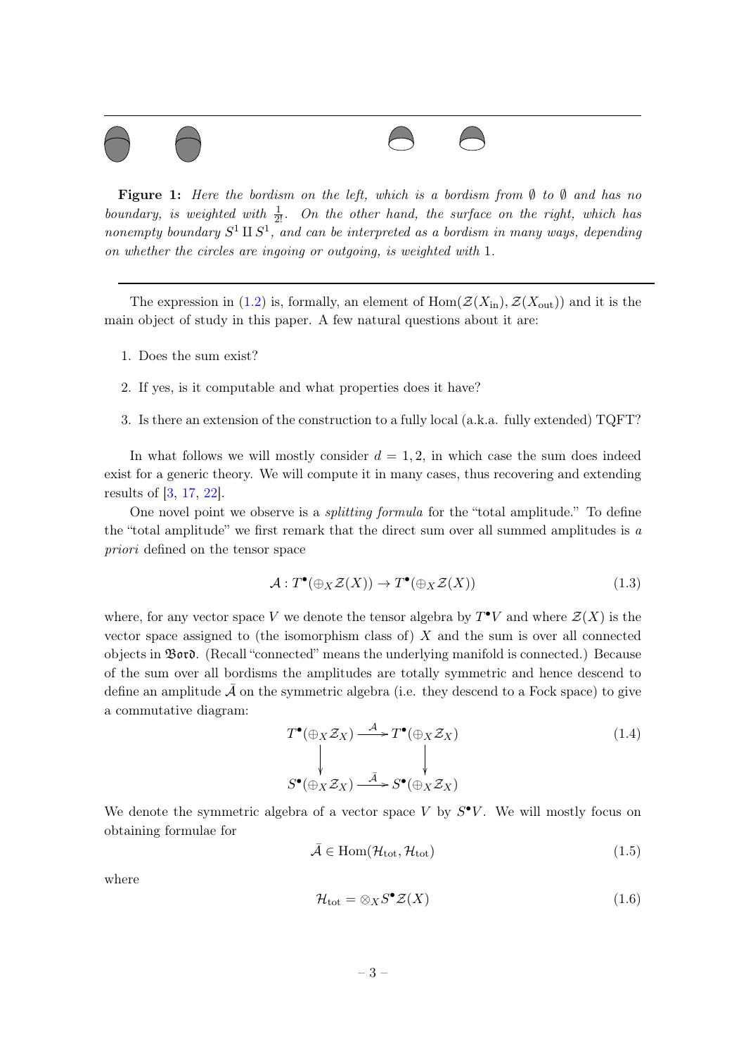**Figure 1:** *Here the bordism on the left, which is a bordism from $\emptyset$ to $\emptyset$ and has no boundary, is weighted with $\frac{1}{2!}$. On the other hand, the surface on the right, which has nonempty boundary $S^1 \amalg S^1$, and can be interpreted as a bordism in many ways, depending on whether the circles are ingoing or outgoing, is weighted with* 1.

The expression in (1.2) is, formally, an element of $\mathrm{Hom}(\mathcal{Z}(X_{\mathrm{in}}), \mathcal{Z}(X_{\mathrm{out}}))$ and it is the main object of study in this paper. A few natural questions about it are:

1. Does the sum exist?
2. If yes, is it computable and what properties does it have?
3. Is there an extension of the construction to a fully local (a.k.a. fully extended) TQFT?

In what follows we will mostly consider $d = 1, 2$, in which case the sum does indeed exist for a generic theory. We will compute it in many cases, thus recovering and extending results of [3, 17, 22].

One novel point we observe is a *splitting formula* for the "total amplitude." To define the "total amplitude" we first remark that the direct sum over all summed amplitudes is *a priori* defined on the tensor space

$$\mathcal{A} : T^\bullet(\oplus_X \mathcal{Z}(X)) \to T^\bullet(\oplus_X \mathcal{Z}(X)) \tag{1.3}$$

where, for any vector space $V$ we denote the tensor algebra by $T^\bullet V$ and where $\mathcal{Z}(X)$ is the vector space assigned to (the isomorphism class of) $X$ and the sum is over all connected objects in $\mathfrak{Bord}$. (Recall "connected" means the underlying manifold is connected.) Because of the sum over all bordisms the amplitudes are totally symmetric and hence descend to define an amplitude $\bar{\mathcal{A}}$ on the symmetric algebra (i.e. they descend to a Fock space) to give a commutative diagram:

$$\begin{array}{ccc} T^\bullet(\oplus_X \mathcal{Z}_X) & \xrightarrow{\mathcal{A}} & T^\bullet(\oplus_X \mathcal{Z}_X) \\ \downarrow & & \downarrow \\ S^\bullet(\oplus_X \mathcal{Z}_X) & \xrightarrow{\bar{\mathcal{A}}} & S^\bullet(\oplus_X \mathcal{Z}_X) \end{array} \tag{1.4}$$

We denote the symmetric algebra of a vector space $V$ by $S^\bullet V$. We will mostly focus on obtaining formulae for

$$\bar{\mathcal{A}} \in \mathrm{Hom}(\mathcal{H}_{\mathrm{tot}}, \mathcal{H}_{\mathrm{tot}}) \tag{1.5}$$

where

$$\mathcal{H}_{\mathrm{tot}} = \otimes_X S^\bullet \mathcal{Z}(X) \tag{1.6}$$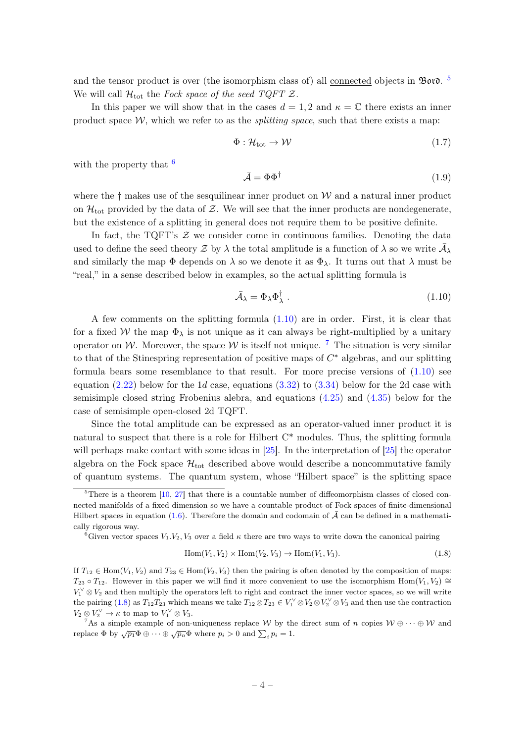and the tensor product is over (the isomorphism class of) all connected objects in $\mathfrak{Bord}$. [5] We will call $\mathcal{H}_{\rm tot}$ the *Fock space of the seed TQFT* $\mathcal{Z}$.

In this paper we will show that in the cases $d = 1, 2$ and $\kappa = \mathbb{C}$ there exists an inner product space $\mathcal{W}$, which we refer to as the *splitting space*, such that there exists a map:

$$\Phi : \mathcal{H}_{\rm tot} \to \mathcal{W} \tag{1.7}$$

with the property that [6]

$$\bar{\mathcal{A}} = \Phi\Phi^{\dagger} \tag{1.9}$$

where the $\dagger$ makes use of the sesquilinear inner product on $\mathcal{W}$ and a natural inner product on $\mathcal{H}_{\rm tot}$ provided by the data of $\mathcal{Z}$. We will see that the inner products are nondegenerate, but the existence of a splitting in general does not require them to be positive definite.

In fact, the TQFT's $\mathcal{Z}$ we consider come in continuous families. Denoting the data used to define the seed theory $\mathcal{Z}$ by $\lambda$ the total amplitude is a function of $\lambda$ so we write $\bar{\mathcal{A}}_{\lambda}$ and similarly the map $\Phi$ depends on $\lambda$ so we denote it as $\Phi_{\lambda}$. It turns out that $\lambda$ must be "real," in a sense described below in examples, so the actual splitting formula is

$$\bar{\mathcal{A}}_{\lambda} = \Phi_{\lambda}\Phi_{\lambda}^{\dagger} \ . \tag{1.10}$$

A few comments on the splitting formula (1.10) are in order. First, it is clear that for a fixed $\mathcal{W}$ the map $\Phi_{\lambda}$ is not unique as it can always be right-multiplied by a unitary operator on $\mathcal{W}$. Moreover, the space $\mathcal{W}$ is itself not unique. [7] The situation is very similar to that of the Stinespring representation of positive maps of $C^*$ algebras, and our splitting formula bears some resemblance to that result. For more precise versions of (1.10) see equation (2.22) below for the 1$d$ case, equations (3.32) to (3.34) below for the 2d case with semisimple closed string Frobenius alebra, and equations (4.25) and (4.35) below for the case of semisimple open-closed 2d TQFT.

Since the total amplitude can be expressed as an operator-valued inner product it is natural to suspect that there is a role for Hilbert C* modules. Thus, the splitting formula will perhaps make contact with some ideas in [25]. In the interpretation of [25] the operator algebra on the Fock space $\mathcal{H}_{\rm tot}$ described above would describe a noncommutative family of quantum systems. The quantum system, whose "Hilbert space" is the splitting space

---

[5] There is a theorem [10, 27] that there is a countable number of diffeomorphism classes of closed connected manifolds of a fixed dimension so we have a countable product of Fock spaces of finite-dimensional Hilbert spaces in equation (1.6). Therefore the domain and codomain of $\bar{\mathcal{A}}$ can be defined in a mathematically rigorous way.

[6] Given vector spaces $V_1.V_2, V_3$ over a field $\kappa$ there are two ways to write down the canonical pairing

$$\mathrm{Hom}(V_1, V_2) \times \mathrm{Hom}(V_2, V_3) \to \mathrm{Hom}(V_1, V_3). \tag{1.8}$$

If $T_{12} \in \mathrm{Hom}(V_1, V_2)$ and $T_{23} \in \mathrm{Hom}(V_2, V_3)$ then the pairing is often denoted by the composition of maps: $T_{23} \circ T_{12}$. However in this paper we will find it more convenient to use the isomorphism $\mathrm{Hom}(V_1, V_2) \cong V_1^{\vee} \otimes V_2$ and then multiply the operators left to right and contract the inner vector spaces, so we will write the pairing (1.8) as $T_{12}T_{23}$ which means we take $T_{12} \otimes T_{23} \in V_1^{\vee} \otimes V_2 \otimes V_2^{\vee} \otimes V_3$ and then use the contraction $V_2 \otimes V_2^{\vee} \to \kappa$ to map to $V_1^{\vee} \otimes V_3$.

[7] As a simple example of non-uniqueness replace $\mathcal{W}$ by the direct sum of $n$ copies $\mathcal{W} \oplus \cdots \oplus \mathcal{W}$ and replace $\Phi$ by $\sqrt{p_1}\Phi \oplus \cdots \oplus \sqrt{p_n}\Phi$ where $p_i > 0$ and $\sum_i p_i = 1$.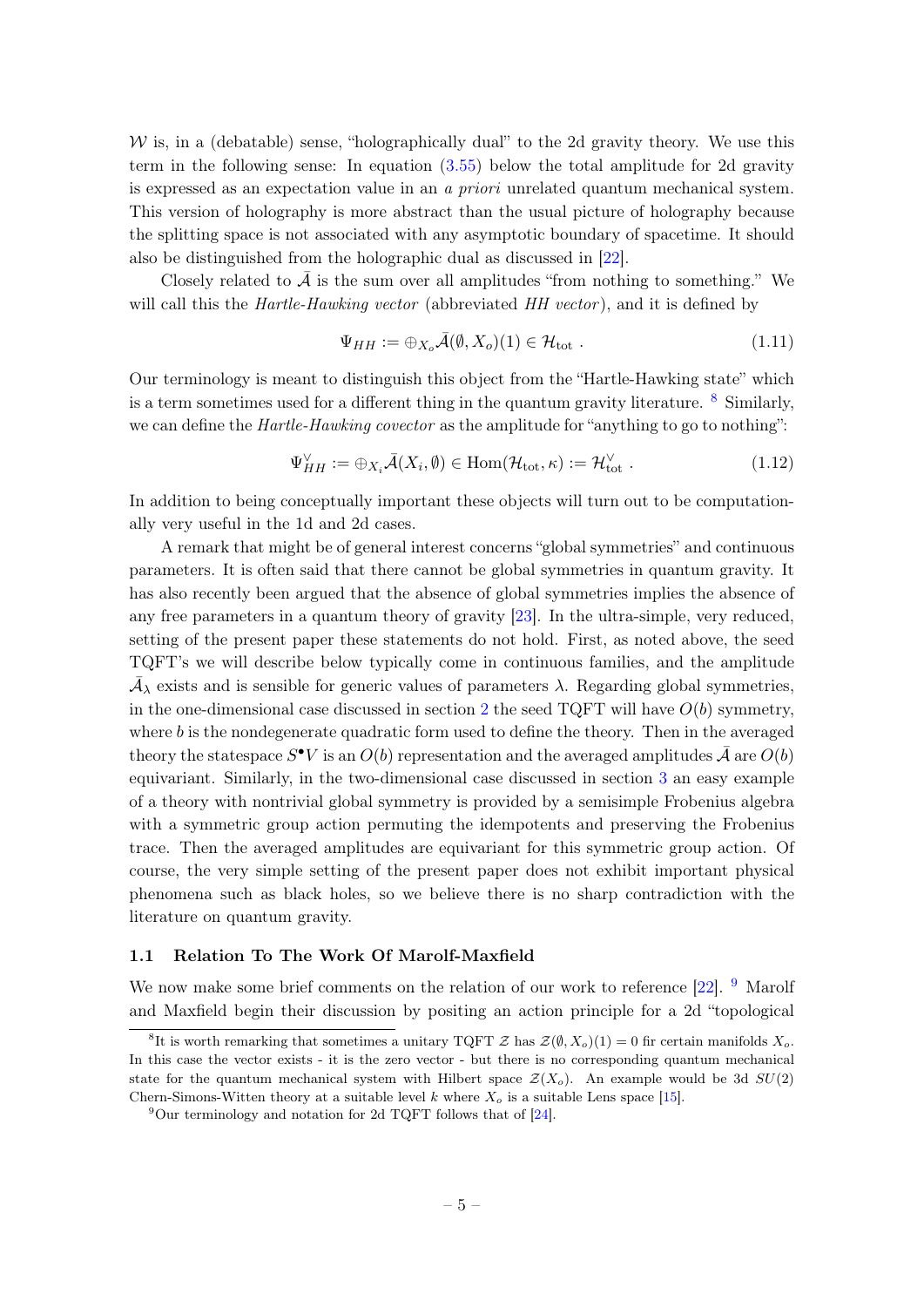$\mathcal{W}$ is, in a (debatable) sense, "holographically dual" to the 2d gravity theory. We use this term in the following sense: In equation (3.55) below the total amplitude for 2d gravity is expressed as an expectation value in an *a priori* unrelated quantum mechanical system. This version of holography is more abstract than the usual picture of holography because the splitting space is not associated with any asymptotic boundary of spacetime. It should also be distinguished from the holographic dual as discussed in [22].

Closely related to $\bar{\mathcal{A}}$ is the sum over all amplitudes "from nothing to something." We will call this the *Hartle-Hawking vector* (abbreviated *HH vector*), and it is defined by

$$\Psi_{HH} := \oplus_{X_o} \bar{\mathcal{A}}(\emptyset, X_o)(1) \in \mathcal{H}_{\mathrm{tot}} \ . \tag{1.11}$$

Our terminology is meant to distinguish this object from the "Hartle-Hawking state" which is a term sometimes used for a different thing in the quantum gravity literature. [8] Similarly, we can define the *Hartle-Hawking covector* as the amplitude for "anything to go to nothing":

$$\Psi_{HH}^{\vee} := \oplus_{X_i} \bar{\mathcal{A}}(X_i, \emptyset) \in \mathrm{Hom}(\mathcal{H}_{\mathrm{tot}}, \kappa) := \mathcal{H}_{\mathrm{tot}}^{\vee} \ . \tag{1.12}$$

In addition to being conceptually important these objects will turn out to be computationally very useful in the 1d and 2d cases.

A remark that might be of general interest concerns "global symmetries" and continuous parameters. It is often said that there cannot be global symmetries in quantum gravity. It has also recently been argued that the absence of global symmetries implies the absence of any free parameters in a quantum theory of gravity [23]. In the ultra-simple, very reduced, setting of the present paper these statements do not hold. First, as noted above, the seed TQFT's we will describe below typically come in continuous families, and the amplitude $\bar{\mathcal{A}}_\lambda$ exists and is sensible for generic values of parameters $\lambda$. Regarding global symmetries, in the one-dimensional case discussed in section 2 the seed TQFT will have $O(b)$ symmetry, where $b$ is the nondegenerate quadratic form used to define the theory. Then in the averaged theory the statespace $S^\bullet V$ is an $O(b)$ representation and the averaged amplitudes $\bar{\mathcal{A}}$ are $O(b)$ equivariant. Similarly, in the two-dimensional case discussed in section 3 an easy example of a theory with nontrivial global symmetry is provided by a semisimple Frobenius algebra with a symmetric group action permuting the idempotents and preserving the Frobenius trace. Then the averaged amplitudes are equivariant for this symmetric group action. Of course, the very simple setting of the present paper does not exhibit important physical phenomena such as black holes, so we believe there is no sharp contradiction with the literature on quantum gravity.

### 1.1 Relation To The Work Of Marolf-Maxfield

We now make some brief comments on the relation of our work to reference [22]. [9] Marolf and Maxfield begin their discussion by positing an action principle for a 2d "topological

[8] It is worth remarking that sometimes a unitary TQFT $\mathcal{Z}$ has $\mathcal{Z}(\emptyset, X_o)(1) = 0$ fir certain manifolds $X_o$. In this case the vector exists - it is the zero vector - but there is no corresponding quantum mechanical state for the quantum mechanical system with Hilbert space $\mathcal{Z}(X_o)$. An example would be 3d $SU(2)$ Chern-Simons-Witten theory at a suitable level $k$ where $X_o$ is a suitable Lens space [15].

[9] Our terminology and notation for 2d TQFT follows that of [24].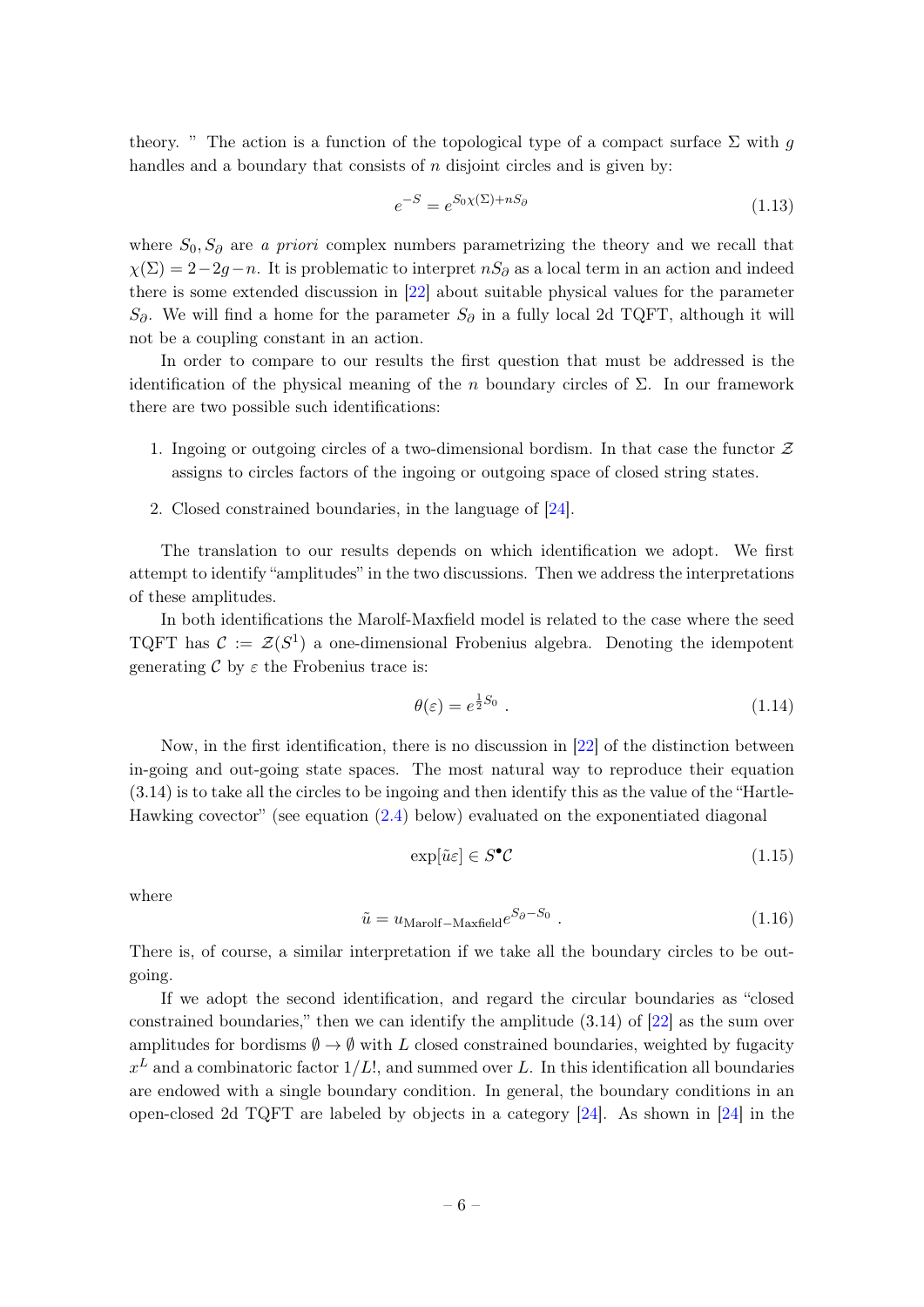theory. " The action is a function of the topological type of a compact surface $\Sigma$ with $g$ handles and a boundary that consists of $n$ disjoint circles and is given by:

$$e^{-S} = e^{S_0 \chi(\Sigma) + n S_\partial} \tag{1.13}$$

where $S_0, S_\partial$ are *a priori* complex numbers parametrizing the theory and we recall that $\chi(\Sigma) = 2-2g-n$. It is problematic to interpret $nS_\partial$ as a local term in an action and indeed there is some extended discussion in [22] about suitable physical values for the parameter $S_\partial$. We will find a home for the parameter $S_\partial$ in a fully local 2d TQFT, although it will not be a coupling constant in an action.

In order to compare to our results the first question that must be addressed is the identification of the physical meaning of the $n$ boundary circles of $\Sigma$. In our framework there are two possible such identifications:

1. Ingoing or outgoing circles of a two-dimensional bordism. In that case the functor $\mathcal{Z}$ assigns to circles factors of the ingoing or outgoing space of closed string states.
2. Closed constrained boundaries, in the language of [24].

The translation to our results depends on which identification we adopt. We first attempt to identify "amplitudes" in the two discussions. Then we address the interpretations of these amplitudes.

In both identifications the Marolf-Maxfield model is related to the case where the seed TQFT has $\mathcal{C} := \mathcal{Z}(S^1)$ a one-dimensional Frobenius algebra. Denoting the idempotent generating $\mathcal{C}$ by $\varepsilon$ the Frobenius trace is:

$$\theta(\varepsilon) = e^{\frac{1}{2}S_0} \ . \tag{1.14}$$

Now, in the first identification, there is no discussion in [22] of the distinction between in-going and out-going state spaces. The most natural way to reproduce their equation (3.14) is to take all the circles to be ingoing and then identify this as the value of the "Hartle-Hawking covector" (see equation (2.4) below) evaluated on the exponentiated diagonal

$$\exp[\tilde{u}\varepsilon] \in S^\bullet \mathcal{C} \tag{1.15}$$

where

$$\tilde{u} = u_{\text{Marolf-Maxfield}} e^{S_\partial - S_0} \ . \tag{1.16}$$

There is, of course, a similar interpretation if we take all the boundary circles to be outgoing.

If we adopt the second identification, and regard the circular boundaries as "closed constrained boundaries," then we can identify the amplitude (3.14) of [22] as the sum over amplitudes for bordisms $\emptyset \to \emptyset$ with $L$ closed constrained boundaries, weighted by fugacity $x^L$ and a combinatoric factor $1/L!$, and summed over $L$. In this identification all boundaries are endowed with a single boundary condition. In general, the boundary conditions in an open-closed 2d TQFT are labeled by objects in a category [24]. As shown in [24] in the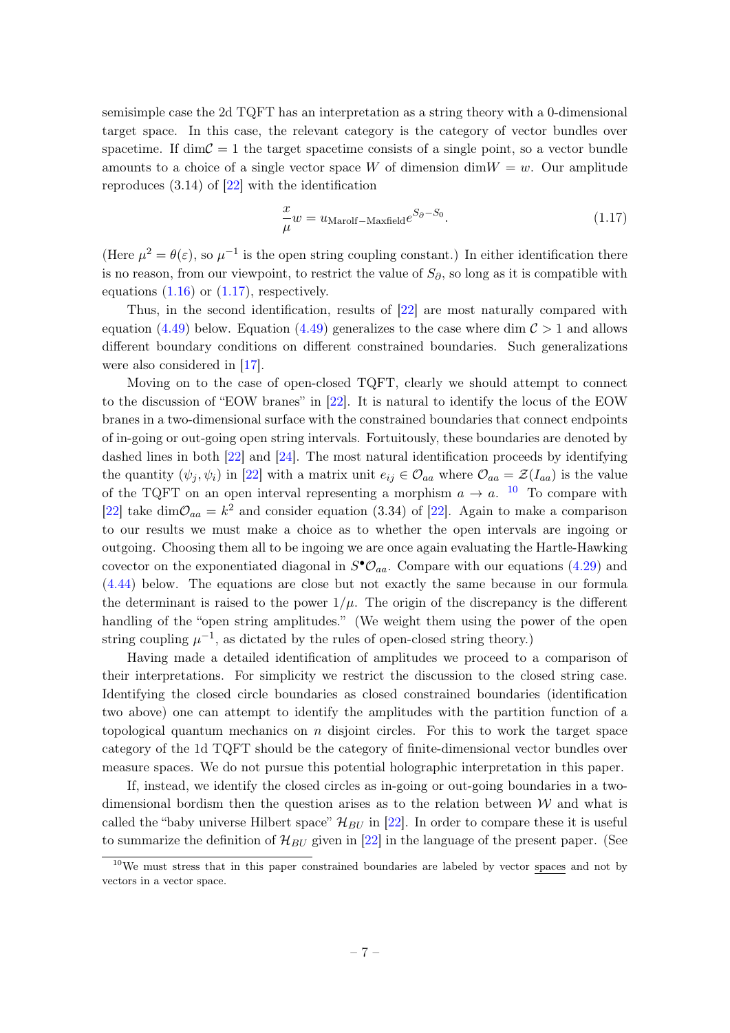semisimple case the 2d TQFT has an interpretation as a string theory with a 0-dimensional target space. In this case, the relevant category is the category of vector bundles over spacetime. If $\dim\mathcal{C} = 1$ the target spacetime consists of a single point, so a vector bundle amounts to a choice of a single vector space $W$ of dimension $\dim W = w$. Our amplitude reproduces (3.14) of [22] with the identification

$$\frac{x}{\mu} w = u_{\text{Marolf-Maxfield}} e^{S_\partial - S_0}. \tag{1.17}$$

(Here $\mu^2 = \theta(\varepsilon)$, so $\mu^{-1}$ is the open string coupling constant.) In either identification there is no reason, from our viewpoint, to restrict the value of $S_\partial$, so long as it is compatible with equations (1.16) or (1.17), respectively.

Thus, in the second identification, results of [22] are most naturally compared with equation (4.49) below. Equation (4.49) generalizes to the case where $\dim\mathcal{C} > 1$ and allows different boundary conditions on different constrained boundaries. Such generalizations were also considered in [17].

Moving on to the case of open-closed TQFT, clearly we should attempt to connect to the discussion of "EOW branes" in [22]. It is natural to identify the locus of the EOW branes in a two-dimensional surface with the constrained boundaries that connect endpoints of in-going or out-going open string intervals. Fortuitously, these boundaries are denoted by dashed lines in both [22] and [24]. The most natural identification proceeds by identifying the quantity $(\psi_j, \psi_i)$ in [22] with a matrix unit $e_{ij} \in \mathcal{O}_{aa}$ where $\mathcal{O}_{aa} = \mathcal{Z}(I_{aa})$ is the value of the TQFT on an open interval representing a morphism $a \to a$. [10] To compare with [22] take $\dim\mathcal{O}_{aa} = k^2$ and consider equation (3.34) of [22]. Again to make a comparison to our results we must make a choice as to whether the open intervals are ingoing or outgoing. Choosing them all to be ingoing we are once again evaluating the Hartle-Hawking covector on the exponentiated diagonal in $S^\bullet\mathcal{O}_{aa}$. Compare with our equations (4.29) and (4.44) below. The equations are close but not exactly the same because in our formula the determinant is raised to the power $1/\mu$. The origin of the discrepancy is the different handling of the "open string amplitudes." (We weight them using the power of the open string coupling $\mu^{-1}$, as dictated by the rules of open-closed string theory.)

Having made a detailed identification of amplitudes we proceed to a comparison of their interpretations. For simplicity we restrict the discussion to the closed string case. Identifying the closed circle boundaries as closed constrained boundaries (identification two above) one can attempt to identify the amplitudes with the partition function of a topological quantum mechanics on $n$ disjoint circles. For this to work the target space category of the 1d TQFT should be the category of finite-dimensional vector bundles over measure spaces. We do not pursue this potential holographic interpretation in this paper.

If, instead, we identify the closed circles as in-going or out-going boundaries in a two-dimensional bordism then the question arises as to the relation between $\mathcal{W}$ and what is called the "baby universe Hilbert space" $\mathcal{H}_{BU}$ in [22]. In order to compare these it is useful to summarize the definition of $\mathcal{H}_{BU}$ given in [22] in the language of the present paper. (See

[10] We must stress that in this paper constrained boundaries are labeled by vector spaces and not by vectors in a vector space.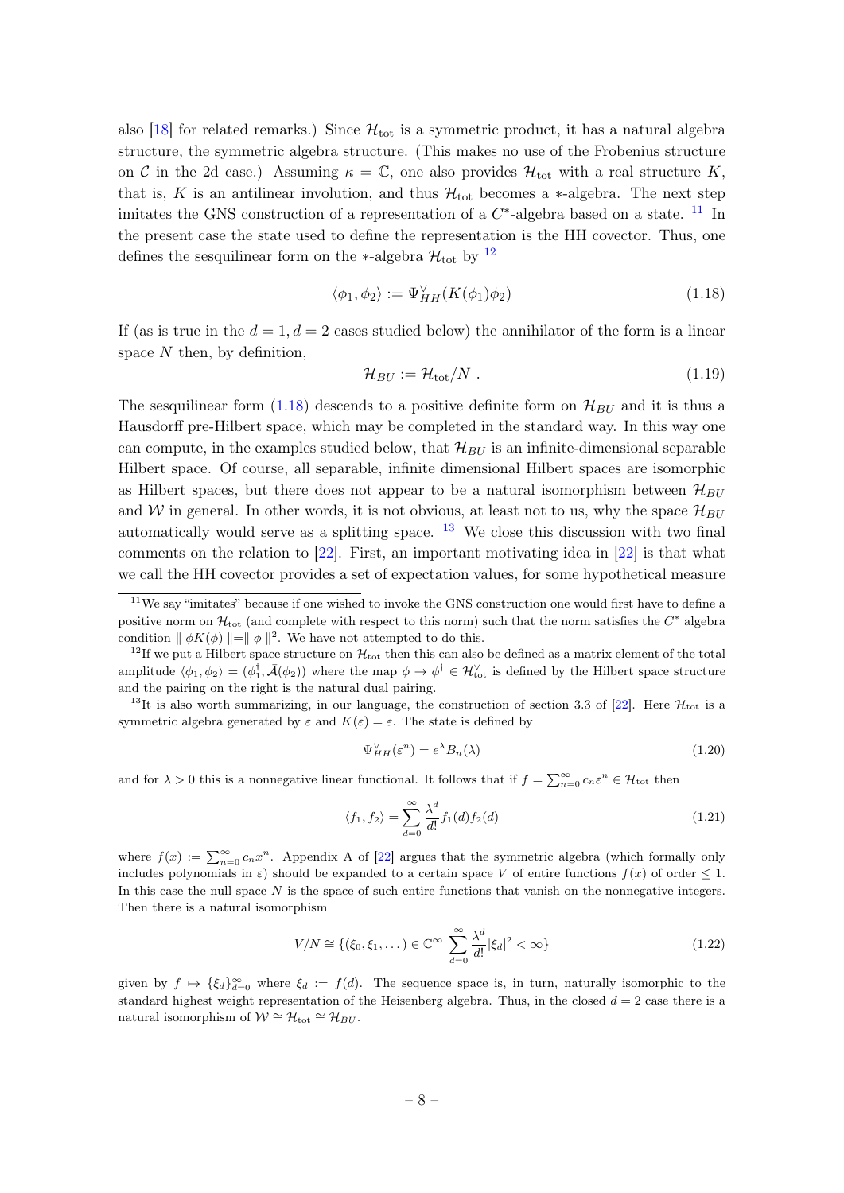also [18] for related remarks.) Since $\mathcal{H}_{\rm tot}$ is a symmetric product, it has a natural algebra structure, the symmetric algebra structure. (This makes no use of the Frobenius structure on $\mathcal{C}$ in the 2d case.) Assuming $\kappa = \mathbb{C}$, one also provides $\mathcal{H}_{\rm tot}$ with a real structure $K$, that is, $K$ is an antilinear involution, and thus $\mathcal{H}_{\rm tot}$ becomes a $*$-algebra. The next step imitates the GNS construction of a representation of a $C^*$-algebra based on a state. [11] In the present case the state used to define the representation is the HH covector. Thus, one defines the sesquilinear form on the $*$-algebra $\mathcal{H}_{\rm tot}$ by [12]

$$\langle \phi_1, \phi_2 \rangle := \Psi_{HH}^{\vee}(K(\phi_1)\phi_2) \tag{1.18}$$

If (as is true in the $d = 1, d = 2$ cases studied below) the annihilator of the form is a linear space $N$ then, by definition,

$$\mathcal{H}_{BU} := \mathcal{H}_{\rm tot}/N \ . \tag{1.19}$$

The sesquilinear form (1.18) descends to a positive definite form on $\mathcal{H}_{BU}$ and it is thus a Hausdorff pre-Hilbert space, which may be completed in the standard way. In this way one can compute, in the examples studied below, that $\mathcal{H}_{BU}$ is an infinite-dimensional separable Hilbert space. Of course, all separable, infinite dimensional Hilbert spaces are isomorphic as Hilbert spaces, but there does not appear to be a natural isomorphism between $\mathcal{H}_{BU}$ and $\mathcal{W}$ in general. In other words, it is not obvious, at least not to us, why the space $\mathcal{H}_{BU}$ automatically would serve as a splitting space. [13] We close this discussion with two final comments on the relation to [22]. First, an important motivating idea in [22] is that what we call the HH covector provides a set of expectation values, for some hypothetical measure

---

[11] We say "imitates" because if one wished to invoke the GNS construction one would first have to define a positive norm on $\mathcal{H}_{\rm tot}$ (and complete with respect to this norm) such that the norm satisfies the $C^*$ algebra condition $\parallel \phi K(\phi) \parallel = \parallel \phi \parallel^2$. We have not attempted to do this.

[12] If we put a Hilbert space structure on $\mathcal{H}_{\rm tot}$ then this can also be defined as a matrix element of the total amplitude $\langle \phi_1, \phi_2 \rangle = (\phi_1^{\dagger}, \bar{\mathcal{A}}(\phi_2))$ where the map $\phi \to \phi^{\dagger} \in \mathcal{H}_{\rm tot}^{\vee}$ is defined by the Hilbert space structure and the pairing on the right is the natural dual pairing.

[13] It is also worth summarizing, in our language, the construction of section 3.3 of [22]. Here $\mathcal{H}_{\rm tot}$ is a symmetric algebra generated by $\varepsilon$ and $K(\varepsilon) = \varepsilon$. The state is defined by

$$\Psi_{HH}^{\vee}(\varepsilon^n) = e^{\lambda} B_n(\lambda) \tag{1.20}$$

and for $\lambda > 0$ this is a nonnegative linear functional. It follows that if $f = \sum_{n=0}^{\infty} c_n \varepsilon^n \in \mathcal{H}_{\rm tot}$ then

$$\langle f_1, f_2 \rangle = \sum_{d=0}^{\infty} \frac{\lambda^d}{d!} \overline{f_1(d)} f_2(d) \tag{1.21}$$

where $f(x) := \sum_{n=0}^{\infty} c_n x^n$. Appendix A of [22] argues that the symmetric algebra (which formally only includes polynomials in $\varepsilon$) should be expanded to a certain space $V$ of entire functions $f(x)$ of order $\leq 1$. In this case the null space $N$ is the space of such entire functions that vanish on the nonnegative integers. Then there is a natural isomorphism

$$V/N \cong \{(\xi_0, \xi_1, \dots) \in \mathbb{C}^{\infty} | \sum_{d=0}^{\infty} \frac{\lambda^d}{d!} |\xi_d|^2 < \infty\} \tag{1.22}$$

given by $f \mapsto \{\xi_d\}_{d=0}^{\infty}$ where $\xi_d := f(d)$. The sequence space is, in turn, naturally isomorphic to the standard highest weight representation of the Heisenberg algebra. Thus, in the closed $d = 2$ case there is a natural isomorphism of $\mathcal{W} \cong \mathcal{H}_{\rm tot} \cong \mathcal{H}_{BU}$.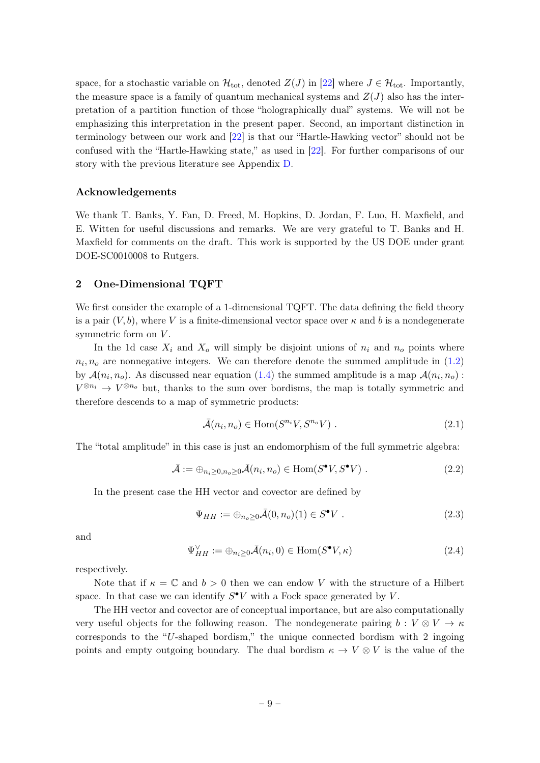space, for a stochastic variable on $\mathcal{H}_{\rm tot}$, denoted $Z(J)$ in [22] where $J \in \mathcal{H}_{\rm tot}$. Importantly, the measure space is a family of quantum mechanical systems and $Z(J)$ also has the interpretation of a partition function of those "holographically dual" systems. We will not be emphasizing this interpretation in the present paper. Second, an important distinction in terminology between our work and [22] is that our "Hartle-Hawking vector" should not be confused with the "Hartle-Hawking state," as used in [22]. For further comparisons of our story with the previous literature see Appendix D.

### Acknowledgements

We thank T. Banks, Y. Fan, D. Freed, M. Hopkins, D. Jordan, F. Luo, H. Maxfield, and E. Witten for useful discussions and remarks. We are very grateful to T. Banks and H. Maxfield for comments on the draft. This work is supported by the US DOE under grant DOE-SC0010008 to Rutgers.

## 2 One-Dimensional TQFT

We first consider the example of a 1-dimensional TQFT. The data defining the field theory is a pair $(V, b)$, where $V$ is a finite-dimensional vector space over $\kappa$ and $b$ is a nondegenerate symmetric form on $V$.

In the 1d case $X_i$ and $X_o$ will simply be disjoint unions of $n_i$ and $n_o$ points where $n_i, n_o$ are nonnegative integers. We can therefore denote the summed amplitude in (1.2) by $\mathcal{A}(n_i, n_o)$. As discussed near equation (1.4) the summed amplitude is a map $\mathcal{A}(n_i, n_o) : V^{\otimes n_i} \to V^{\otimes n_o}$ but, thanks to the sum over bordisms, the map is totally symmetric and therefore descends to a map of symmetric products:

$$\bar{\mathcal{A}}(n_i, n_o) \in \mathrm{Hom}(S^{n_i}V, S^{n_o}V) \ . \tag{2.1}$$

The "total amplitude" in this case is just an endomorphism of the full symmetric algebra:

$$\bar{\mathcal{A}} := \oplus_{n_i \geq 0, n_o \geq 0} \bar{\mathcal{A}}(n_i, n_o) \in \mathrm{Hom}(S^\bullet V, S^\bullet V) \ . \tag{2.2}$$

In the present case the HH vector and covector are defined by

$$\Psi_{HH} := \oplus_{n_o \geq 0} \bar{\mathcal{A}}(0, n_o)(1) \in S^\bullet V \ . \tag{2.3}$$

and

$$\Psi_{HH}^\vee := \oplus_{n_i \geq 0} \bar{\mathcal{A}}(n_i, 0) \in \mathrm{Hom}(S^\bullet V, \kappa) \tag{2.4}$$

respectively.

Note that if $\kappa = \mathbb{C}$ and $b > 0$ then we can endow $V$ with the structure of a Hilbert space. In that case we can identify $S^\bullet V$ with a Fock space generated by $V$.

The HH vector and covector are of conceptual importance, but are also computationally very useful objects for the following reason. The nondegenerate pairing $b : V \otimes V \to \kappa$ corresponds to the "$U$-shaped bordism," the unique connected bordism with 2 ingoing points and empty outgoing boundary. The dual bordism $\kappa \to V \otimes V$ is the value of the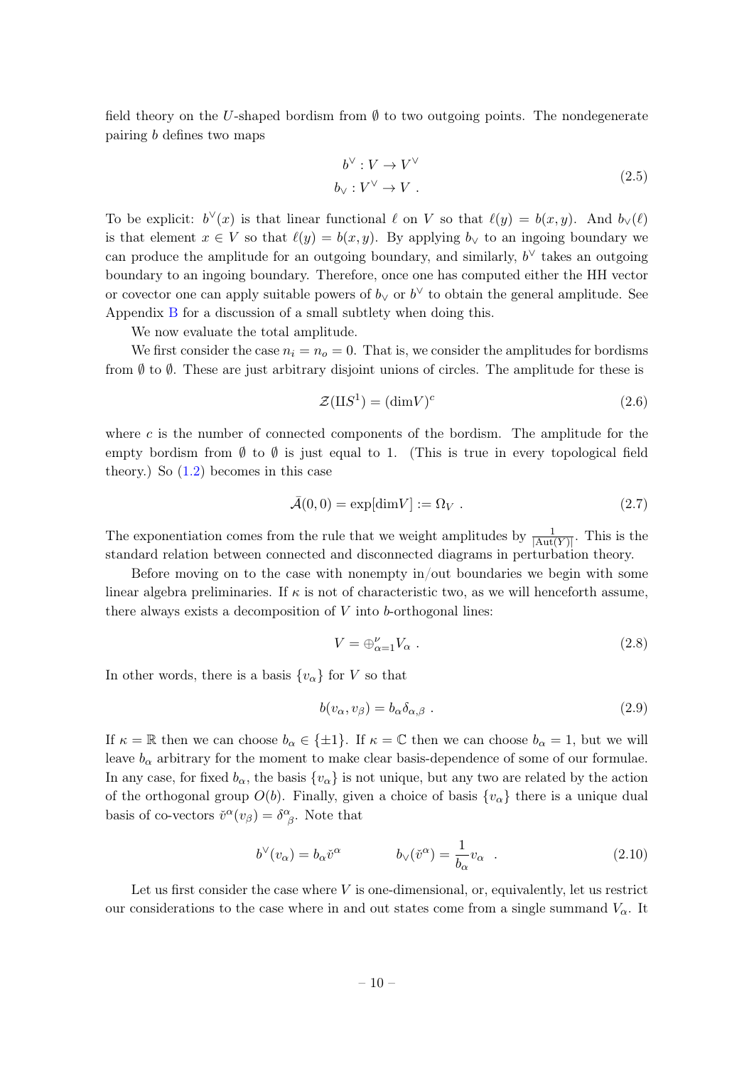field theory on the $U$-shaped bordism from $\emptyset$ to two outgoing points. The nondegenerate pairing $b$ defines two maps

$$
\begin{aligned}
b^{\vee} &: V \to V^{\vee} \\
b_{\vee} &: V^{\vee} \to V \ .
\end{aligned}
\tag{2.5}
$$

To be explicit: $b^{\vee}(x)$ is that linear functional $\ell$ on $V$ so that $\ell(y) = b(x,y)$. And $b_{\vee}(\ell)$ is that element $x \in V$ so that $\ell(y) = b(x,y)$. By applying $b_{\vee}$ to an ingoing boundary we can produce the amplitude for an outgoing boundary, and similarly, $b^{\vee}$ takes an outgoing boundary to an ingoing boundary. Therefore, once one has computed either the HH vector or covector one can apply suitable powers of $b_{\vee}$ or $b^{\vee}$ to obtain the general amplitude. See Appendix B for a discussion of a small subtlety when doing this.

We now evaluate the total amplitude.

We first consider the case $n_i = n_o = 0$. That is, we consider the amplitudes for bordisms from $\emptyset$ to $\emptyset$. These are just arbitrary disjoint unions of circles. The amplitude for these is

$$
\mathcal{Z}(\amalg S^1) = (\dim V)^c \tag{2.6}
$$

where $c$ is the number of connected components of the bordism. The amplitude for the empty bordism from $\emptyset$ to $\emptyset$ is just equal to 1. (This is true in every topological field theory.) So (1.2) becomes in this case

$$
\bar{\mathcal{A}}(0,0) = \exp[\dim V] := \Omega_V \ . \tag{2.7}
$$

The exponentiation comes from the rule that we weight amplitudes by $\frac{1}{|\mathrm{Aut}(Y)|}$. This is the standard relation between connected and disconnected diagrams in perturbation theory.

Before moving on to the case with nonempty in/out boundaries we begin with some linear algebra preliminaries. If $\kappa$ is not of characteristic two, as we will henceforth assume, there always exists a decomposition of $V$ into $b$-orthogonal lines:

$$
V = \oplus_{\alpha=1}^{\nu} V_{\alpha} \ . \tag{2.8}
$$

In other words, there is a basis $\{v_\alpha\}$ for $V$ so that

$$
b(v_\alpha, v_\beta) = b_\alpha \delta_{\alpha,\beta} \ . \tag{2.9}
$$

If $\kappa = \mathbb{R}$ then we can choose $b_\alpha \in \{\pm 1\}$. If $\kappa = \mathbb{C}$ then we can choose $b_\alpha = 1$, but we will leave $b_\alpha$ arbitrary for the moment to make clear basis-dependence of some of our formulae. In any case, for fixed $b_\alpha$, the basis $\{v_\alpha\}$ is not unique, but any two are related by the action of the orthogonal group $O(b)$. Finally, given a choice of basis $\{v_\alpha\}$ there is a unique dual basis of co-vectors $\check{v}^\alpha(v_\beta) = \delta^\alpha_{\ \beta}$. Note that

$$
b^{\vee}(v_\alpha) = b_\alpha \check{v}^\alpha \qquad\qquad b_{\vee}(\check{v}^\alpha) = \frac{1}{b_\alpha} v_\alpha \ . \tag{2.10}
$$

Let us first consider the case where $V$ is one-dimensional, or, equivalently, let us restrict our considerations to the case where in and out states come from a single summand $V_\alpha$. It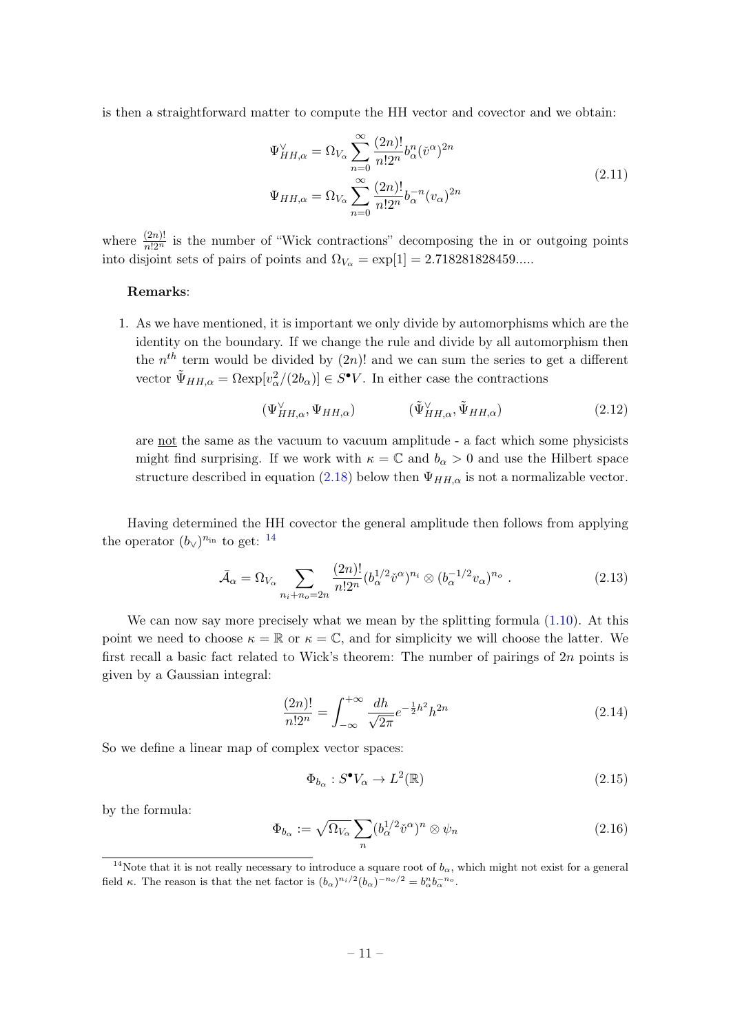is then a straightforward matter to compute the HH vector and covector and we obtain:

$$
\begin{aligned}
\Psi^{\vee}_{HH,\alpha} &= \Omega_{V_\alpha} \sum_{n=0}^{\infty} \frac{(2n)!}{n! 2^n} b_\alpha^n (\check{v}^\alpha)^{2n} \\
\Psi_{HH,\alpha} &= \Omega_{V_\alpha} \sum_{n=0}^{\infty} \frac{(2n)!}{n! 2^n} b_\alpha^{-n} (v_\alpha)^{2n}
\end{aligned}
\tag{2.11}
$$

where $\frac{(2n)!}{n!2^n}$ is the number of "Wick contractions" decomposing the in or outgoing points into disjoint sets of pairs of points and $\Omega_{V_\alpha} = \exp[1] = 2.718281828459.....$

**Remarks**:

1. As we have mentioned, it is important we only divide by automorphisms which are the identity on the boundary. If we change the rule and divide by all automorphism then the $n^{th}$ term would be divided by $(2n)!$ and we can sum the series to get a different vector $\tilde{\Psi}_{HH,\alpha} = \Omega \exp[v_\alpha^2/(2b_\alpha)] \in S^\bullet V$. In either case the contractions

$$
(\Psi^{\vee}_{HH,\alpha}, \Psi_{HH,\alpha}) \qquad\qquad (\tilde{\Psi}^{\vee}_{HH,\alpha}, \tilde{\Psi}_{HH,\alpha}) \tag{2.12}
$$

are <u>not</u> the same as the vacuum to vacuum amplitude - a fact which some physicists might find surprising. If we work with $\kappa = \mathbb{C}$ and $b_\alpha > 0$ and use the Hilbert space structure described in equation (2.18) below then $\Psi_{HH,\alpha}$ is not a normalizable vector.

Having determined the HH covector the general amplitude then follows from applying the operator $(b_\vee)^{n_{\rm in}}$ to get: [14]

$$
\bar{\mathcal{A}}_\alpha = \Omega_{V_\alpha} \sum_{n_i + n_o = 2n} \frac{(2n)!}{n! 2^n} (b_\alpha^{1/2} \check{v}^\alpha)^{n_i} \otimes (b_\alpha^{-1/2} v_\alpha)^{n_o} \; . \tag{2.13}
$$

We can now say more precisely what we mean by the splitting formula (1.10). At this point we need to choose $\kappa = \mathbb{R}$ or $\kappa = \mathbb{C}$, and for simplicity we will choose the latter. We first recall a basic fact related to Wick's theorem: The number of pairings of $2n$ points is given by a Gaussian integral:

$$
\frac{(2n)!}{n! 2^n} = \int_{-\infty}^{+\infty} \frac{dh}{\sqrt{2\pi}} e^{-\frac{1}{2}h^2} h^{2n} \tag{2.14}
$$

So we define a linear map of complex vector spaces:

$$
\Phi_{b_\alpha} : S^\bullet V_\alpha \to L^2(\mathbb{R}) \tag{2.15}
$$

by the formula:

$$
\Phi_{b_\alpha} := \sqrt{\Omega_{V_\alpha}} \sum_n (b_\alpha^{1/2} \check{v}^\alpha)^n \otimes \psi_n \tag{2.16}
$$

[14] Note that it is not really necessary to introduce a square root of $b_\alpha$, which might not exist for a general field $\kappa$. The reason is that the net factor is $(b_\alpha)^{n_i/2} (b_\alpha)^{-n_o/2} = b_\alpha^n b_\alpha^{-n_o}$.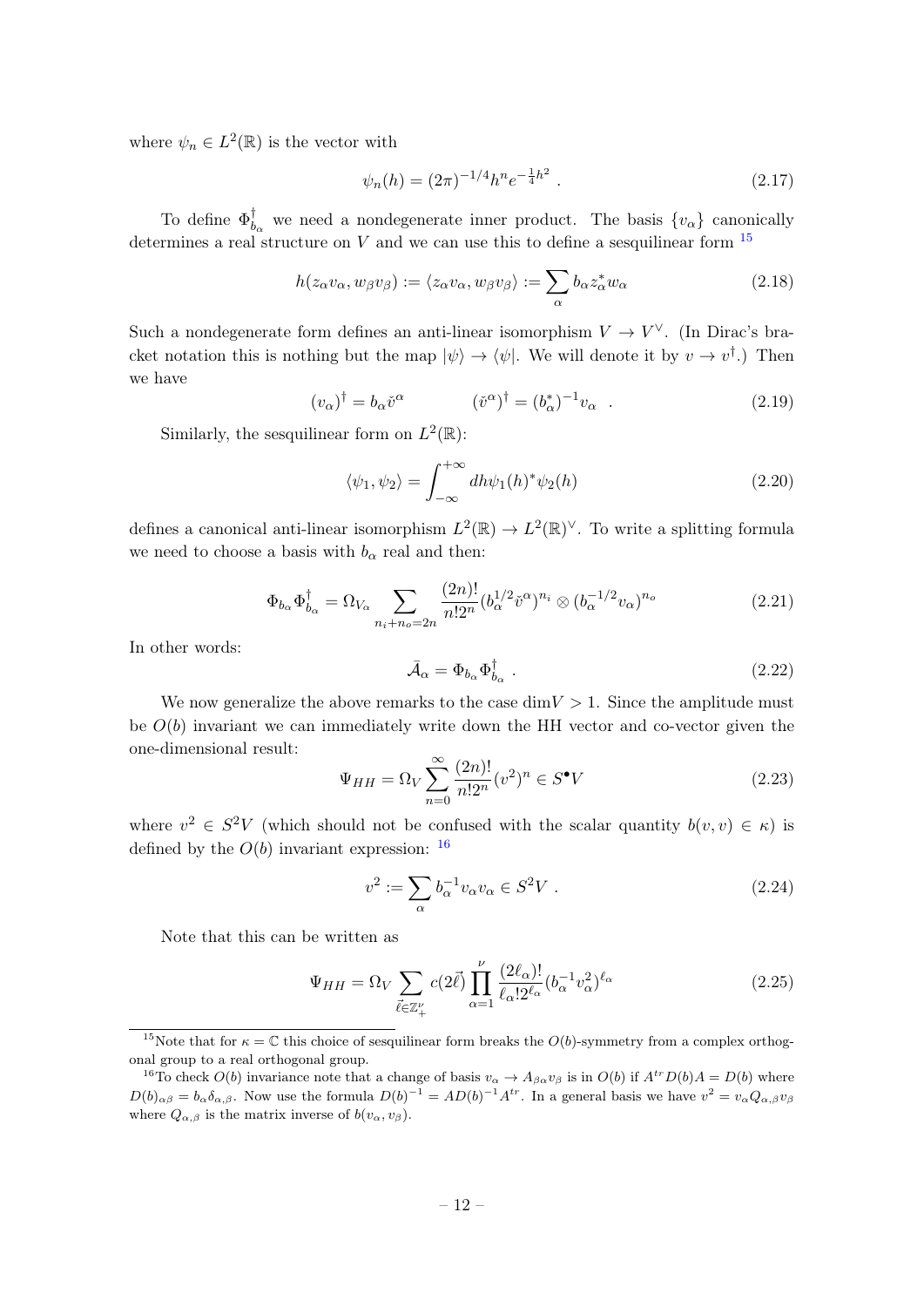where $\psi_n \in L^2(\mathbb{R})$ is the vector with

$$\psi_n(h) = (2\pi)^{-1/4} h^n e^{-\frac{1}{4}h^2} \ . \tag{2.17}$$

To define $\Phi^{\dagger}_{b_\alpha}$ we need a nondegenerate inner product. The basis $\{v_\alpha\}$ canonically determines a real structure on $V$ and we can use this to define a sesquilinear form [15]

$$h(z_\alpha v_\alpha, w_\beta v_\beta) := \langle z_\alpha v_\alpha, w_\beta v_\beta \rangle := \sum_\alpha b_\alpha z_\alpha^* w_\alpha \tag{2.18}$$

Such a nondegenerate form defines an anti-linear isomorphism $V \to V^\vee$. (In Dirac's bracket notation this is nothing but the map $|\psi\rangle \to \langle \psi|$. We will denote it by $v \to v^\dagger$.) Then we have

$$(v_\alpha)^\dagger = b_\alpha \check{v}^\alpha \qquad\qquad (\check{v}^\alpha)^\dagger = (b_\alpha^*)^{-1} v_\alpha \ . \tag{2.19}$$

Similarly, the sesquilinear form on $L^2(\mathbb{R})$:

$$\langle \psi_1, \psi_2 \rangle = \int_{-\infty}^{+\infty} dh \psi_1(h)^* \psi_2(h) \tag{2.20}$$

defines a canonical anti-linear isomorphism $L^2(\mathbb{R}) \to L^2(\mathbb{R})^\vee$. To write a splitting formula we need to choose a basis with $b_\alpha$ real and then:

$$\Phi_{b_\alpha} \Phi^{\dagger}_{b_\alpha} = \Omega_{V_\alpha} \sum_{n_i + n_o = 2n} \frac{(2n)!}{n! 2^n} (b_\alpha^{1/2} \check{v}^\alpha)^{n_i} \otimes (b_\alpha^{-1/2} v_\alpha)^{n_o} \tag{2.21}$$

In other words:

$$\bar{\mathcal{A}}_\alpha = \Phi_{b_\alpha} \Phi^{\dagger}_{b_\alpha} \ . \tag{2.22}$$

We now generalize the above remarks to the case $\dim V > 1$. Since the amplitude must be $O(b)$ invariant we can immediately write down the HH vector and co-vector given the one-dimensional result:

$$\Psi_{HH} = \Omega_V \sum_{n=0}^{\infty} \frac{(2n)!}{n! 2^n} (v^2)^n \in S^\bullet V \tag{2.23}$$

where $v^2 \in S^2 V$ (which should not be confused with the scalar quantity $b(v,v) \in \kappa$) is defined by the $O(b)$ invariant expression: [16]

$$v^2 := \sum_\alpha b_\alpha^{-1} v_\alpha v_\alpha \in S^2 V \ . \tag{2.24}$$

Note that this can be written as

$$\Psi_{HH} = \Omega_V \sum_{\vec{\ell} \in \mathbb{Z}_+^\nu} c(2\vec{\ell}) \prod_{\alpha=1}^{\nu} \frac{(2\ell_\alpha)!}{\ell_\alpha! 2^{\ell_\alpha}} (b_\alpha^{-1} v_\alpha^2)^{\ell_\alpha} \tag{2.25}$$

---

[15] Note that for $\kappa = \mathbb{C}$ this choice of sesquilinear form breaks the $O(b)$-symmetry from a complex orthogonal group to a real orthogonal group.

[16] To check $O(b)$ invariance note that a change of basis $v_\alpha \to A_{\beta\alpha} v_\beta$ is in $O(b)$ if $A^{tr} D(b) A = D(b)$ where $D(b)_{\alpha\beta} = b_\alpha \delta_{\alpha,\beta}$. Now use the formula $D(b)^{-1} = A D(b)^{-1} A^{tr}$. In a general basis we have $v^2 = v_\alpha Q_{\alpha,\beta} v_\beta$ where $Q_{\alpha,\beta}$ is the matrix inverse of $b(v_\alpha, v_\beta)$.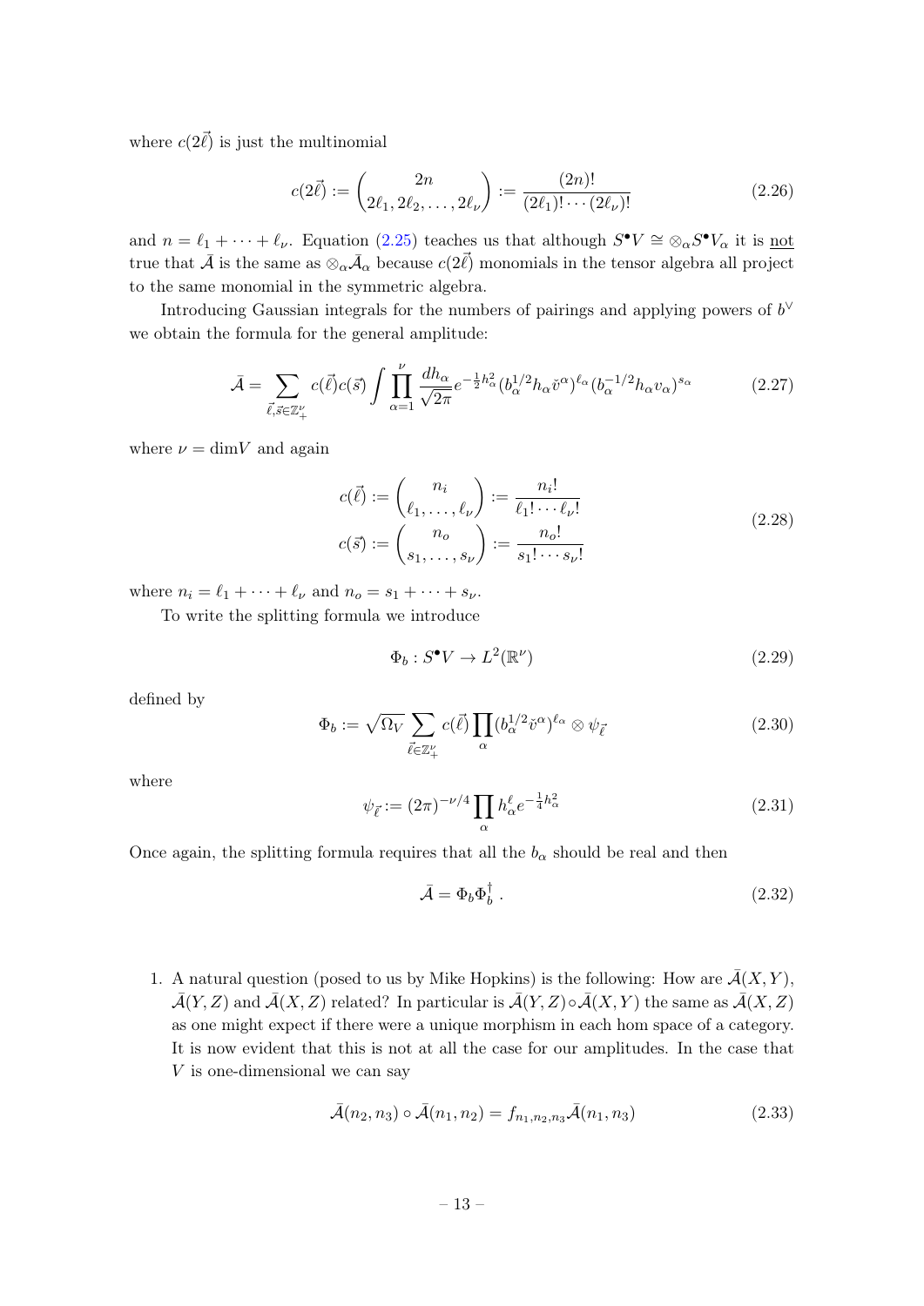where $c(2\vec{\ell})$ is just the multinomial

$$c(2\vec{\ell}) := \binom{2n}{2\ell_1, 2\ell_2, \ldots, 2\ell_\nu} := \frac{(2n)!}{(2\ell_1)! \cdots (2\ell_\nu)!} \tag{2.26}$$

and $n = \ell_1 + \cdots + \ell_\nu$. Equation (2.25) teaches us that although $S^\bullet V \cong \otimes_\alpha S^\bullet V_\alpha$ it is <u>not</u> true that $\bar{\mathcal{A}}$ is the same as $\otimes_\alpha \bar{\mathcal{A}}_\alpha$ because $c(2\vec{\ell})$ monomials in the tensor algebra all project to the same monomial in the symmetric algebra.

Introducing Gaussian integrals for the numbers of pairings and applying powers of $b^\vee$ we obtain the formula for the general amplitude:

$$\bar{\mathcal{A}} = \sum_{\vec{\ell}, \vec{s} \in \mathbb{Z}_+^\nu} c(\vec{\ell}) c(\vec{s}) \int \prod_{\alpha=1}^{\nu} \frac{dh_\alpha}{\sqrt{2\pi}} e^{-\frac{1}{2}h_\alpha^2} (b_\alpha^{1/2} h_\alpha \check{v}^\alpha)^{\ell_\alpha} (b_\alpha^{-1/2} h_\alpha v_\alpha)^{s_\alpha} \tag{2.27}$$

where $\nu = \dim V$ and again

$$\begin{aligned} c(\vec{\ell}) &:= \binom{n_i}{\ell_1, \ldots, \ell_\nu} := \frac{n_i!}{\ell_1! \cdots \ell_\nu!} \\ c(\vec{s}) &:= \binom{n_o}{s_1, \ldots, s_\nu} := \frac{n_o!}{s_1! \cdots s_\nu!} \end{aligned} \tag{2.28}$$

where $n_i = \ell_1 + \cdots + \ell_\nu$ and $n_o = s_1 + \cdots + s_\nu$.

To write the splitting formula we introduce

$$\Phi_b : S^\bullet V \to L^2(\mathbb{R}^\nu) \tag{2.29}$$

defined by

$$\Phi_b := \sqrt{\Omega_V} \sum_{\vec{\ell} \in \mathbb{Z}_+^\nu} c(\vec{\ell}) \prod_\alpha (b_\alpha^{1/2} \check{v}^\alpha)^{\ell_\alpha} \otimes \psi_{\vec{\ell}} \tag{2.30}$$

where

$$\psi_{\vec{\ell}} := (2\pi)^{-\nu/4} \prod_\alpha h_\alpha^\ell e^{-\frac{1}{4}h_\alpha^2} \tag{2.31}$$

Once again, the splitting formula requires that all the $b_\alpha$ should be real and then

$$\bar{\mathcal{A}} = \Phi_b \Phi_b^\dagger \, . \tag{2.32}$$

1. A natural question (posed to us by Mike Hopkins) is the following: How are $\bar{\mathcal{A}}(X, Y)$, $\bar{\mathcal{A}}(Y, Z)$ and $\bar{\mathcal{A}}(X, Z)$ related? In particular is $\bar{\mathcal{A}}(Y, Z) \circ \bar{\mathcal{A}}(X, Y)$ the same as $\bar{\mathcal{A}}(X, Z)$ as one might expect if there were a unique morphism in each hom space of a category. It is now evident that this is not at all the case for our amplitudes. In the case that $V$ is one-dimensional we can say

$$\bar{\mathcal{A}}(n_2, n_3) \circ \bar{\mathcal{A}}(n_1, n_2) = f_{n_1, n_2, n_3} \bar{\mathcal{A}}(n_1, n_3) \tag{2.33}$$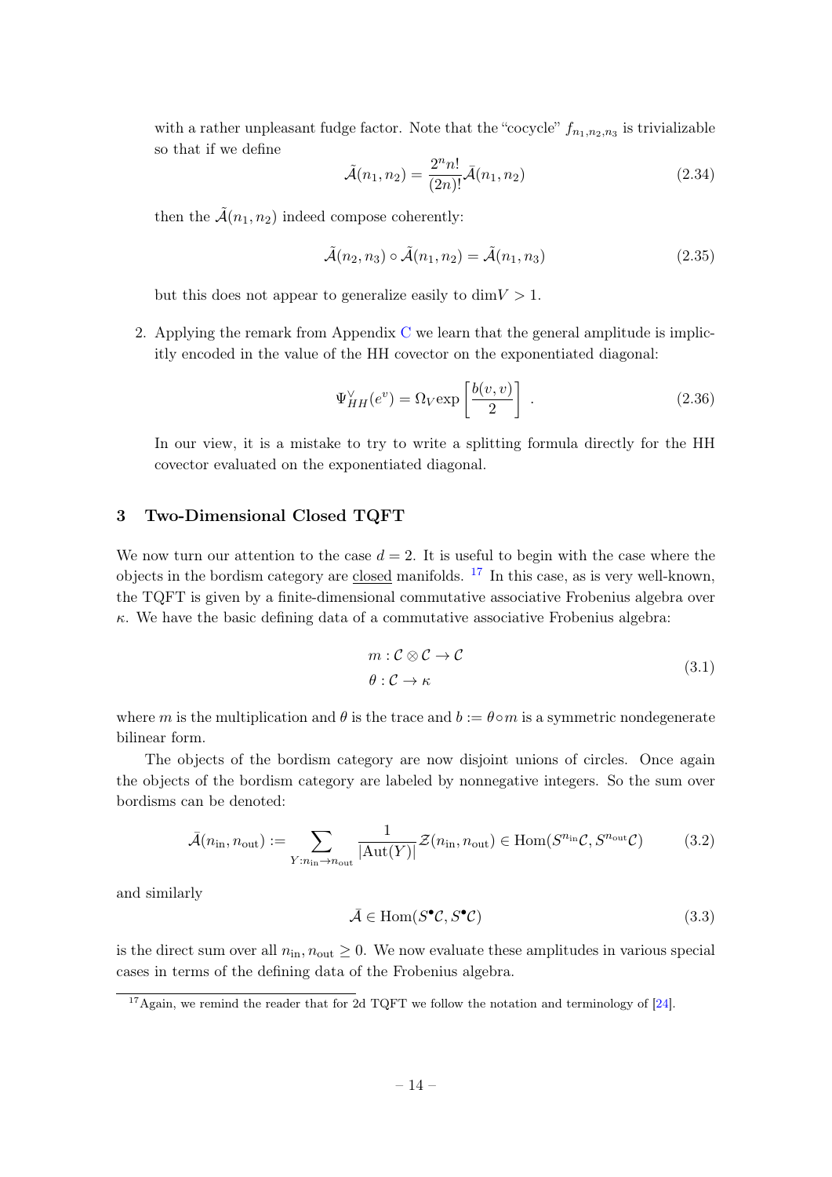with a rather unpleasant fudge factor. Note that the "cocycle" $f_{n_1,n_2,n_3}$ is trivializable so that if we define

$$\tilde{\mathcal{A}}(n_1, n_2) = \frac{2^n n!}{(2n)!} \bar{\mathcal{A}}(n_1, n_2) \tag{2.34}$$

then the $\tilde{\mathcal{A}}(n_1, n_2)$ indeed compose coherently:

$$\tilde{\mathcal{A}}(n_2, n_3) \circ \tilde{\mathcal{A}}(n_1, n_2) = \tilde{\mathcal{A}}(n_1, n_3) \tag{2.35}$$

but this does not appear to generalize easily to $\dim V > 1$.

2. Applying the remark from Appendix C we learn that the general amplitude is implicitly encoded in the value of the HH covector on the exponentiated diagonal:

$$\Psi_{HH}^{\vee}(e^v) = \Omega_V \exp\left[\frac{b(v,v)}{2}\right] . \tag{2.36}$$

In our view, it is a mistake to try to write a splitting formula directly for the HH covector evaluated on the exponentiated diagonal.

## 3 Two-Dimensional Closed TQFT

We now turn our attention to the case $d = 2$. It is useful to begin with the case where the objects in the bordism category are closed manifolds. [17] In this case, as is very well-known, the TQFT is given by a finite-dimensional commutative associative Frobenius algebra over $\kappa$. We have the basic defining data of a commutative associative Frobenius algebra:

$$\begin{aligned} m &: \mathcal{C} \otimes \mathcal{C} \to \mathcal{C} \\ \theta &: \mathcal{C} \to \kappa \end{aligned} \tag{3.1}$$

where $m$ is the multiplication and $\theta$ is the trace and $b := \theta \circ m$ is a symmetric nondegenerate bilinear form.

The objects of the bordism category are now disjoint unions of circles. Once again the objects of the bordism category are labeled by nonnegative integers. So the sum over bordisms can be denoted:

$$\bar{\mathcal{A}}(n_{\text{in}}, n_{\text{out}}) := \sum_{Y: n_{\text{in}} \to n_{\text{out}}} \frac{1}{|\text{Aut}(Y)|} \mathcal{Z}(n_{\text{in}}, n_{\text{out}}) \in \text{Hom}(S^{n_{\text{in}}}\mathcal{C}, S^{n_{\text{out}}}\mathcal{C}) \tag{3.2}$$

and similarly

$$\bar{\mathcal{A}} \in \text{Hom}(S^{\bullet}\mathcal{C}, S^{\bullet}\mathcal{C}) \tag{3.3}$$

is the direct sum over all $n_{\text{in}}, n_{\text{out}} \geq 0$. We now evaluate these amplitudes in various special cases in terms of the defining data of the Frobenius algebra.

[17] Again, we remind the reader that for 2d TQFT we follow the notation and terminology of [24].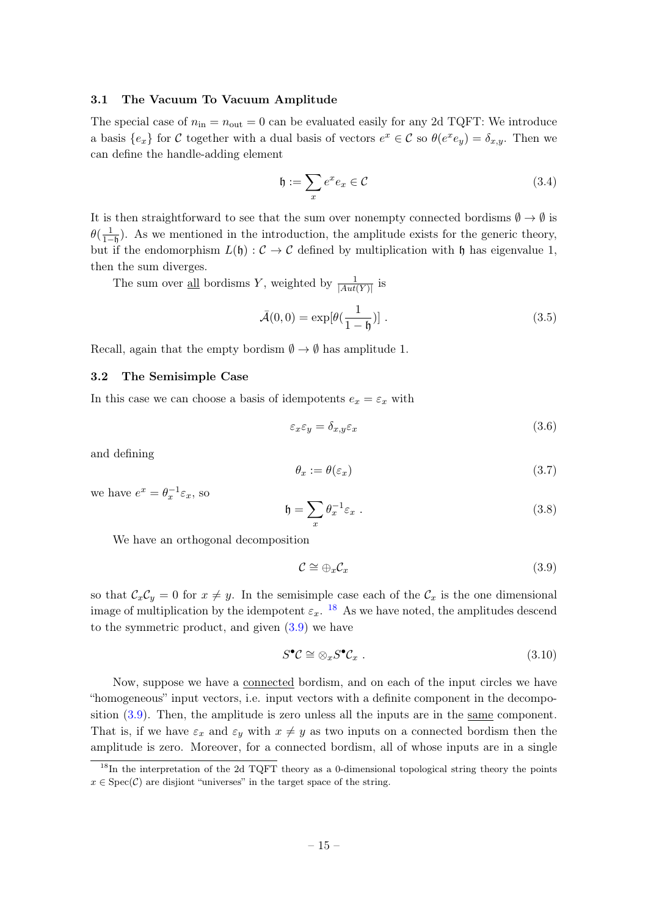### 3.1 The Vacuum To Vacuum Amplitude

The special case of $n_{\rm in} = n_{\rm out} = 0$ can be evaluated easily for any 2d TQFT: We introduce a basis $\{e_x\}$ for $\mathcal{C}$ together with a dual basis of vectors $e^x \in \mathcal{C}$ so $\theta(e^x e_y) = \delta_{x,y}$. Then we can define the handle-adding element

$$\mathfrak{h} := \sum_x e^x e_x \in \mathcal{C} \tag{3.4}$$

It is then straightforward to see that the sum over nonempty connected bordisms $\emptyset \to \emptyset$ is $\theta(\frac{1}{1-\mathfrak{h}})$. As we mentioned in the introduction, the amplitude exists for the generic theory, but if the endomorphism $L(\mathfrak{h}) : \mathcal{C} \to \mathcal{C}$ defined by multiplication with $\mathfrak{h}$ has eigenvalue 1, then the sum diverges.

The sum over <u>all</u> bordisms $Y$, weighted by $\frac{1}{|Aut(Y)|}$ is

$$\bar{\mathcal{A}}(0,0) = \exp[\theta(\frac{1}{1-\mathfrak{h}})] \ . \tag{3.5}$$

Recall, again that the empty bordism $\emptyset \to \emptyset$ has amplitude 1.

### 3.2 The Semisimple Case

In this case we can choose a basis of idempotents $e_x = \varepsilon_x$ with

$$\varepsilon_x \varepsilon_y = \delta_{x,y} \varepsilon_x \tag{3.6}$$

and defining

$$\theta_x := \theta(\varepsilon_x) \tag{3.7}$$

we have $e^x = \theta_x^{-1} \varepsilon_x$, so

$$\mathfrak{h} = \sum_x \theta_x^{-1} \varepsilon_x \ . \tag{3.8}$$

We have an orthogonal decomposition

$$\mathcal{C} \cong \oplus_x \mathcal{C}_x \tag{3.9}$$

so that $\mathcal{C}_x \mathcal{C}_y = 0$ for $x \neq y$. In the semisimple case each of the $\mathcal{C}_x$ is the one dimensional image of multiplication by the idempotent $\varepsilon_x$. [18] As we have noted, the amplitudes descend to the symmetric product, and given (3.9) we have

$$S^\bullet \mathcal{C} \cong \otimes_x S^\bullet \mathcal{C}_x \ . \tag{3.10}$$

Now, suppose we have a <u>connected</u> bordism, and on each of the input circles we have "homogeneous" input vectors, i.e. input vectors with a definite component in the decomposition (3.9). Then, the amplitude is zero unless all the inputs are in the <u>same</u> component. That is, if we have $\varepsilon_x$ and $\varepsilon_y$ with $x \neq y$ as two inputs on a connected bordism then the amplitude is zero. Moreover, for a connected bordism, all of whose inputs are in a single

[18] In the interpretation of the 2d TQFT theory as a 0-dimensional topological string theory the points $x \in {\rm Spec}(\mathcal{C})$ are disjiont "universes" in the target space of the string.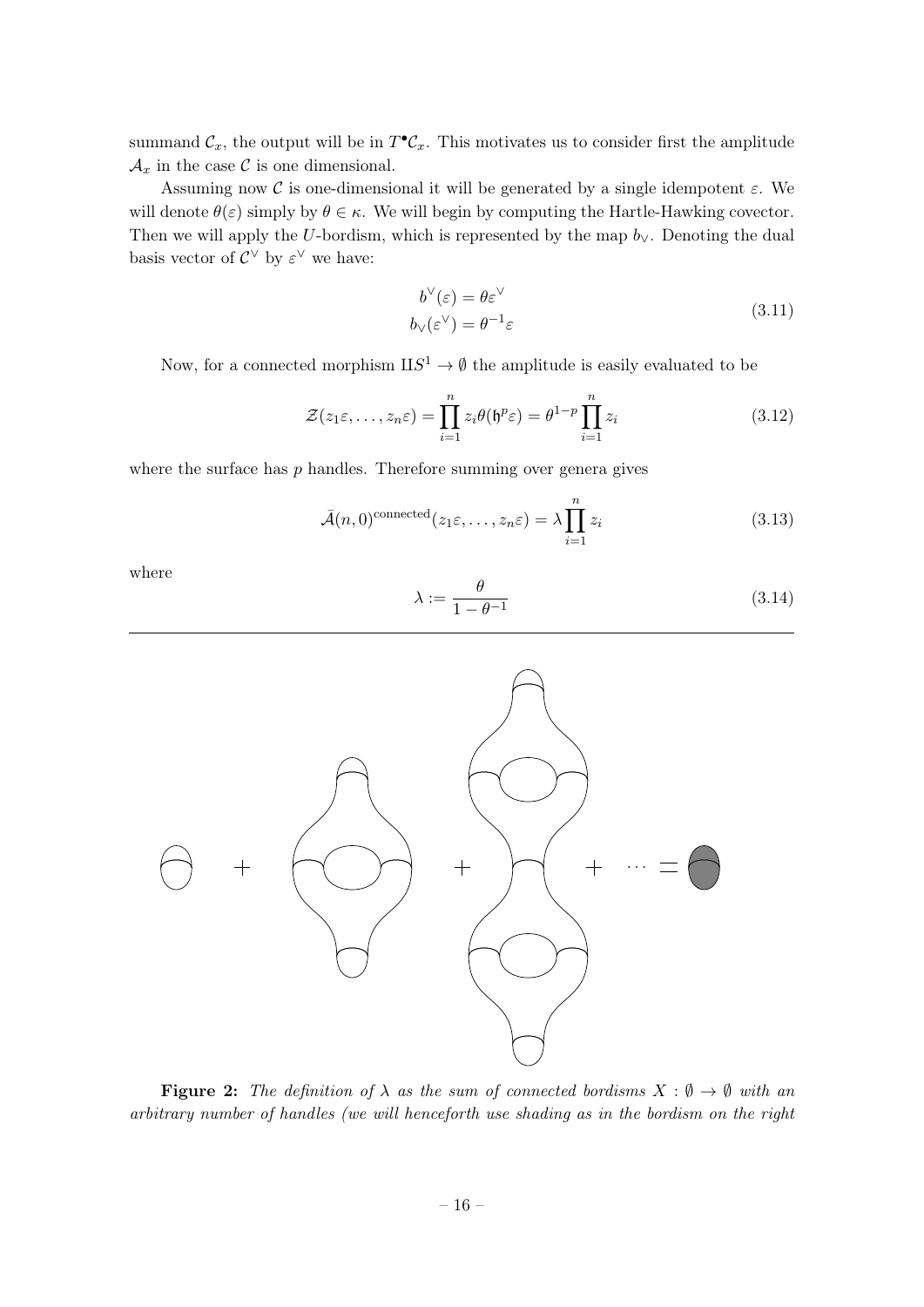summand $\mathcal{C}_x$, the output will be in $T^\bullet \mathcal{C}_x$. This motivates us to consider first the amplitude $\mathcal{A}_x$ in the case $\mathcal{C}$ is one dimensional.

Assuming now $\mathcal{C}$ is one-dimensional it will be generated by a single idempotent $\varepsilon$. We will denote $\theta(\varepsilon)$ simply by $\theta \in \kappa$. We will begin by computing the Hartle-Hawking covector. Then we will apply the $U$-bordism, which is represented by the map $b_\vee$. Denoting the dual basis vector of $\mathcal{C}^\vee$ by $\varepsilon^\vee$ we have:

$$
\begin{aligned}
b^\vee(\varepsilon) &= \theta \varepsilon^\vee \\
b_\vee(\varepsilon^\vee) &= \theta^{-1}\varepsilon
\end{aligned}
\tag{3.11}
$$

Now, for a connected morphism $\amalg S^1 \to \emptyset$ the amplitude is easily evaluated to be

$$
\mathcal{Z}(z_1\varepsilon, \ldots, z_n\varepsilon) = \prod_{i=1}^{n} z_i \theta(\mathfrak{h}^p \varepsilon) = \theta^{1-p} \prod_{i=1}^{n} z_i \tag{3.12}
$$

where the surface has $p$ handles. Therefore summing over genera gives

$$
\bar{\mathcal{A}}(n,0)^{\text{connected}}(z_1\varepsilon, \ldots, z_n\varepsilon) = \lambda \prod_{i=1}^{n} z_i \tag{3.13}
$$

where

$$
\lambda := \frac{\theta}{1-\theta^{-1}} \tag{3.14}
$$

**Figure 2:** *The definition of $\lambda$ as the sum of connected bordisms $X : \emptyset \to \emptyset$ with an arbitrary number of handles (we will henceforth use shading as in the bordism on the right*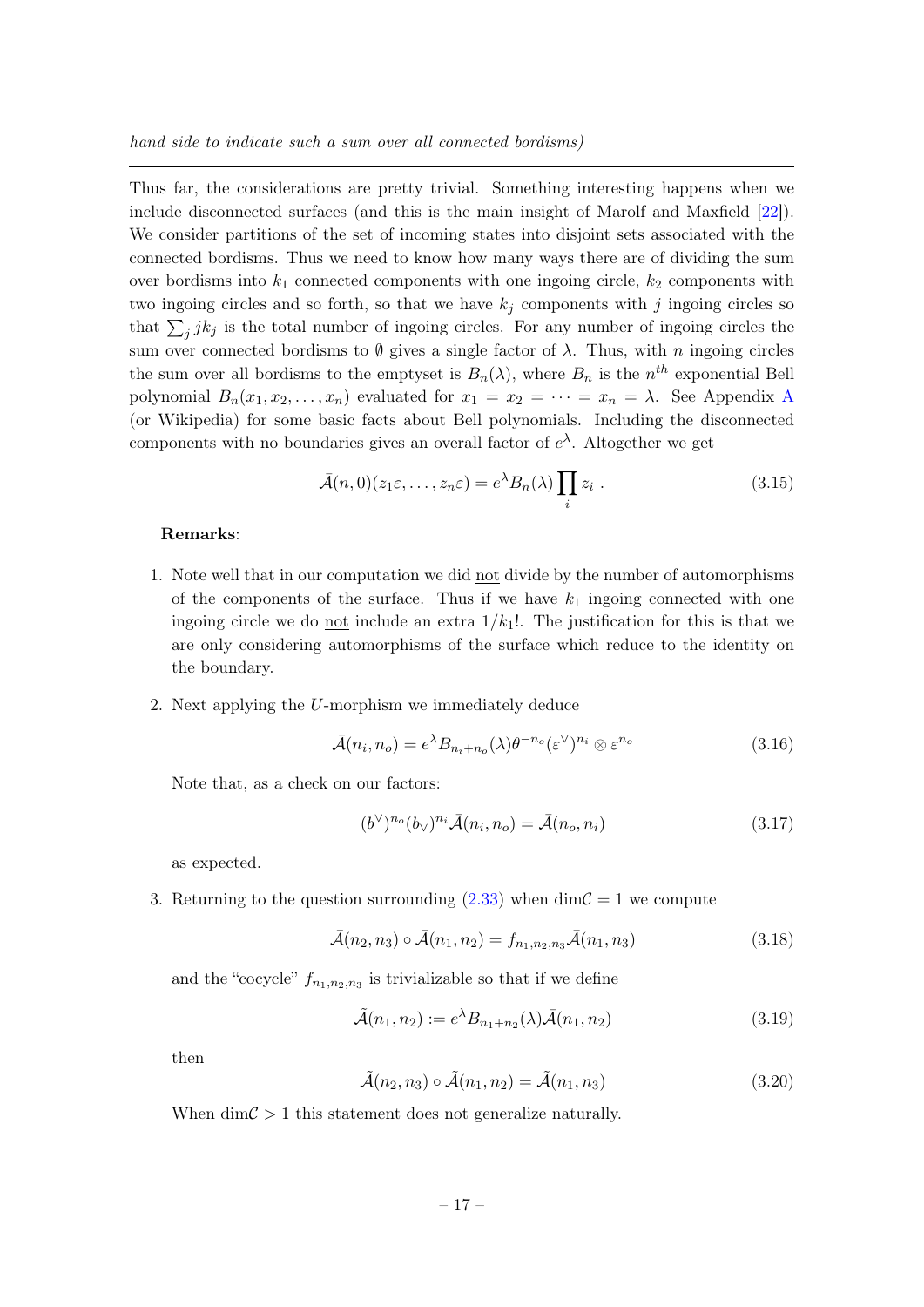*hand side to indicate such a sum over all connected bordisms)*

---

Thus far, the considerations are pretty trivial. Something interesting happens when we include disconnected surfaces (and this is the main insight of Marolf and Maxfield [22]). We consider partitions of the set of incoming states into disjoint sets associated with the connected bordisms. Thus we need to know how many ways there are of dividing the sum over bordisms into $k_1$ connected components with one ingoing circle, $k_2$ components with two ingoing circles and so forth, so that we have $k_j$ components with $j$ ingoing circles so that $\sum_j jk_j$ is the total number of ingoing circles. For any number of ingoing circles the sum over connected bordisms to $\emptyset$ gives a single factor of $\lambda$. Thus, with $n$ ingoing circles the sum over all bordisms to the emptyset is $B_n(\lambda)$, where $B_n$ is the $n^{th}$ exponential Bell polynomial $B_n(x_1, x_2, \ldots, x_n)$ evaluated for $x_1 = x_2 = \cdots = x_n = \lambda$. See Appendix A (or Wikipedia) for some basic facts about Bell polynomials. Including the disconnected components with no boundaries gives an overall factor of $e^\lambda$. Altogether we get

$$\bar{\mathcal{A}}(n,0)(z_1\varepsilon, \ldots, z_n\varepsilon) = e^\lambda B_n(\lambda) \prod_i z_i \ . \tag{3.15}$$

**Remarks**:

1. Note well that in our computation we did not divide by the number of automorphisms of the components of the surface. Thus if we have $k_1$ ingoing connected with one ingoing circle we do not include an extra $1/k_1!$. The justification for this is that we are only considering automorphisms of the surface which reduce to the identity on the boundary.

2. Next applying the $U$-morphism we immediately deduce

$$\bar{\mathcal{A}}(n_i, n_o) = e^\lambda B_{n_i+n_o}(\lambda) \theta^{-n_o} (\varepsilon^\vee)^{n_i} \otimes \varepsilon^{n_o} \tag{3.16}$$

   Note that, as a check on our factors:

$$(b^\vee)^{n_o} (b_\vee)^{n_i} \bar{\mathcal{A}}(n_i, n_o) = \bar{\mathcal{A}}(n_o, n_i) \tag{3.17}$$

   as expected.

3. Returning to the question surrounding (2.33) when $\dim\mathcal{C} = 1$ we compute

$$\bar{\mathcal{A}}(n_2, n_3) \circ \bar{\mathcal{A}}(n_1, n_2) = f_{n_1,n_2,n_3} \bar{\mathcal{A}}(n_1, n_3) \tag{3.18}$$

   and the "cocycle" $f_{n_1,n_2,n_3}$ is trivializable so that if we define

$$\tilde{\mathcal{A}}(n_1, n_2) := e^\lambda B_{n_1+n_2}(\lambda) \bar{\mathcal{A}}(n_1, n_2) \tag{3.19}$$

   then

$$\tilde{\mathcal{A}}(n_2, n_3) \circ \tilde{\mathcal{A}}(n_1, n_2) = \tilde{\mathcal{A}}(n_1, n_3) \tag{3.20}$$

   When $\dim\mathcal{C} > 1$ this statement does not generalize naturally.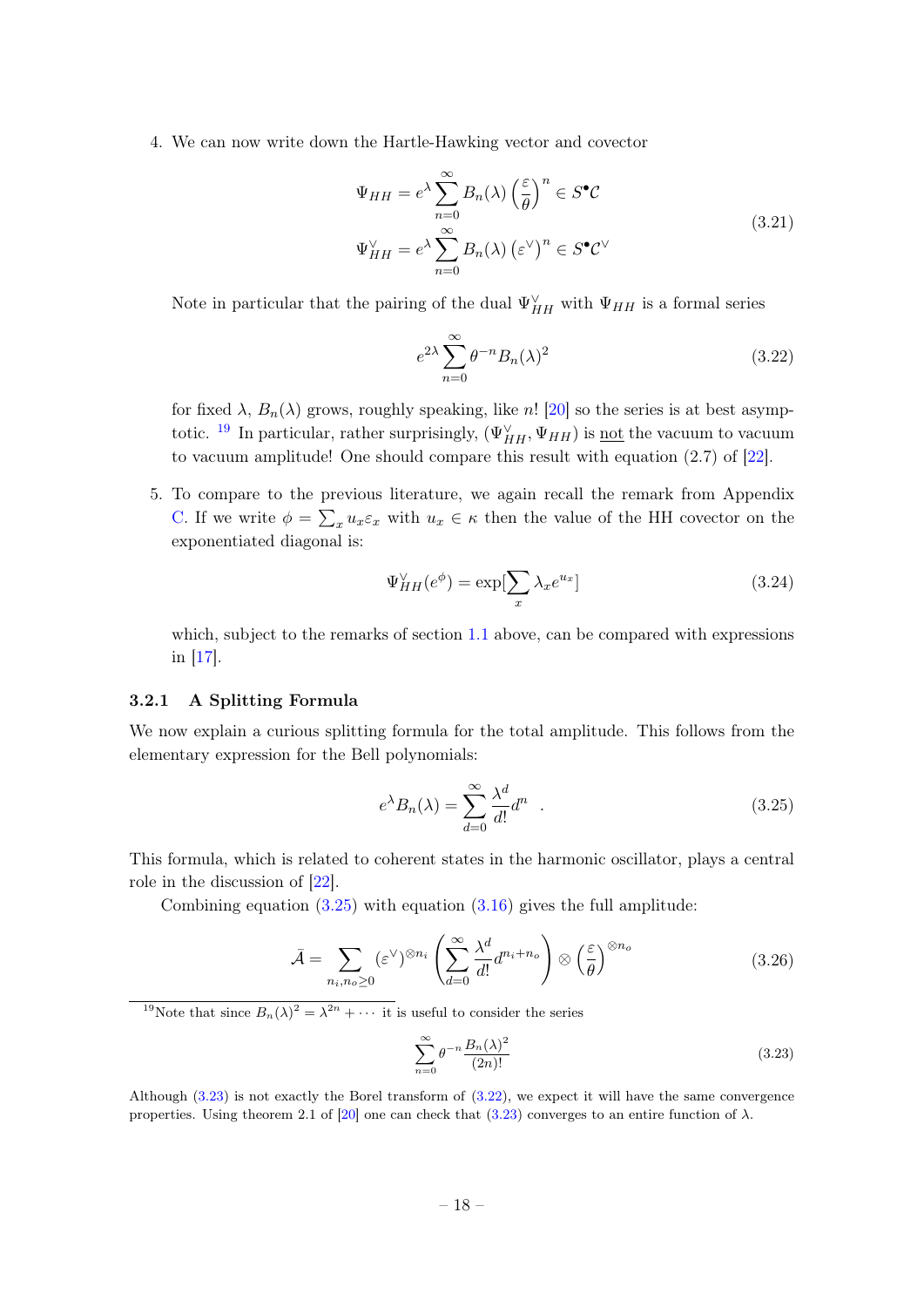4. We can now write down the Hartle-Hawking vector and covector

$$
\begin{aligned}
\Psi_{HH} &= e^{\lambda} \sum_{n=0}^{\infty} B_n(\lambda) \left(\frac{\varepsilon}{\theta}\right)^n \in S^{\bullet}\mathcal{C} \\
\Psi_{HH}^{\vee} &= e^{\lambda} \sum_{n=0}^{\infty} B_n(\lambda) \left(\varepsilon^{\vee}\right)^n \in S^{\bullet}\mathcal{C}^{\vee}
\end{aligned}
\tag{3.21}
$$

   Note in particular that the pairing of the dual $\Psi_{HH}^{\vee}$ with $\Psi_{HH}$ is a formal series

$$
e^{2\lambda} \sum_{n=0}^{\infty} \theta^{-n} B_n(\lambda)^2 \tag{3.22}
$$

   for fixed $\lambda$, $B_n(\lambda)$ grows, roughly speaking, like $n!$ [20] so the series is at best asymptotic. [19] In particular, rather surprisingly, $(\Psi_{HH}^{\vee}, \Psi_{HH})$ is <u>not</u> the vacuum to vacuum to vacuum amplitude! One should compare this result with equation (2.7) of [22].

5. To compare to the previous literature, we again recall the remark from Appendix C. If we write $\phi = \sum_x u_x \varepsilon_x$ with $u_x \in \kappa$ then the value of the HH covector on the exponentiated diagonal is:

$$
\Psi_{HH}^{\vee}(e^{\phi}) = \exp[\sum_x \lambda_x e^{u_x}] \tag{3.24}
$$

   which, subject to the remarks of section 1.1 above, can be compared with expressions in [17].

### 3.2.1 A Splitting Formula

We now explain a curious splitting formula for the total amplitude. This follows from the elementary expression for the Bell polynomials:

$$
e^{\lambda} B_n(\lambda) = \sum_{d=0}^{\infty} \frac{\lambda^d}{d!} d^n \quad . \tag{3.25}
$$

This formula, which is related to coherent states in the harmonic oscillator, plays a central role in the discussion of [22].

Combining equation (3.25) with equation (3.16) gives the full amplitude:

$$
\bar{\mathcal{A}} = \sum_{n_i, n_o \geq 0} (\varepsilon^{\vee})^{\otimes n_i} \left( \sum_{d=0}^{\infty} \frac{\lambda^d}{d!} d^{n_i + n_o} \right) \otimes \left(\frac{\varepsilon}{\theta}\right)^{\otimes n_o} \tag{3.26}
$$

---

[19] Note that since $B_n(\lambda)^2 = \lambda^{2n} + \cdots$ it is useful to consider the series

$$
\sum_{n=0}^{\infty} \theta^{-n} \frac{B_n(\lambda)^2}{(2n)!} \tag{3.23}
$$

Although (3.23) is not exactly the Borel transform of (3.22), we expect it will have the same convergence properties. Using theorem 2.1 of [20] one can check that (3.23) converges to an entire function of $\lambda$.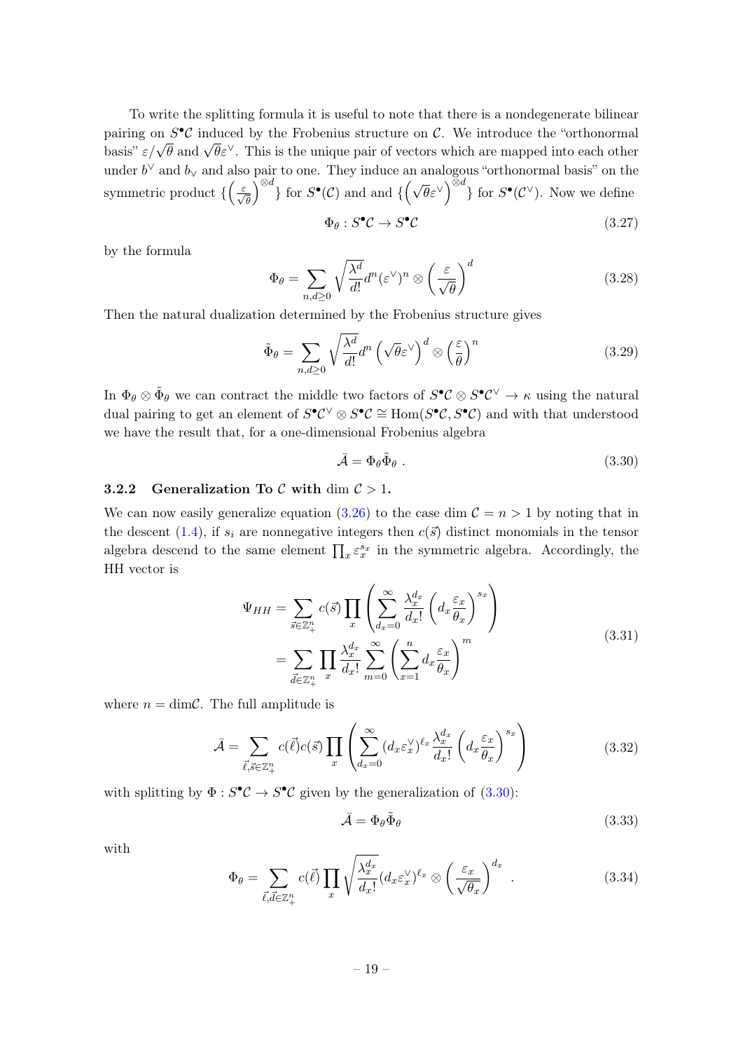To write the splitting formula it is useful to note that there is a nondegenerate bilinear pairing on $S^\bullet\mathcal{C}$ induced by the Frobenius structure on $\mathcal{C}$. We introduce the "orthonormal basis" $\varepsilon/\sqrt{\theta}$ and $\sqrt{\theta}\varepsilon^\vee$. This is the unique pair of vectors which are mapped into each other under $b^\vee$ and $b_\vee$ and also pair to one. They induce an analogous "orthonormal basis" on the symmetric product $\{\left(\frac{\varepsilon}{\sqrt{\theta}}\right)^{\otimes d}\}$ for $S^\bullet(\mathcal{C})$ and and $\{\left(\sqrt{\theta}\varepsilon^\vee\right)^{\otimes d}\}$ for $S^\bullet(\mathcal{C}^\vee)$. Now we define

$$\Phi_\theta : S^\bullet\mathcal{C} \to S^\bullet\mathcal{C} \tag{3.27}$$

by the formula

$$\Phi_\theta = \sum_{n,d\geq 0} \sqrt{\frac{\lambda^d}{d!}} d^n (\varepsilon^\vee)^n \otimes \left(\frac{\varepsilon}{\sqrt{\theta}}\right)^d \tag{3.28}$$

Then the natural dualization determined by the Frobenius structure gives

$$\tilde{\Phi}_\theta = \sum_{n,d\geq 0} \sqrt{\frac{\lambda^d}{d!}} d^n \left(\sqrt{\theta}\varepsilon^\vee\right)^d \otimes \left(\frac{\varepsilon}{\theta}\right)^n \tag{3.29}$$

In $\Phi_\theta \otimes \tilde{\Phi}_\theta$ we can contract the middle two factors of $S^\bullet\mathcal{C} \otimes S^\bullet\mathcal{C}^\vee \to \kappa$ using the natural dual pairing to get an element of $S^\bullet\mathcal{C}^\vee \otimes S^\bullet\mathcal{C} \cong \mathrm{Hom}(S^\bullet\mathcal{C}, S^\bullet\mathcal{C})$ and with that understood we have the result that, for a one-dimensional Frobenius algebra

$$\bar{\mathcal{A}} = \Phi_\theta \tilde{\Phi}_\theta \ . \tag{3.30}$$

### 3.2.2 Generalization To $\mathcal{C}$ with $\dim \mathcal{C} > 1$.

We can now easily generalize equation (3.26) to the case $\dim \mathcal{C} = n > 1$ by noting that in the descent (1.4), if $s_i$ are nonnegative integers then $c(\vec{s})$ distinct monomials in the tensor algebra descend to the same element $\prod_x \varepsilon_x^{s_x}$ in the symmetric algebra. Accordingly, the HH vector is

$$\begin{aligned}
\Psi_{HH} &= \sum_{\vec{s}\in\mathbb{Z}_+^n} c(\vec{s}) \prod_x \left( \sum_{d_x=0}^{\infty} \frac{\lambda_x^{d_x}}{d_x!} \left(d_x \frac{\varepsilon_x}{\theta_x}\right)^{s_x} \right) \\
&= \sum_{\vec{d}\in\mathbb{Z}_+^n} \prod_x \frac{\lambda_x^{d_x}}{d_x!} \sum_{m=0}^{\infty} \left( \sum_{x=1}^{n} d_x \frac{\varepsilon_x}{\theta_x} \right)^m
\end{aligned} \tag{3.31}$$

where $n = \dim\mathcal{C}$. The full amplitude is

$$\bar{\mathcal{A}} = \sum_{\vec{\ell},\vec{s}\in\mathbb{Z}_+^n} c(\vec{\ell}) c(\vec{s}) \prod_x \left( \sum_{d_x=0}^{\infty} (d_x \varepsilon_x^\vee)^{\ell_x} \frac{\lambda_x^{d_x}}{d_x!} \left(d_x \frac{\varepsilon_x}{\theta_x}\right)^{s_x} \right) \tag{3.32}$$

with splitting by $\Phi : S^\bullet\mathcal{C} \to S^\bullet\mathcal{C}$ given by the generalization of (3.30):

$$\bar{\mathcal{A}} = \Phi_\theta \tilde{\Phi}_\theta \tag{3.33}$$

with

$$\Phi_\theta = \sum_{\vec{\ell},\vec{d}\in\mathbb{Z}_+^n} c(\vec{\ell}) \prod_x \sqrt{\frac{\lambda_x^{d_x}}{d_x!}} (d_x \varepsilon_x^\vee)^{\ell_x} \otimes \left(\frac{\varepsilon_x}{\sqrt{\theta_x}}\right)^{d_x} \ . \tag{3.34}$$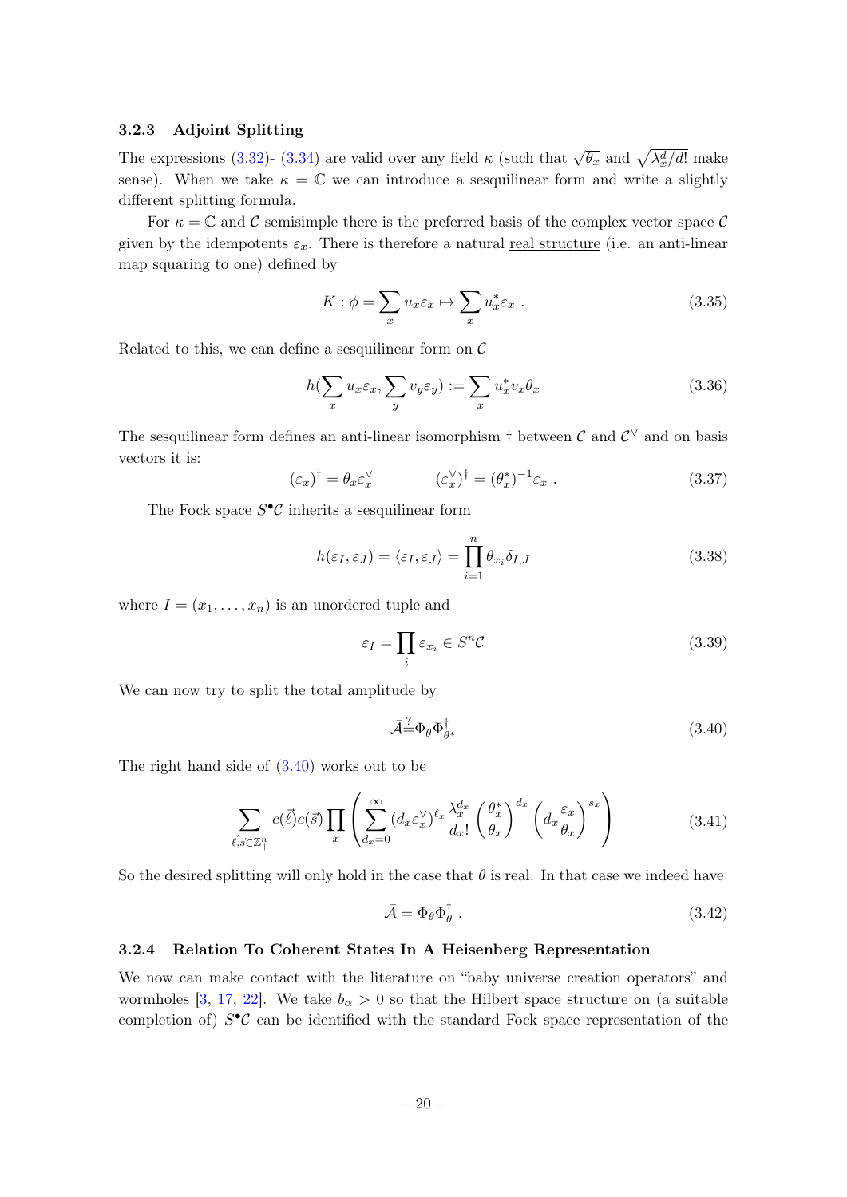### 3.2.3 Adjoint Splitting

The expressions (3.32)- (3.34) are valid over any field $\kappa$ (such that $\sqrt{\theta_x}$ and $\sqrt{\lambda_x^d/d!}$ make sense). When we take $\kappa = \mathbb{C}$ we can introduce a sesquilinear form and write a slightly different splitting formula.

For $\kappa = \mathbb{C}$ and $\mathcal{C}$ semisimple there is the preferred basis of the complex vector space $\mathcal{C}$ given by the idempotents $\varepsilon_x$. There is therefore a natural real structure (i.e. an anti-linear map squaring to one) defined by

$$K : \phi = \sum_x u_x \varepsilon_x \mapsto \sum_x u_x^* \varepsilon_x \ . \tag{3.35}$$

Related to this, we can define a sesquilinear form on $\mathcal{C}$

$$h(\sum_x u_x \varepsilon_x, \sum_y v_y \varepsilon_y) := \sum_x u_x^* v_x \theta_x \tag{3.36}$$

The sesquilinear form defines an anti-linear isomorphism $\dagger$ between $\mathcal{C}$ and $\mathcal{C}^\vee$ and on basis vectors it is:

$$(\varepsilon_x)^\dagger = \theta_x \varepsilon_x^\vee \qquad\qquad (\varepsilon_x^\vee)^\dagger = (\theta_x^*)^{-1} \varepsilon_x \ . \tag{3.37}$$

The Fock space $S^\bullet \mathcal{C}$ inherits a sesquilinear form

$$h(\varepsilon_I, \varepsilon_J) = \langle \varepsilon_I, \varepsilon_J \rangle = \prod_{i=1}^n \theta_{x_i} \delta_{I,J} \tag{3.38}$$

where $I = (x_1, \dots, x_n)$ is an unordered tuple and

$$\varepsilon_I = \prod_i \varepsilon_{x_i} \in S^n \mathcal{C} \tag{3.39}$$

We can now try to split the total amplitude by

$$\bar{\mathcal{A}} \stackrel{?}{=} \Phi_\theta \Phi_{\theta^*}^\dagger \tag{3.40}$$

The right hand side of (3.40) works out to be

$$\sum_{\vec{\ell}, \vec{s} \in \mathbb{Z}_+^n} c(\vec{\ell}) c(\vec{s}) \prod_x \left( \sum_{d_x = 0}^\infty (d_x \varepsilon_x^\vee)^{\ell_x} \frac{\lambda_x^{d_x}}{d_x!} \left( \frac{\theta_x^*}{\theta_x} \right)^{d_x} \left( d_x \frac{\varepsilon_x}{\theta_x} \right)^{s_x} \right) \tag{3.41}$$

So the desired splitting will only hold in the case that $\theta$ is real. In that case we indeed have

$$\bar{\mathcal{A}} = \Phi_\theta \Phi_\theta^\dagger \ . \tag{3.42}$$

### 3.2.4 Relation To Coherent States In A Heisenberg Representation

We now can make contact with the literature on "baby universe creation operators" and wormholes [3, 17, 22]. We take $b_\alpha > 0$ so that the Hilbert space structure on (a suitable completion of) $S^\bullet \mathcal{C}$ can be identified with the standard Fock space representation of the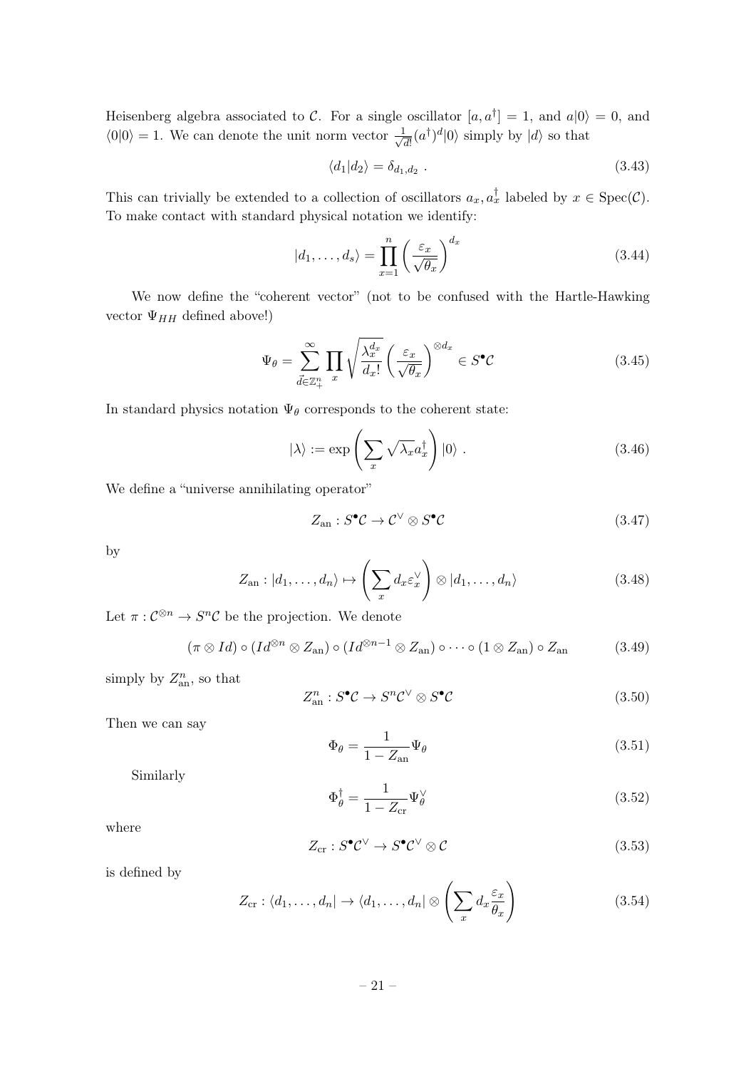Heisenberg algebra associated to $\mathcal{C}$. For a single oscillator $[a, a^\dagger] = 1$, and $a|0\rangle = 0$, and $\langle 0|0\rangle = 1$. We can denote the unit norm vector $\frac{1}{\sqrt{d!}}(a^\dagger)^d|0\rangle$ simply by $|d\rangle$ so that

$$\langle d_1|d_2\rangle = \delta_{d_1,d_2} \ . \tag{3.43}$$

This can trivially be extended to a collection of oscillators $a_x, a_x^\dagger$ labeled by $x \in \mathrm{Spec}(\mathcal{C})$. To make contact with standard physical notation we identify:

$$|d_1, \dots, d_s\rangle = \prod_{x=1}^{n} \left(\frac{\varepsilon_x}{\sqrt{\theta_x}}\right)^{d_x} \tag{3.44}$$

We now define the "coherent vector" (not to be confused with the Hartle-Hawking vector $\Psi_{HH}$ defined above!)

$$\Psi_\theta = \sum_{\vec{d}\in\mathbb{Z}_+^n}^{\infty} \prod_x \sqrt{\frac{\lambda_x^{d_x}}{d_x!}} \left(\frac{\varepsilon_x}{\sqrt{\theta_x}}\right)^{\otimes d_x} \in S^\bullet \mathcal{C} \tag{3.45}$$

In standard physics notation $\Psi_\theta$ corresponds to the coherent state:

$$|\lambda\rangle := \exp\left(\sum_x \sqrt{\lambda_x} a_x^\dagger\right)|0\rangle \ . \tag{3.46}$$

We define a "universe annihilating operator"

$$Z_{\rm an} : S^\bullet \mathcal{C} \to \mathcal{C}^\vee \otimes S^\bullet \mathcal{C} \tag{3.47}$$

by

$$Z_{\rm an} : |d_1, \dots, d_n\rangle \mapsto \left(\sum_x d_x \varepsilon_x^\vee\right) \otimes |d_1, \dots, d_n\rangle \tag{3.48}$$

Let $\pi : \mathcal{C}^{\otimes n} \to S^n \mathcal{C}$ be the projection. We denote

$$(\pi \otimes Id) \circ (Id^{\otimes n} \otimes Z_{\rm an}) \circ (Id^{\otimes n-1} \otimes Z_{\rm an}) \circ \cdots \circ (1 \otimes Z_{\rm an}) \circ Z_{\rm an} \tag{3.49}$$

simply by $Z_{\rm an}^n$, so that

$$Z_{\rm an}^n : S^\bullet \mathcal{C} \to S^n \mathcal{C}^\vee \otimes S^\bullet \mathcal{C} \tag{3.50}$$

Then we can say

$$\Phi_\theta = \frac{1}{1 - Z_{\rm an}} \Psi_\theta \tag{3.51}$$

Similarly

$$\Phi_\theta^\dagger = \frac{1}{1 - Z_{\rm cr}} \Psi_\theta^\vee \tag{3.52}$$

where

$$Z_{\rm cr} : S^\bullet \mathcal{C}^\vee \to S^\bullet \mathcal{C}^\vee \otimes \mathcal{C} \tag{3.53}$$

is defined by

$$Z_{\rm cr} : \langle d_1, \dots, d_n| \to \langle d_1, \dots, d_n| \otimes \left(\sum_x d_x \frac{\varepsilon_x}{\theta_x}\right) \tag{3.54}$$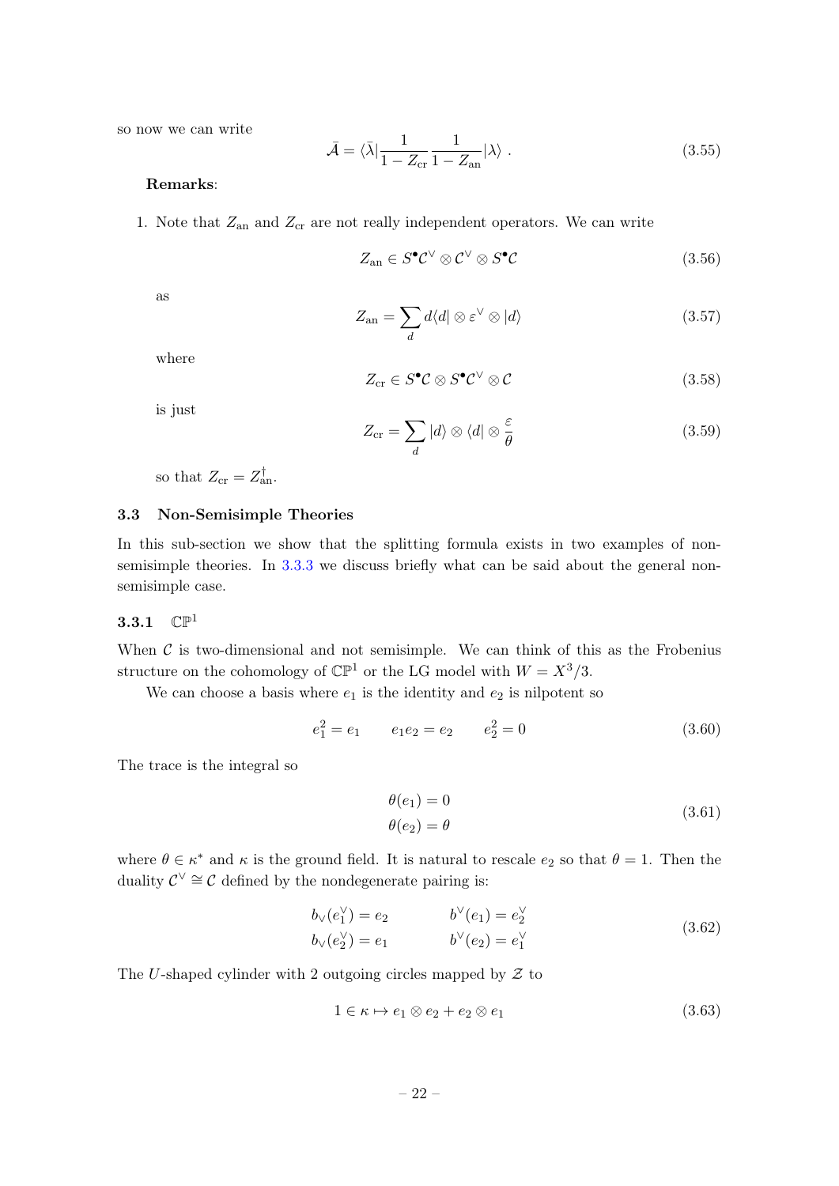so now we can write

$$\bar{\mathcal{A}} = \langle \bar{\lambda} | \frac{1}{1 - Z_{\text{cr}}} \frac{1}{1 - Z_{\text{an}}} | \lambda \rangle \ . \tag{3.55}$$

**Remarks**:

1. Note that $Z_{\text{an}}$ and $Z_{\text{cr}}$ are not really independent operators. We can write

$$Z_{\text{an}} \in S^{\bullet}\mathcal{C}^{\vee} \otimes \mathcal{C}^{\vee} \otimes S^{\bullet}\mathcal{C} \tag{3.56}$$

as

$$Z_{\text{an}} = \sum_{d} d \langle d | \otimes \varepsilon^{\vee} \otimes | d \rangle \tag{3.57}$$

where

$$Z_{\text{cr}} \in S^{\bullet}\mathcal{C} \otimes S^{\bullet}\mathcal{C}^{\vee} \otimes \mathcal{C} \tag{3.58}$$

is just

$$Z_{\text{cr}} = \sum_{d} | d \rangle \otimes \langle d | \otimes \frac{\varepsilon}{\theta} \tag{3.59}$$

so that $Z_{\text{cr}} = Z_{\text{an}}^{\dagger}$.

### 3.3 Non-Semisimple Theories

In this sub-section we show that the splitting formula exists in two examples of non-semisimple theories. In 3.3.3 we discuss briefly what can be said about the general non-semisimple case.

#### 3.3.1 $\mathbb{CP}^1$

When $\mathcal{C}$ is two-dimensional and not semisimple. We can think of this as the Frobenius structure on the cohomology of $\mathbb{CP}^1$ or the LG model with $W = X^3/3$.

We can choose a basis where $e_1$ is the identity and $e_2$ is nilpotent so

$$e_1^2 = e_1 \qquad e_1 e_2 = e_2 \qquad e_2^2 = 0 \tag{3.60}$$

The trace is the integral so

$$\begin{aligned} \theta(e_1) &= 0 \\ \theta(e_2) &= \theta \end{aligned} \tag{3.61}$$

where $\theta \in \kappa^*$ and $\kappa$ is the ground field. It is natural to rescale $e_2$ so that $\theta = 1$. Then the duality $\mathcal{C}^{\vee} \cong \mathcal{C}$ defined by the nondegenerate pairing is:

$$\begin{aligned} b_{\vee}(e_1^{\vee}) &= e_2 \qquad & b^{\vee}(e_1) &= e_2^{\vee} \\ b_{\vee}(e_2^{\vee}) &= e_1 \qquad & b^{\vee}(e_2) &= e_1^{\vee} \end{aligned} \tag{3.62}$$

The $U$-shaped cylinder with 2 outgoing circles mapped by $\mathcal{Z}$ to

$$1 \in \kappa \mapsto e_1 \otimes e_2 + e_2 \otimes e_1 \tag{3.63}$$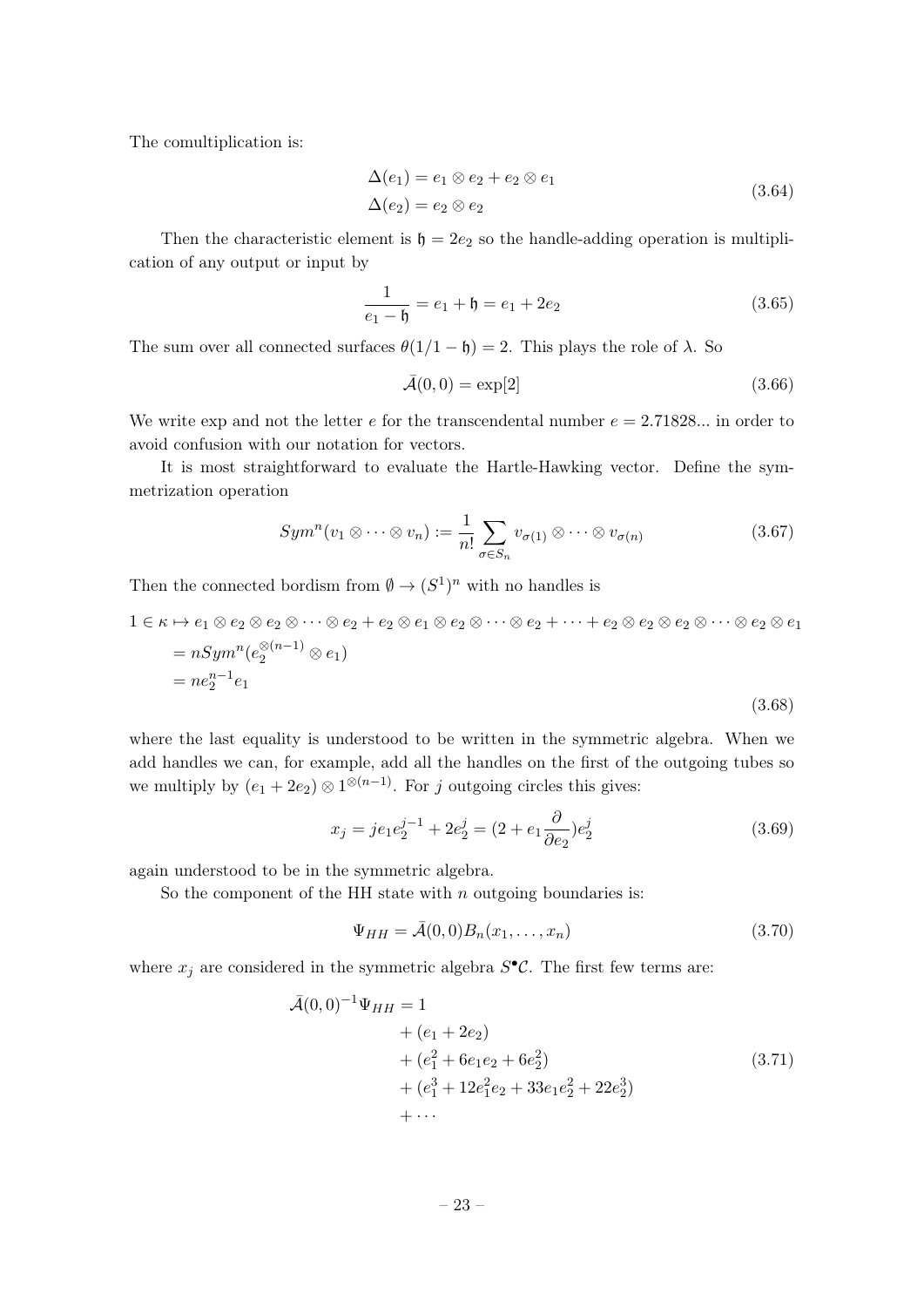The comultiplication is:

$$
\begin{aligned}
\Delta(e_1) &= e_1 \otimes e_2 + e_2 \otimes e_1 \\
\Delta(e_2) &= e_2 \otimes e_2
\end{aligned}
\tag{3.64}
$$

Then the characteristic element is $\mathfrak{h} = 2e_2$ so the handle-adding operation is multiplication of any output or input by

$$
\frac{1}{e_1 - \mathfrak{h}} = e_1 + \mathfrak{h} = e_1 + 2e_2 \tag{3.65}
$$

The sum over all connected surfaces $\theta(1/1 - \mathfrak{h}) = 2$. This plays the role of $\lambda$. So

$$
\bar{\mathcal{A}}(0,0) = \exp[2] \tag{3.66}
$$

We write exp and not the letter $e$ for the transcendental number $e = 2.71828...$ in order to avoid confusion with our notation for vectors.

It is most straightforward to evaluate the Hartle-Hawking vector. Define the symmetrization operation

$$
Sym^n(v_1 \otimes \cdots \otimes v_n) := \frac{1}{n!} \sum_{\sigma \in S_n} v_{\sigma(1)} \otimes \cdots \otimes v_{\sigma(n)} \tag{3.67}
$$

Then the connected bordism from $\emptyset \to (S^1)^n$ with no handles is

$$
\begin{aligned}
1 \in \kappa \mapsto\ & e_1 \otimes e_2 \otimes e_2 \otimes \cdots \otimes e_2 + e_2 \otimes e_1 \otimes e_2 \otimes \cdots \otimes e_2 + \cdots + e_2 \otimes e_2 \otimes e_2 \otimes \cdots \otimes e_2 \otimes e_1 \\
&= n Sym^n(e_2^{\otimes(n-1)} \otimes e_1) \\
&= n e_2^{n-1} e_1
\end{aligned}
\tag{3.68}
$$

where the last equality is understood to be written in the symmetric algebra. When we add handles we can, for example, add all the handles on the first of the outgoing tubes so we multiply by $(e_1 + 2e_2) \otimes 1^{\otimes(n-1)}$. For $j$ outgoing circles this gives:

$$
x_j = j e_1 e_2^{j-1} + 2e_2^j = (2 + e_1 \frac{\partial}{\partial e_2}) e_2^j \tag{3.69}
$$

again understood to be in the symmetric algebra.

So the component of the HH state with $n$ outgoing boundaries is:

$$
\Psi_{HH} = \bar{\mathcal{A}}(0,0) B_n(x_1, \ldots, x_n) \tag{3.70}
$$

where $x_j$ are considered in the symmetric algebra $S^\bullet \mathcal{C}$. The first few terms are:

$$
\begin{aligned}
\bar{\mathcal{A}}(0,0)^{-1} \Psi_{HH} = &\ 1 \\
&+ (e_1 + 2e_2) \\
&+ (e_1^2 + 6e_1 e_2 + 6e_2^2) \\
&+ (e_1^3 + 12e_1^2 e_2 + 33e_1 e_2^2 + 22e_2^3) \\
&+ \cdots
\end{aligned}
\tag{3.71}
$$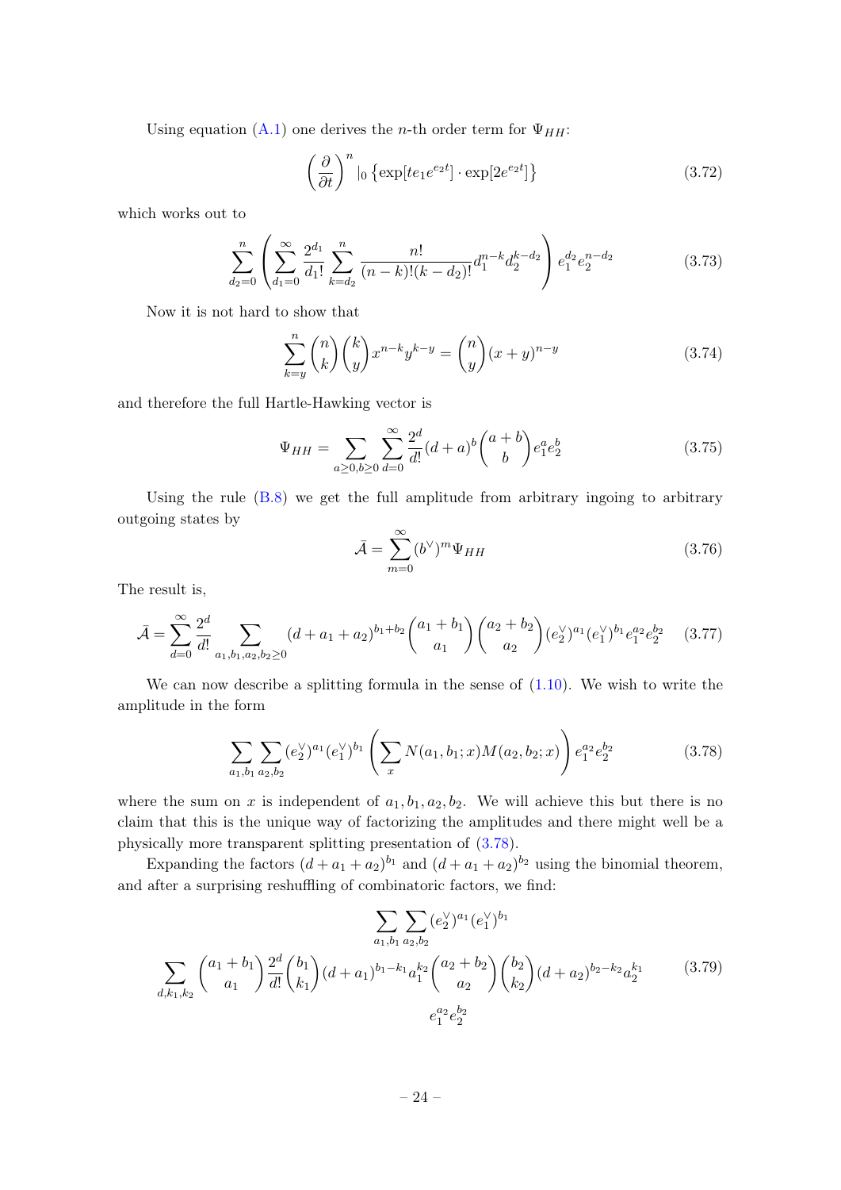Using equation (A.1) one derives the $n$-th order term for $\Psi_{HH}$:

$$\left(\frac{\partial}{\partial t}\right)^n |_0 \left\{\exp[te_1 e^{e_2 t}] \cdot \exp[2e^{e_2 t}]\right\} \tag{3.72}$$

which works out to

$$\sum_{d_2=0}^{n} \left( \sum_{d_1=0}^{\infty} \frac{2^{d_1}}{d_1!} \sum_{k=d_2}^{n} \frac{n!}{(n-k)!(k-d_2)!} d_1^{n-k} d_2^{k-d_2} \right) e_1^{d_2} e_2^{n-d_2} \tag{3.73}$$

Now it is not hard to show that

$$\sum_{k=y}^{n} \binom{n}{k}\binom{k}{y} x^{n-k} y^{k-y} = \binom{n}{y}(x+y)^{n-y} \tag{3.74}$$

and therefore the full Hartle-Hawking vector is

$$\Psi_{HH} = \sum_{a\geq 0, b\geq 0} \sum_{d=0}^{\infty} \frac{2^d}{d!}(d+a)^b \binom{a+b}{b} e_1^a e_2^b \tag{3.75}$$

Using the rule (B.8) we get the full amplitude from arbitrary ingoing to arbitrary outgoing states by

$$\bar{\mathcal{A}} = \sum_{m=0}^{\infty} (b^\vee)^m \Psi_{HH} \tag{3.76}$$

The result is,

$$\bar{\mathcal{A}} = \sum_{d=0}^{\infty} \frac{2^d}{d!} \sum_{a_1,b_1,a_2,b_2\geq 0} (d+a_1+a_2)^{b_1+b_2} \binom{a_1+b_1}{a_1}\binom{a_2+b_2}{a_2} (e_2^\vee)^{a_1}(e_1^\vee)^{b_1} e_1^{a_2} e_2^{b_2} \tag{3.77}$$

We can now describe a splitting formula in the sense of (1.10). We wish to write the amplitude in the form

$$\sum_{a_1,b_1}\sum_{a_2,b_2} (e_2^\vee)^{a_1}(e_1^\vee)^{b_1} \left( \sum_x N(a_1,b_1;x) M(a_2,b_2;x) \right) e_1^{a_2} e_2^{b_2} \tag{3.78}$$

where the sum on $x$ is independent of $a_1, b_1, a_2, b_2$. We will achieve this but there is no claim that this is the unique way of factorizing the amplitudes and there might well be a physically more transparent splitting presentation of (3.78).

Expanding the factors $(d+a_1+a_2)^{b_1}$ and $(d+a_1+a_2)^{b_2}$ using the binomial theorem, and after a surprising reshuffling of combinatoric factors, we find:

$$\begin{gathered}\sum_{a_1,b_1}\sum_{a_2,b_2} (e_2^\vee)^{a_1}(e_1^\vee)^{b_1} \\ \sum_{d,k_1,k_2} \binom{a_1+b_1}{a_1} \frac{2^d}{d!} \binom{b_1}{k_1} (d+a_1)^{b_1-k_1} a_1^{k_2} \binom{a_2+b_2}{a_2}\binom{b_2}{k_2} (d+a_2)^{b_2-k_2} a_2^{k_1} \\ e_1^{a_2} e_2^{b_2}\end{gathered} \tag{3.79}$$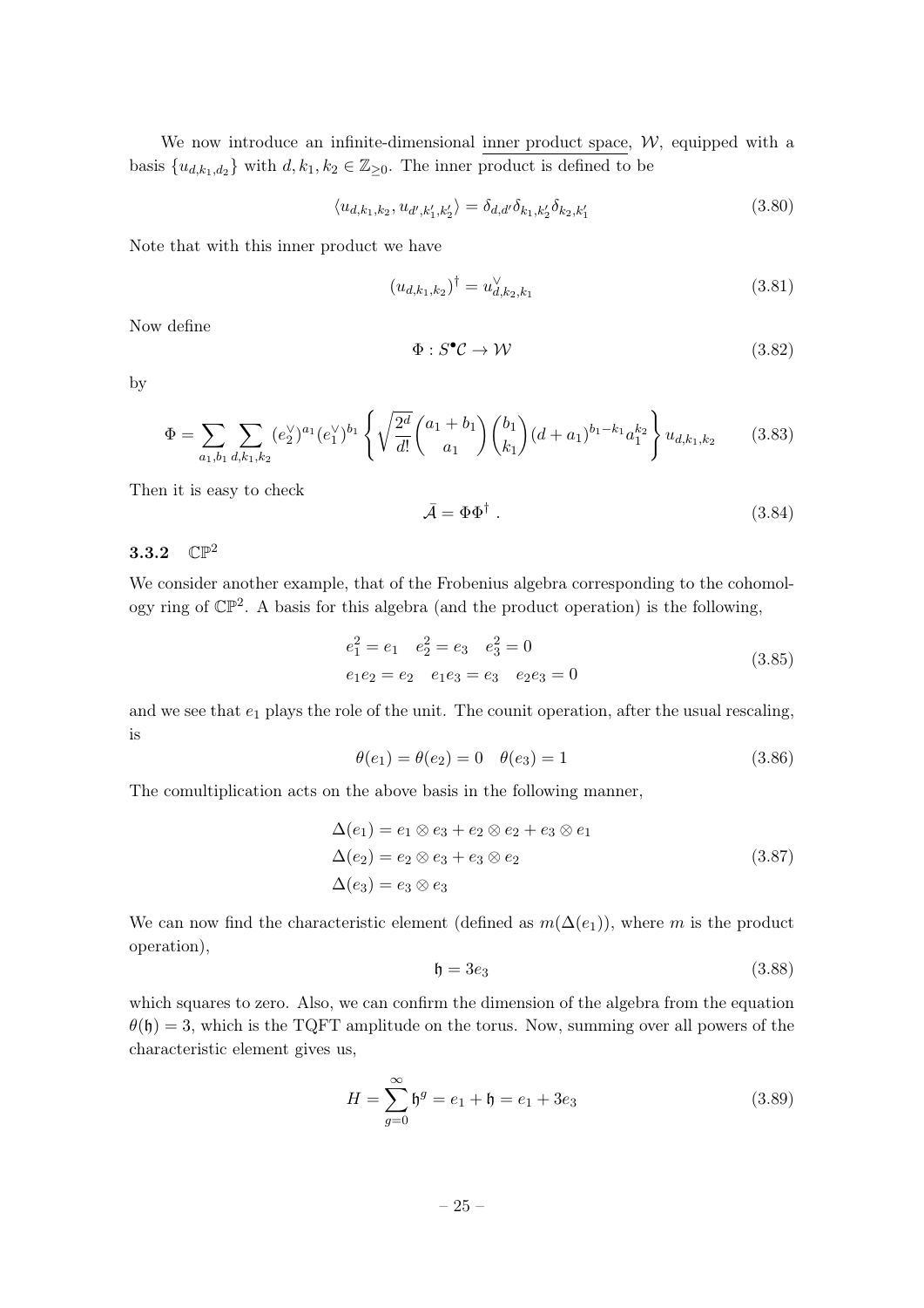We now introduce an infinite-dimensional inner product space, $\mathcal{W}$, equipped with a basis $\{u_{d,k_1,d_2}\}$ with $d, k_1, k_2 \in \mathbb{Z}_{\geq 0}$. The inner product is defined to be

$$\langle u_{d,k_1,k_2}, u_{d',k_1',k_2'} \rangle = \delta_{d,d'} \delta_{k_1,k_2'} \delta_{k_2,k_1'} \tag{3.80}$$

Note that with this inner product we have

$$(u_{d,k_1,k_2})^\dagger = u^\vee_{d,k_2,k_1} \tag{3.81}$$

Now define

$$\Phi : S^\bullet \mathcal{C} \to \mathcal{W} \tag{3.82}$$

by

$$\Phi = \sum_{a_1,b_1} \sum_{d,k_1,k_2} (e_2^\vee)^{a_1} (e_1^\vee)^{b_1} \left\{ \sqrt{\frac{2^d}{d!}} \binom{a_1+b_1}{a_1} \binom{b_1}{k_1} (d+a_1)^{b_1-k_1} a_1^{k_2} \right\} u_{d,k_1,k_2} \tag{3.83}$$

Then it is easy to check

$$\bar{\mathcal{A}} = \Phi \Phi^\dagger \ . \tag{3.84}$$

### 3.3.2 $\mathbb{CP}^2$

We consider another example, that of the Frobenius algebra corresponding to the cohomology ring of $\mathbb{CP}^2$. A basis for this algebra (and the product operation) is the following,

$$\begin{aligned} e_1^2 = e_1 \quad e_2^2 = e_3 \quad e_3^2 = 0 \\ e_1 e_2 = e_2 \quad e_1 e_3 = e_3 \quad e_2 e_3 = 0 \end{aligned} \tag{3.85}$$

and we see that $e_1$ plays the role of the unit. The counit operation, after the usual rescaling, is

$$\theta(e_1) = \theta(e_2) = 0 \quad \theta(e_3) = 1 \tag{3.86}$$

The comultiplication acts on the above basis in the following manner,

$$\begin{aligned} \Delta(e_1) &= e_1 \otimes e_3 + e_2 \otimes e_2 + e_3 \otimes e_1 \\ \Delta(e_2) &= e_2 \otimes e_3 + e_3 \otimes e_2 \\ \Delta(e_3) &= e_3 \otimes e_3 \end{aligned} \tag{3.87}$$

We can now find the characteristic element (defined as $m(\Delta(e_1))$, where $m$ is the product operation),

$$\mathfrak{h} = 3e_3 \tag{3.88}$$

which squares to zero. Also, we can confirm the dimension of the algebra from the equation $\theta(\mathfrak{h}) = 3$, which is the TQFT amplitude on the torus. Now, summing over all powers of the characteristic element gives us,

$$H = \sum_{g=0}^{\infty} \mathfrak{h}^g = e_1 + \mathfrak{h} = e_1 + 3e_3 \tag{3.89}$$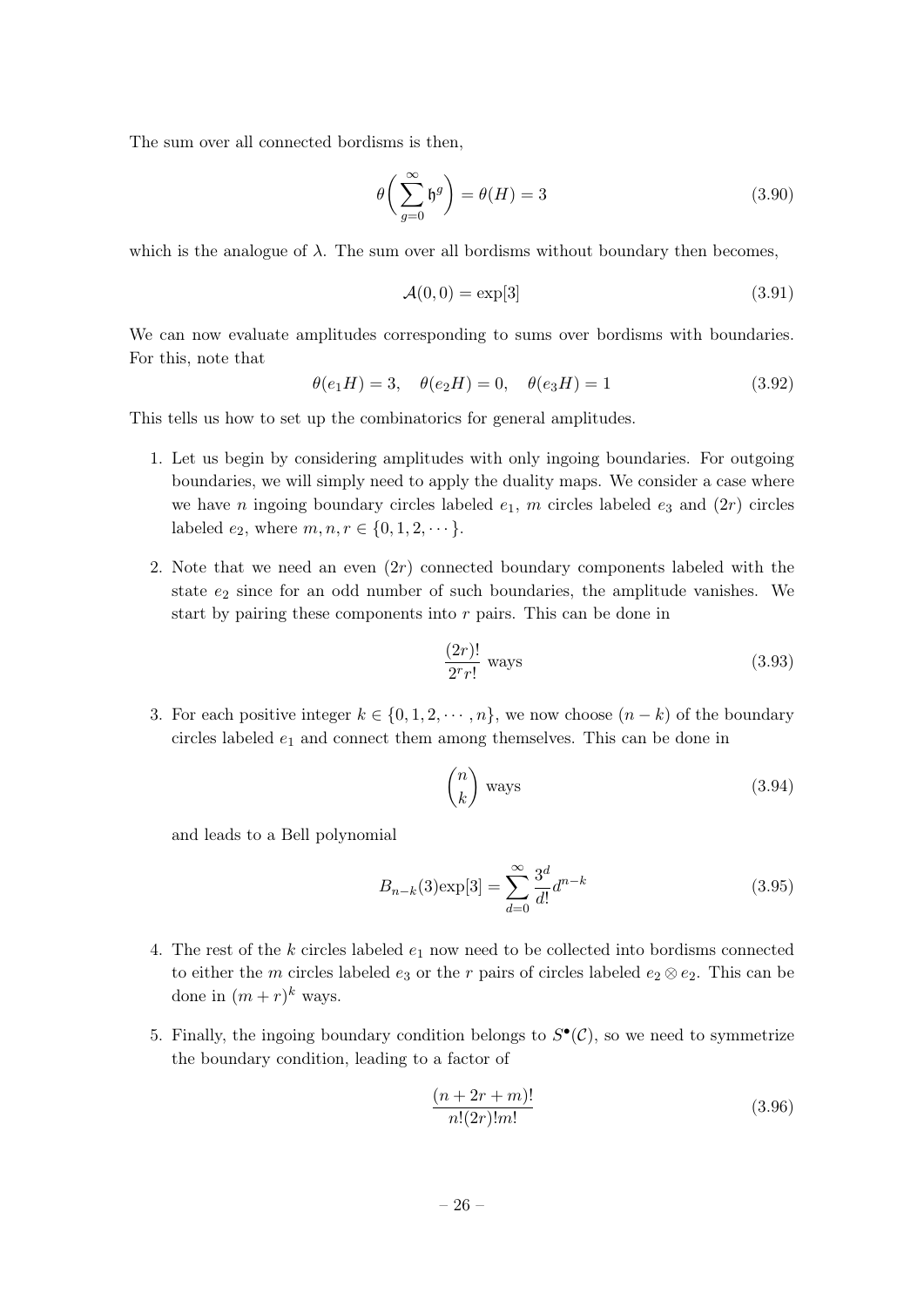The sum over all connected bordisms is then,

$$\theta\bigg(\sum_{g=0}^{\infty}\mathfrak{h}^g\bigg) = \theta(H) = 3 \tag{3.90}$$

which is the analogue of $\lambda$. The sum over all bordisms without boundary then becomes,

$$\mathcal{A}(0,0) = \exp[3] \tag{3.91}$$

We can now evaluate amplitudes corresponding to sums over bordisms with boundaries. For this, note that

$$\theta(e_1 H) = 3, \quad \theta(e_2 H) = 0, \quad \theta(e_3 H) = 1 \tag{3.92}$$

This tells us how to set up the combinatorics for general amplitudes.

1. Let us begin by considering amplitudes with only ingoing boundaries. For outgoing boundaries, we will simply need to apply the duality maps. We consider a case where we have $n$ ingoing boundary circles labeled $e_1$, $m$ circles labeled $e_3$ and $(2r)$ circles labeled $e_2$, where $m, n, r \in \{0, 1, 2, \cdots\}$.

2. Note that we need an even $(2r)$ connected boundary components labeled with the state $e_2$ since for an odd number of such boundaries, the amplitude vanishes. We start by pairing these components into $r$ pairs. This can be done in

$$\frac{(2r)!}{2^r r!} \text{ ways} \tag{3.93}$$

3. For each positive integer $k \in \{0, 1, 2, \cdots, n\}$, we now choose $(n-k)$ of the boundary circles labeled $e_1$ and connect them among themselves. This can be done in

$$\binom{n}{k} \text{ ways} \tag{3.94}$$

   and leads to a Bell polynomial

$$B_{n-k}(3)\exp[3] = \sum_{d=0}^{\infty} \frac{3^d}{d!} d^{n-k} \tag{3.95}$$

4. The rest of the $k$ circles labeled $e_1$ now need to be collected into bordisms connected to either the $m$ circles labeled $e_3$ or the $r$ pairs of circles labeled $e_2 \otimes e_2$. This can be done in $(m+r)^k$ ways.

5. Finally, the ingoing boundary condition belongs to $S^\bullet(\mathcal{C})$, so we need to symmetrize the boundary condition, leading to a factor of

$$\frac{(n+2r+m)!}{n!(2r)!m!} \tag{3.96}$$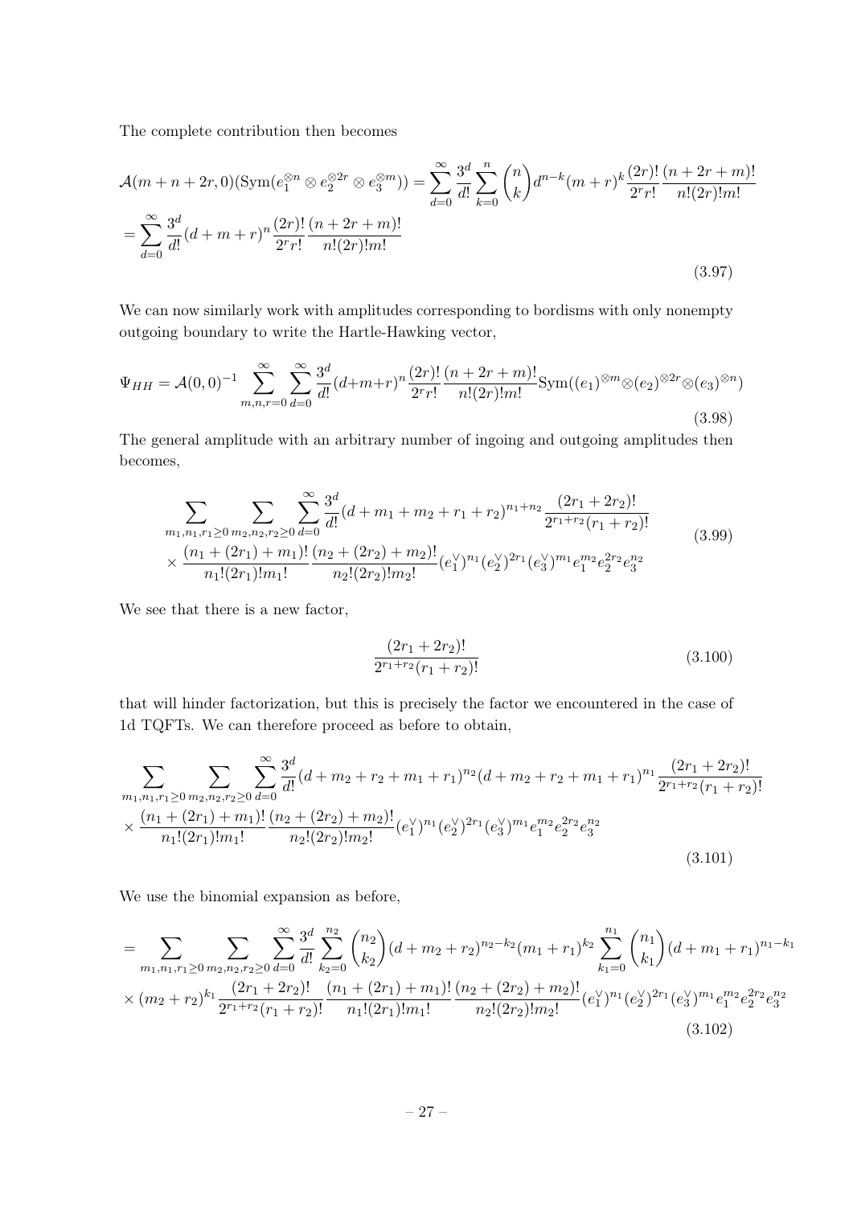The complete contribution then becomes

$$
\begin{aligned}
&\mathcal{A}(m+n+2r,0)(\mathrm{Sym}(e_1^{\otimes n}\otimes e_2^{\otimes 2r}\otimes e_3^{\otimes m})) = \sum_{d=0}^{\infty}\frac{3^d}{d!}\sum_{k=0}^{n}\binom{n}{k}d^{n-k}(m+r)^k\frac{(2r)!}{2^r r!}\frac{(n+2r+m)!}{n!(2r)!m!}\\
&=\sum_{d=0}^{\infty}\frac{3^d}{d!}(d+m+r)^n\frac{(2r)!}{2^r r!}\frac{(n+2r+m)!}{n!(2r)!m!}
\end{aligned}
\tag{3.97}
$$

We can now similarly work with amplitudes corresponding to bordisms with only nonempty outgoing boundary to write the Hartle-Hawking vector,

$$
\Psi_{HH} = \mathcal{A}(0,0)^{-1}\sum_{m,n,r=0}^{\infty}\sum_{d=0}^{\infty}\frac{3^d}{d!}(d+m+r)^n\frac{(2r)!}{2^r r!}\frac{(n+2r+m)!}{n!(2r)!m!}\mathrm{Sym}((e_1)^{\otimes m}\otimes(e_2)^{\otimes 2r}\otimes(e_3)^{\otimes n})
\tag{3.98}
$$

The general amplitude with an arbitrary number of ingoing and outgoing amplitudes then becomes,

$$
\begin{aligned}
&\sum_{m_1,n_1,r_1\geq 0}\sum_{m_2,n_2,r_2\geq 0}\sum_{d=0}^{\infty}\frac{3^d}{d!}(d+m_1+m_2+r_1+r_2)^{n_1+n_2}\frac{(2r_1+2r_2)!}{2^{r_1+r_2}(r_1+r_2)!}\\
&\times\frac{(n_1+(2r_1)+m_1)!}{n_1!(2r_1)!m_1!}\frac{(n_2+(2r_2)+m_2)!}{n_2!(2r_2)!m_2!}(e_1^\vee)^{n_1}(e_2^\vee)^{2r_1}(e_3^\vee)^{m_1}e_1^{m_2}e_2^{2r_2}e_3^{n_2}
\end{aligned}
\tag{3.99}
$$

We see that there is a new factor,

$$
\frac{(2r_1+2r_2)!}{2^{r_1+r_2}(r_1+r_2)!}
\tag{3.100}
$$

that will hinder factorization, but this is precisely the factor we encountered in the case of 1d TQFTs. We can therefore proceed as before to obtain,

$$
\begin{aligned}
&\sum_{m_1,n_1,r_1\geq 0}\sum_{m_2,n_2,r_2\geq 0}\sum_{d=0}^{\infty}\frac{3^d}{d!}(d+m_2+r_2+m_1+r_1)^{n_2}(d+m_2+r_2+m_1+r_1)^{n_1}\frac{(2r_1+2r_2)!}{2^{r_1+r_2}(r_1+r_2)!}\\
&\times\frac{(n_1+(2r_1)+m_1)!}{n_1!(2r_1)!m_1!}\frac{(n_2+(2r_2)+m_2)!}{n_2!(2r_2)!m_2!}(e_1^\vee)^{n_1}(e_2^\vee)^{2r_1}(e_3^\vee)^{m_1}e_1^{m_2}e_2^{2r_2}e_3^{n_2}
\end{aligned}
\tag{3.101}
$$

We use the binomial expansion as before,

$$
\begin{aligned}
&=\sum_{m_1,n_1,r_1\geq 0}\sum_{m_2,n_2,r_2\geq 0}\sum_{d=0}^{\infty}\frac{3^d}{d!}\sum_{k_2=0}^{n_2}\binom{n_2}{k_2}(d+m_2+r_2)^{n_2-k_2}(m_1+r_1)^{k_2}\sum_{k_1=0}^{n_1}\binom{n_1}{k_1}(d+m_1+r_1)^{n_1-k_1}\\
&\times(m_2+r_2)^{k_1}\frac{(2r_1+2r_2)!}{2^{r_1+r_2}(r_1+r_2)!}\frac{(n_1+(2r_1)+m_1)!}{n_1!(2r_1)!m_1!}\frac{(n_2+(2r_2)+m_2)!}{n_2!(2r_2)!m_2!}(e_1^\vee)^{n_1}(e_2^\vee)^{2r_1}(e_3^\vee)^{m_1}e_1^{m_2}e_2^{2r_2}e_3^{n_2}
\end{aligned}
\tag{3.102}
$$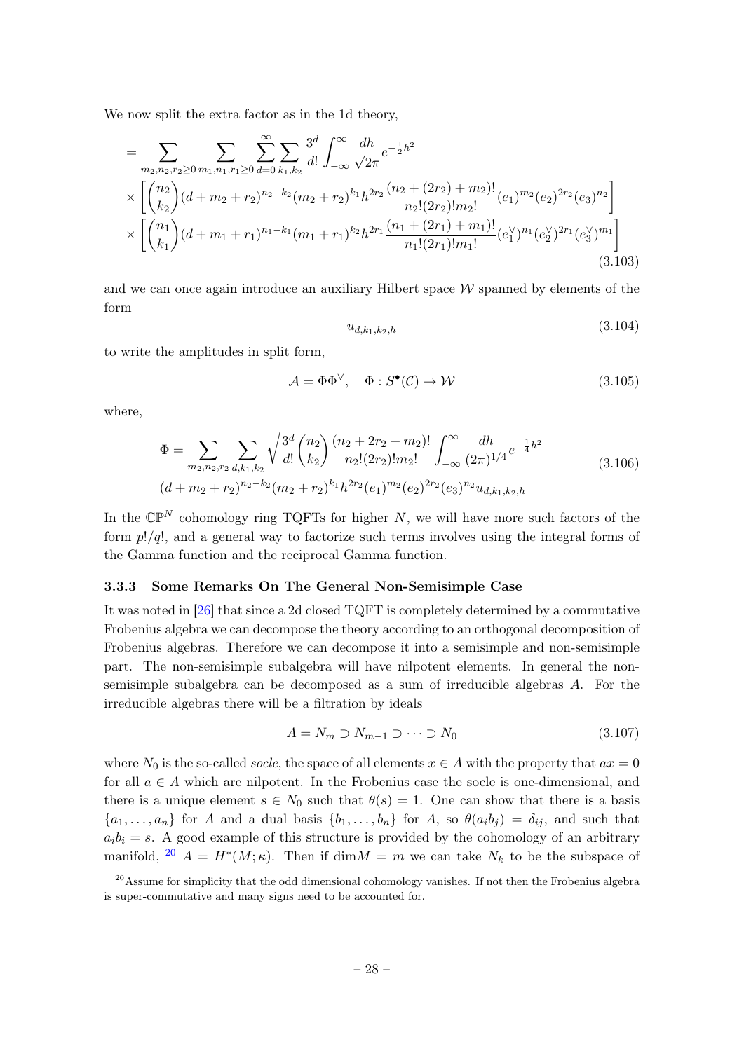We now split the extra factor as in the 1d theory,

$$
\begin{aligned}
&= \sum_{m_2,n_2,r_2\geq 0}\sum_{m_1,n_1,r_1\geq 0}\sum_{d=0}^{\infty}\sum_{k_1,k_2}\frac{3^d}{d!}\int_{-\infty}^{\infty}\frac{dh}{\sqrt{2\pi}}e^{-\frac{1}{2}h^2} \\
&\times\left[\binom{n_2}{k_2}(d+m_2+r_2)^{n_2-k_2}(m_2+r_2)^{k_1}h^{2r_2}\frac{(n_2+(2r_2)+m_2)!}{n_2!(2r_2)!m_2!}(e_1)^{m_2}(e_2)^{2r_2}(e_3)^{n_2}\right] \\
&\times\left[\binom{n_1}{k_1}(d+m_1+r_1)^{n_1-k_1}(m_1+r_1)^{k_2}h^{2r_1}\frac{(n_1+(2r_1)+m_1)!}{n_1!(2r_1)!m_1!}(e_1^\vee)^{n_1}(e_2^\vee)^{2r_1}(e_3^\vee)^{m_1}\right]
\end{aligned}
\tag{3.103}
$$

and we can once again introduce an auxiliary Hilbert space $\mathcal{W}$ spanned by elements of the form

$$
u_{d,k_1,k_2,h} \tag{3.104}
$$

to write the amplitudes in split form,

$$
\mathcal{A}=\Phi\Phi^\vee,\quad \Phi: S^\bullet(\mathcal{C})\to\mathcal{W} \tag{3.105}
$$

where,

$$
\begin{aligned}
\Phi = &\sum_{m_2,n_2,r_2}\sum_{d,k_1,k_2}\sqrt{\frac{3^d}{d!}}\binom{n_2}{k_2}\frac{(n_2+2r_2+m_2)!}{n_2!(2r_2)!m_2!}\int_{-\infty}^{\infty}\frac{dh}{(2\pi)^{1/4}}e^{-\frac{1}{4}h^2} \\
&(d+m_2+r_2)^{n_2-k_2}(m_2+r_2)^{k_1}h^{2r_2}(e_1)^{m_2}(e_2)^{2r_2}(e_3)^{n_2}u_{d,k_1,k_2,h}
\end{aligned}
\tag{3.106}
$$

In the $\mathbb{CP}^N$ cohomology ring TQFTs for higher $N$, we will have more such factors of the form $p!/q!$, and a general way to factorize such terms involves using the integral forms of the Gamma function and the reciprocal Gamma function.

### 3.3.3 Some Remarks On The General Non-Semisimple Case

It was noted in [26] that since a 2d closed TQFT is completely determined by a commutative Frobenius algebra we can decompose the theory according to an orthogonal decomposition of Frobenius algebras. Therefore we can decompose it into a semisimple and non-semisimple part. The non-semisimple subalgebra will have nilpotent elements. In general the non-semisimple subalgebra can be decomposed as a sum of irreducible algebras $A$. For the irreducible algebras there will be a filtration by ideals

$$
A = N_m \supset N_{m-1}\supset\cdots\supset N_0 \tag{3.107}
$$

where $N_0$ is the so-called *socle*, the space of all elements $x\in A$ with the property that $ax=0$ for all $a\in A$ which are nilpotent. In the Frobenius case the socle is one-dimensional, and there is a unique element $s\in N_0$ such that $\theta(s)=1$. One can show that there is a basis $\{a_1,\dots,a_n\}$ for $A$ and a dual basis $\{b_1,\dots,b_n\}$ for $A$, so $\theta(a_ib_j)=\delta_{ij}$, and such that $a_ib_i=s$. A good example of this structure is provided by the cohomology of an arbitrary manifold, [20] $A=H^*(M;\kappa)$. Then if $\dim M = m$ we can take $N_k$ to be the subspace of

[20] Assume for simplicity that the odd dimensional cohomology vanishes. If not then the Frobenius algebra is super-commutative and many signs need to be accounted for.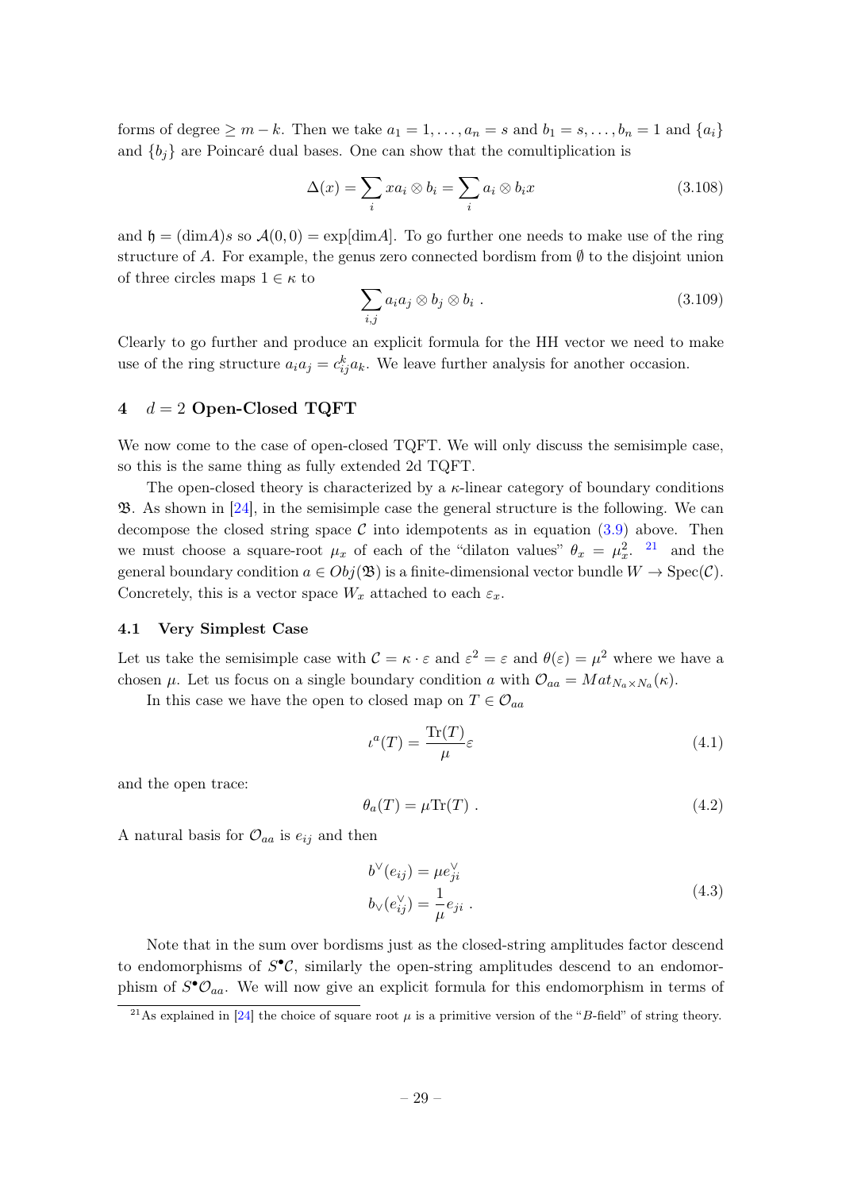forms of degree $\geq m - k$. Then we take $a_1 = 1, \ldots, a_n = s$ and $b_1 = s, \ldots, b_n = 1$ and $\{a_i\}$ and $\{b_j\}$ are Poincaré dual bases. One can show that the comultiplication is

$$\Delta(x) = \sum_i x a_i \otimes b_i = \sum_i a_i \otimes b_i x \tag{3.108}$$

and $\mathfrak{h} = (\dim A)s$ so $\mathcal{A}(0,0) = \exp[\dim A]$. To go further one needs to make use of the ring structure of $A$. For example, the genus zero connected bordism from $\emptyset$ to the disjoint union of three circles maps $1 \in \kappa$ to

$$\sum_{i,j} a_i a_j \otimes b_j \otimes b_i \ . \tag{3.109}$$

Clearly to go further and produce an explicit formula for the HH vector we need to make use of the ring structure $a_i a_j = c_{ij}^k a_k$. We leave further analysis for another occasion.

## 4 $d = 2$ Open-Closed TQFT

We now come to the case of open-closed TQFT. We will only discuss the semisimple case, so this is the same thing as fully extended 2d TQFT.

The open-closed theory is characterized by a $\kappa$-linear category of boundary conditions $\mathfrak{B}$. As shown in [24], in the semisimple case the general structure is the following. We can decompose the closed string space $\mathcal{C}$ into idempotents as in equation (3.9) above. Then we must choose a square-root $\mu_x$ of each of the "dilaton values" $\theta_x = \mu_x^2$. [21] and the general boundary condition $a \in Obj(\mathfrak{B})$ is a finite-dimensional vector bundle $W \to \mathrm{Spec}(\mathcal{C})$. Concretely, this is a vector space $W_x$ attached to each $\varepsilon_x$.

### 4.1 Very Simplest Case

Let us take the semisimple case with $\mathcal{C} = \kappa \cdot \varepsilon$ and $\varepsilon^2 = \varepsilon$ and $\theta(\varepsilon) = \mu^2$ where we have a chosen $\mu$. Let us focus on a single boundary condition $a$ with $\mathcal{O}_{aa} = Mat_{N_a \times N_a}(\kappa)$.

In this case we have the open to closed map on $T \in \mathcal{O}_{aa}$

$$\iota^a(T) = \frac{\mathrm{Tr}(T)}{\mu} \varepsilon \tag{4.1}$$

and the open trace:

$$\theta_a(T) = \mu \mathrm{Tr}(T) \ . \tag{4.2}$$

A natural basis for $\mathcal{O}_{aa}$ is $e_{ij}$ and then

$$\begin{aligned} b^\vee(e_{ij}) &= \mu e_{ji}^\vee \\ b_\vee(e_{ij}^\vee) &= \frac{1}{\mu} e_{ji} \ . \end{aligned} \tag{4.3}$$

Note that in the sum over bordisms just as the closed-string amplitudes factor descend to endomorphisms of $S^\bullet \mathcal{C}$, similarly the open-string amplitudes descend to an endomorphism of $S^\bullet \mathcal{O}_{aa}$. We will now give an explicit formula for this endomorphism in terms of

[21] As explained in [24] the choice of square root $\mu$ is a primitive version of the "$B$-field" of string theory.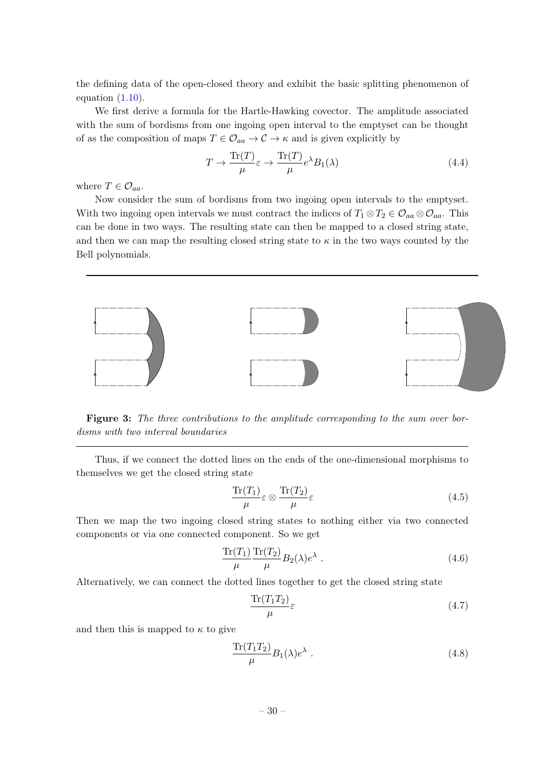the defining data of the open-closed theory and exhibit the basic splitting phenomenon of equation (1.10).

We first derive a formula for the Hartle-Hawking covector. The amplitude associated with the sum of bordisms from one ingoing open interval to the emptyset can be thought of as the composition of maps $T \in \mathcal{O}_{aa} \to \mathcal{C} \to \kappa$ and is given explicitly by

$$T \to \frac{\mathrm{Tr}(T)}{\mu}\varepsilon \to \frac{\mathrm{Tr}(T)}{\mu} e^{\lambda} B_1(\lambda) \tag{4.4}$$

where $T \in \mathcal{O}_{aa}$.

Now consider the sum of bordisms from two ingoing open intervals to the emptyset. With two ingoing open intervals we must contract the indices of $T_1 \otimes T_2 \in \mathcal{O}_{aa} \otimes \mathcal{O}_{aa}$. This can be done in two ways. The resulting state can then be mapped to a closed string state, and then we can map the resulting closed string state to $\kappa$ in the two ways counted by the Bell polynomials.

**Figure 3:** *The three contributions to the amplitude corresponding to the sum over bordisms with two interval boundaries*

Thus, if we connect the dotted lines on the ends of the one-dimensional morphisms to themselves we get the closed string state

$$\frac{\mathrm{Tr}(T_1)}{\mu}\varepsilon \otimes \frac{\mathrm{Tr}(T_2)}{\mu}\varepsilon \tag{4.5}$$

Then we map the two ingoing closed string states to nothing either via two connected components or via one connected component. So we get

$$\frac{\mathrm{Tr}(T_1)}{\mu}\frac{\mathrm{Tr}(T_2)}{\mu} B_2(\lambda) e^{\lambda} . \tag{4.6}$$

Alternatively, we can connect the dotted lines together to get the closed string state

$$\frac{\mathrm{Tr}(T_1 T_2)}{\mu}\varepsilon \tag{4.7}$$

and then this is mapped to $\kappa$ to give

$$\frac{\mathrm{Tr}(T_1 T_2)}{\mu} B_1(\lambda) e^{\lambda} . \tag{4.8}$$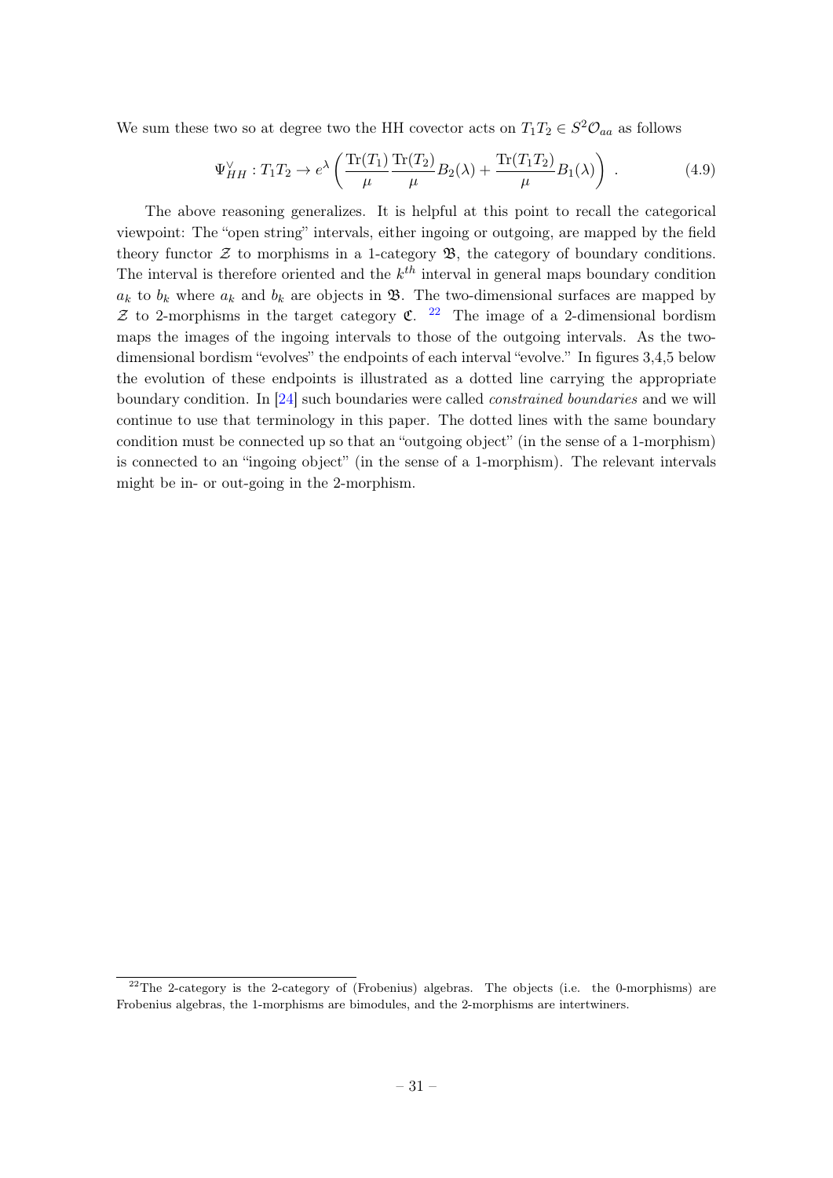We sum these two so at degree two the HH covector acts on $T_1 T_2 \in S^2\mathcal{O}_{aa}$ as follows

$$\Psi_{HH}^{\vee} : T_1 T_2 \to e^{\lambda} \left( \frac{\mathrm{Tr}(T_1)}{\mu} \frac{\mathrm{Tr}(T_2)}{\mu} B_2(\lambda) + \frac{\mathrm{Tr}(T_1 T_2)}{\mu} B_1(\lambda) \right) . \tag{4.9}$$

The above reasoning generalizes. It is helpful at this point to recall the categorical viewpoint: The "open string" intervals, either ingoing or outgoing, are mapped by the field theory functor $\mathcal{Z}$ to morphisms in a 1-category $\mathfrak{B}$, the category of boundary conditions. The interval is therefore oriented and the $k^{th}$ interval in general maps boundary condition $a_k$ to $b_k$ where $a_k$ and $b_k$ are objects in $\mathfrak{B}$. The two-dimensional surfaces are mapped by $\mathcal{Z}$ to 2-morphisms in the target category $\mathfrak{C}$. [22] The image of a 2-dimensional bordism maps the images of the ingoing intervals to those of the outgoing intervals. As the two-dimensional bordism "evolves" the endpoints of each interval "evolve." In figures 3,4,5 below the evolution of these endpoints is illustrated as a dotted line carrying the appropriate boundary condition. In [24] such boundaries were called *constrained boundaries* and we will continue to use that terminology in this paper. The dotted lines with the same boundary condition must be connected up so that an "outgoing object" (in the sense of a 1-morphism) is connected to an "ingoing object" (in the sense of a 1-morphism). The relevant intervals might be in- or out-going in the 2-morphism.

[22] The 2-category is the 2-category of (Frobenius) algebras. The objects (i.e. the 0-morphisms) are Frobenius algebras, the 1-morphisms are bimodules, and the 2-morphisms are intertwiners.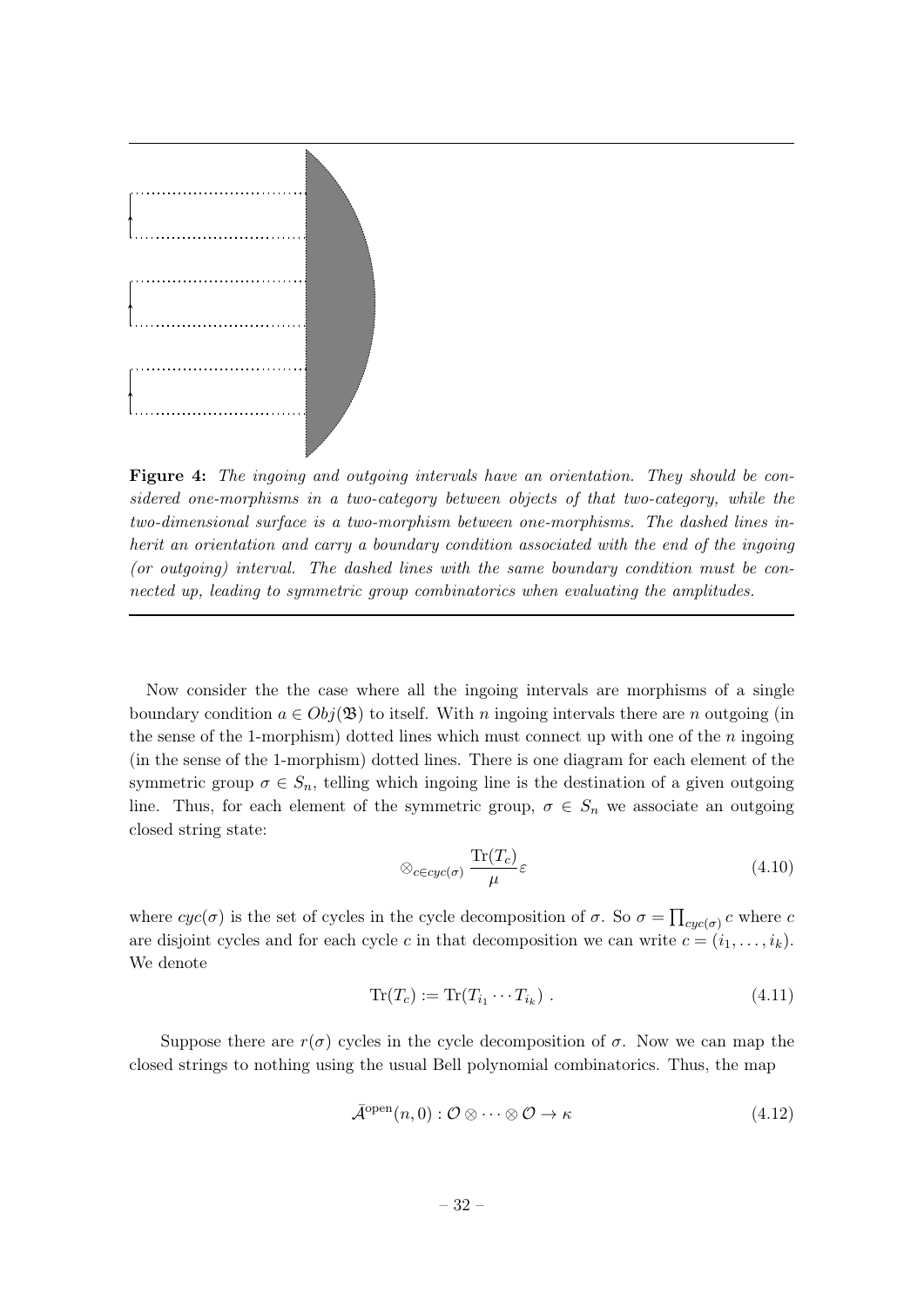**Figure 4:** *The ingoing and outgoing intervals have an orientation. They should be considered one-morphisms in a two-category between objects of that two-category, while the two-dimensional surface is a two-morphism between one-morphisms. The dashed lines inherit an orientation and carry a boundary condition associated with the end of the ingoing (or outgoing) interval. The dashed lines with the same boundary condition must be connected up, leading to symmetric group combinatorics when evaluating the amplitudes.*

Now consider the the case where all the ingoing intervals are morphisms of a single boundary condition $a \in Obj(\mathfrak{B})$ to itself. With $n$ ingoing intervals there are $n$ outgoing (in the sense of the 1-morphism) dotted lines which must connect up with one of the $n$ ingoing (in the sense of the 1-morphism) dotted lines. There is one diagram for each element of the symmetric group $\sigma \in S_n$, telling which ingoing line is the destination of a given outgoing line. Thus, for each element of the symmetric group, $\sigma \in S_n$ we associate an outgoing closed string state:

$$\otimes_{c \in cyc(\sigma)} \frac{\mathrm{Tr}(T_c)}{\mu} \varepsilon \tag{4.10}$$

where $cyc(\sigma)$ is the set of cycles in the cycle decomposition of $\sigma$. So $\sigma = \prod_{cyc(\sigma)} c$ where $c$ are disjoint cycles and for each cycle $c$ in that decomposition we can write $c = (i_1, \ldots, i_k)$. We denote

$$\mathrm{Tr}(T_c) := \mathrm{Tr}(T_{i_1} \cdots T_{i_k}) \ . \tag{4.11}$$

Suppose there are $r(\sigma)$ cycles in the cycle decomposition of $\sigma$. Now we can map the closed strings to nothing using the usual Bell polynomial combinatorics. Thus, the map

$$\bar{\mathcal{A}}^{\mathrm{open}}(n, 0) : \mathcal{O} \otimes \cdots \otimes \mathcal{O} \to \kappa \tag{4.12}$$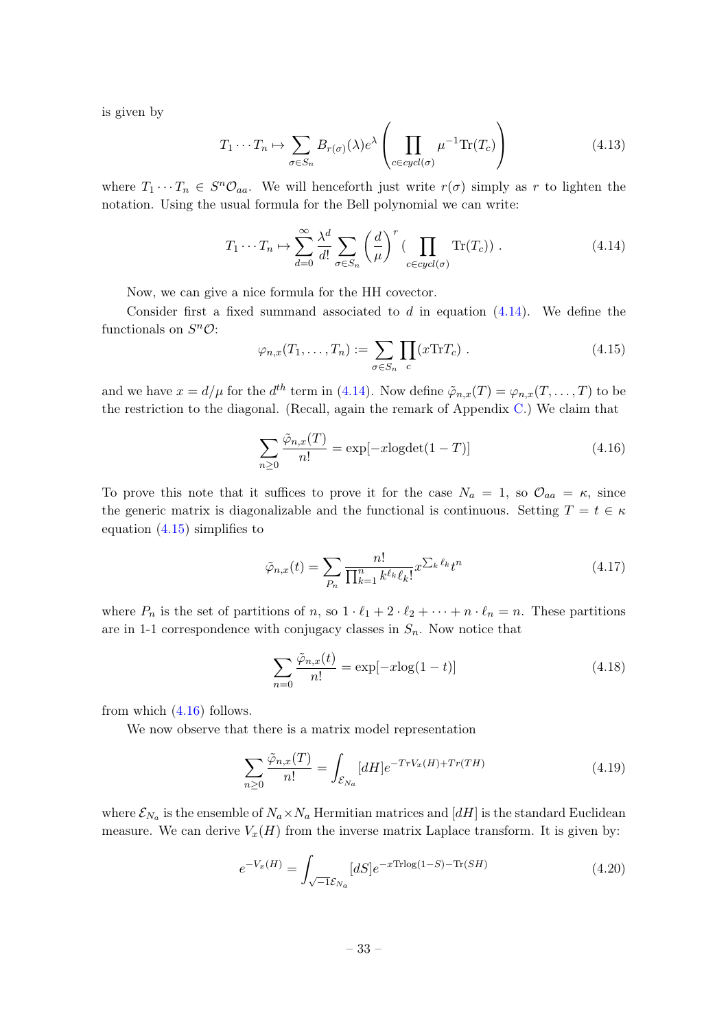is given by

$$T_1 \cdots T_n \mapsto \sum_{\sigma \in S_n} B_{r(\sigma)}(\lambda) e^{\lambda} \left( \prod_{c \in cycl(\sigma)} \mu^{-1} \mathrm{Tr}(T_c) \right) \tag{4.13}$$

where $T_1 \cdots T_n \in S^n \mathcal{O}_{aa}$. We will henceforth just write $r(\sigma)$ simply as $r$ to lighten the notation. Using the usual formula for the Bell polynomial we can write:

$$T_1 \cdots T_n \mapsto \sum_{d=0}^{\infty} \frac{\lambda^d}{d!} \sum_{\sigma \in S_n} \left( \frac{d}{\mu} \right)^r \big( \prod_{c \in cycl(\sigma)} \mathrm{Tr}(T_c) \big) \; . \tag{4.14}$$

Now, we can give a nice formula for the HH covector.

Consider first a fixed summand associated to $d$ in equation (4.14). We define the functionals on $S^n \mathcal{O}$:

$$\varphi_{n,x}(T_1, \dots, T_n) := \sum_{\sigma \in S_n} \prod_c (x \mathrm{Tr} T_c) \; . \tag{4.15}$$

and we have $x = d/\mu$ for the $d^{th}$ term in (4.14). Now define $\tilde{\varphi}_{n,x}(T) = \varphi_{n,x}(T, \dots, T)$ to be the restriction to the diagonal. (Recall, again the remark of Appendix C.) We claim that

$$\sum_{n \geq 0} \frac{\tilde{\varphi}_{n,x}(T)}{n!} = \exp[-x \mathrm{logdet}(1-T)] \tag{4.16}$$

To prove this note that it suffices to prove it for the case $N_a = 1$, so $\mathcal{O}_{aa} = \kappa$, since the generic matrix is diagonalizable and the functional is continuous. Setting $T = t \in \kappa$ equation (4.15) simplifies to

$$\tilde{\varphi}_{n,x}(t) = \sum_{P_n} \frac{n!}{\prod_{k=1}^n k^{\ell_k} \ell_k!} x^{\sum_k \ell_k} t^n \tag{4.17}$$

where $P_n$ is the set of partitions of $n$, so $1 \cdot \ell_1 + 2 \cdot \ell_2 + \cdots + n \cdot \ell_n = n$. These partitions are in 1-1 correspondence with conjugacy classes in $S_n$. Now notice that

$$\sum_{n=0} \frac{\tilde{\varphi}_{n,x}(t)}{n!} = \exp[-x \log(1-t)] \tag{4.18}$$

from which (4.16) follows.

We now observe that there is a matrix model representation

$$\sum_{n \geq 0} \frac{\tilde{\varphi}_{n,x}(T)}{n!} = \int_{\mathcal{E}_{N_a}} [dH] e^{-Tr V_x(H) + Tr(TH)} \tag{4.19}$$

where $\mathcal{E}_{N_a}$ is the ensemble of $N_a \times N_a$ Hermitian matrices and $[dH]$ is the standard Euclidean measure. We can derive $V_x(H)$ from the inverse matrix Laplace transform. It is given by:

$$e^{-V_x(H)} = \int_{\sqrt{-1}\mathcal{E}_{N_a}} [dS] e^{-x \mathrm{Tr} \log(1-S) - \mathrm{Tr}(SH)} \tag{4.20}$$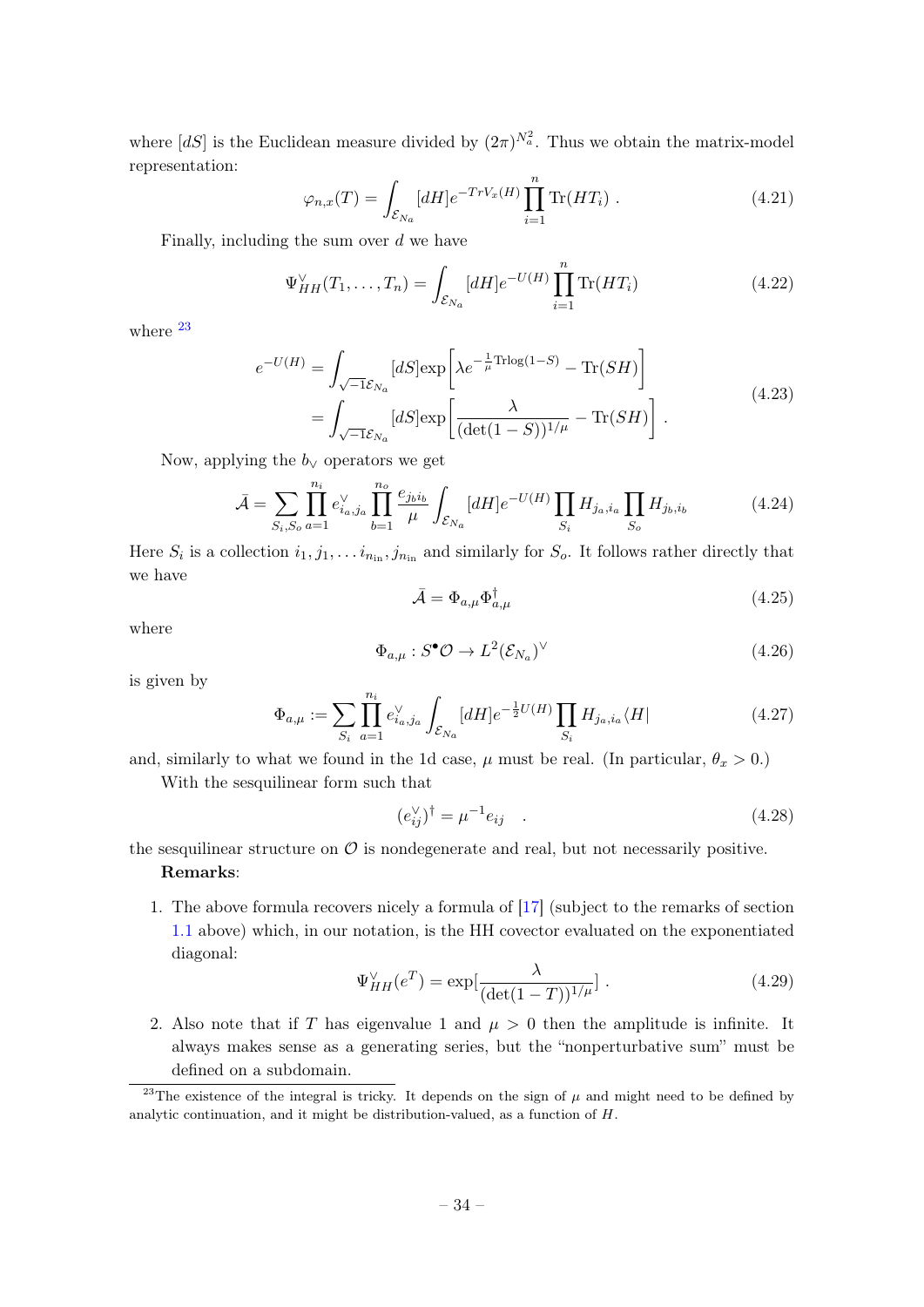where $[dS]$ is the Euclidean measure divided by $(2\pi)^{N_a^2}$. Thus we obtain the matrix-model representation:

$$
\varphi_{n,x}(T) = \int_{\mathcal{E}_{N_a}} [dH] e^{-TrV_x(H)} \prod_{i=1}^{n} \mathrm{Tr}(HT_i) \ . \tag{4.21}
$$

Finally, including the sum over $d$ we have

$$
\Psi_{HH}^{\vee}(T_1, \ldots, T_n) = \int_{\mathcal{E}_{N_a}} [dH] e^{-U(H)} \prod_{i=1}^{n} \mathrm{Tr}(HT_i) \tag{4.22}
$$

where [23]

$$
\begin{aligned}
e^{-U(H)} &= \int_{\sqrt{-1}\mathcal{E}_{N_a}} [dS] \exp\left[\lambda e^{-\frac{1}{\mu}\mathrm{Trlog}(1-S)} - \mathrm{Tr}(SH)\right] \\
&= \int_{\sqrt{-1}\mathcal{E}_{N_a}} [dS] \exp\left[\frac{\lambda}{(\det(1-S))^{1/\mu}} - \mathrm{Tr}(SH)\right] .
\end{aligned} \tag{4.23}
$$

Now, applying the $b_\vee$ operators we get

$$
\bar{\mathcal{A}} = \sum_{S_i, S_o} \prod_{a=1}^{n_i} e_{i_a,j_a}^{\vee} \prod_{b=1}^{n_o} \frac{e_{j_b i_b}}{\mu} \int_{\mathcal{E}_{N_a}} [dH] e^{-U(H)} \prod_{S_i} H_{j_a,i_a} \prod_{S_o} H_{j_b,i_b} \tag{4.24}
$$

Here $S_i$ is a collection $i_1, j_1, \ldots i_{n_{\mathrm{in}}}, j_{n_{\mathrm{in}}}$ and similarly for $S_o$. It follows rather directly that we have

$$
\bar{\mathcal{A}} = \Phi_{a,\mu} \Phi_{a,\mu}^{\dagger} \tag{4.25}
$$

where

$$
\Phi_{a,\mu} : S^{\bullet}\mathcal{O} \to L^2(\mathcal{E}_{N_a})^{\vee} \tag{4.26}
$$

is given by

$$
\Phi_{a,\mu} := \sum_{S_i} \prod_{a=1}^{n_i} e_{i_a,j_a}^{\vee} \int_{\mathcal{E}_{N_a}} [dH] e^{-\frac{1}{2}U(H)} \prod_{S_i} H_{j_a,i_a} \langle H| \tag{4.27}
$$

and, similarly to what we found in the 1d case, $\mu$ must be real. (In particular, $\theta_x > 0$.)

With the sesquilinear form such that

$$
(e_{ij}^{\vee})^{\dagger} = \mu^{-1} e_{ij} \quad . \tag{4.28}
$$

the sesquilinear structure on $\mathcal{O}$ is nondegenerate and real, but not necessarily positive.

**Remarks**:

1. The above formula recovers nicely a formula of [17] (subject to the remarks of section 1.1 above) which, in our notation, is the HH covector evaluated on the exponentiated diagonal:
$$
\Psi_{HH}^{\vee}(e^T) = \exp[\frac{\lambda}{(\det(1-T))^{1/\mu}}] \ . \tag{4.29}
$$

2. Also note that if $T$ has eigenvalue 1 and $\mu > 0$ then the amplitude is infinite. It always makes sense as a generating series, but the "nonperturbative sum" must be defined on a subdomain.

[23] The existence of the integral is tricky. It depends on the sign of $\mu$ and might need to be defined by analytic continuation, and it might be distribution-valued, as a function of $H$.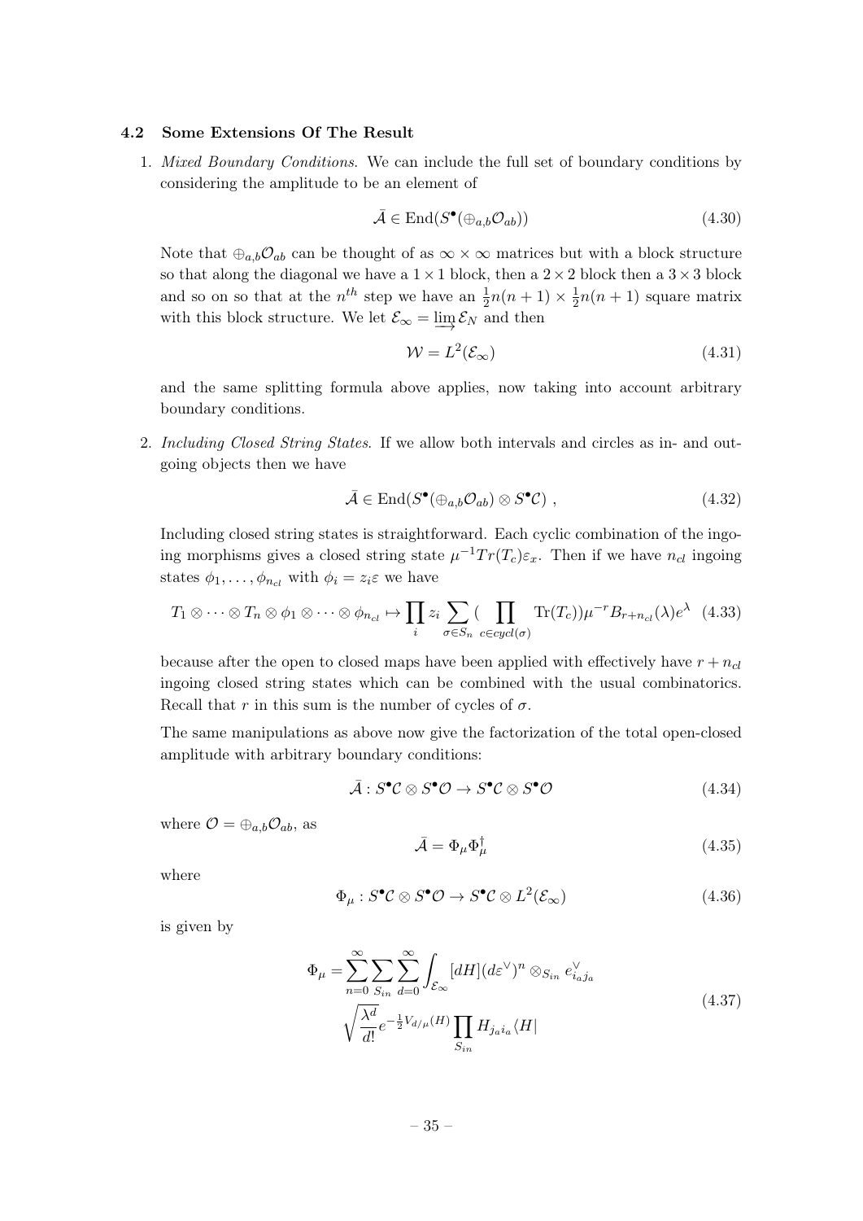### 4.2 Some Extensions Of The Result

1. *Mixed Boundary Conditions*. We can include the full set of boundary conditions by considering the amplitude to be an element of

$$\bar{\mathcal{A}} \in \mathrm{End}(S^{\bullet}(\oplus_{a,b}\mathcal{O}_{ab})) \tag{4.30}$$

Note that $\oplus_{a,b}\mathcal{O}_{ab}$ can be thought of as $\infty \times \infty$ matrices but with a block structure so that along the diagonal we have a $1 \times 1$ block, then a $2 \times 2$ block then a $3 \times 3$ block and so on so that at the $n^{th}$ step we have an $\frac{1}{2}n(n+1) \times \frac{1}{2}n(n+1)$ square matrix with this block structure. We let $\mathcal{E}_{\infty} = \varinjlim \mathcal{E}_N$ and then

$$\mathcal{W} = L^2(\mathcal{E}_{\infty}) \tag{4.31}$$

and the same splitting formula above applies, now taking into account arbitrary boundary conditions.

2. *Including Closed String States*. If we allow both intervals and circles as in- and outgoing objects then we have

$$\bar{\mathcal{A}} \in \mathrm{End}(S^{\bullet}(\oplus_{a,b}\mathcal{O}_{ab}) \otimes S^{\bullet}\mathcal{C}) \ , \tag{4.32}$$

Including closed string states is straightforward. Each cyclic combination of the ingoing morphisms gives a closed string state $\mu^{-1}Tr(T_c)\varepsilon_x$. Then if we have $n_{cl}$ ingoing states $\phi_1, \ldots, \phi_{n_{cl}}$ with $\phi_i = z_i\varepsilon$ we have

$$T_1 \otimes \cdots \otimes T_n \otimes \phi_1 \otimes \cdots \otimes \phi_{n_{cl}} \mapsto \prod_i z_i \sum_{\sigma \in S_n} (\prod_{c \in cycl(\sigma)} \mathrm{Tr}(T_c))\mu^{-r} B_{r+n_{cl}}(\lambda)e^{\lambda} \tag{4.33}$$

because after the open to closed maps have been applied with effectively have $r + n_{cl}$ ingoing closed string states which can be combined with the usual combinatorics. Recall that $r$ in this sum is the number of cycles of $\sigma$.

The same manipulations as above now give the factorization of the total open-closed amplitude with arbitrary boundary conditions:

$$\bar{\mathcal{A}} : S^{\bullet}\mathcal{C} \otimes S^{\bullet}\mathcal{O} \to S^{\bullet}\mathcal{C} \otimes S^{\bullet}\mathcal{O} \tag{4.34}$$

where $\mathcal{O} = \oplus_{a,b}\mathcal{O}_{ab}$, as

$$\bar{\mathcal{A}} = \Phi_{\mu}\Phi_{\mu}^{\dagger} \tag{4.35}$$

where

$$\Phi_{\mu} : S^{\bullet}\mathcal{C} \otimes S^{\bullet}\mathcal{O} \to S^{\bullet}\mathcal{C} \otimes L^2(\mathcal{E}_{\infty}) \tag{4.36}$$

is given by

$$\begin{aligned}\Phi_{\mu} = & \sum_{n=0}^{\infty} \sum_{S_{in}} \sum_{d=0}^{\infty} \int_{\mathcal{E}_{\infty}} [dH](d\varepsilon^{\vee})^n \otimes_{S_{in}} e^{\vee}_{i_a j_a} \\ & \sqrt{\frac{\lambda^d}{d!}} e^{-\frac{1}{2}V_{d/\mu}(H)} \prod_{S_{in}} H_{j_a i_a} \langle H|\end{aligned} \tag{4.37}$$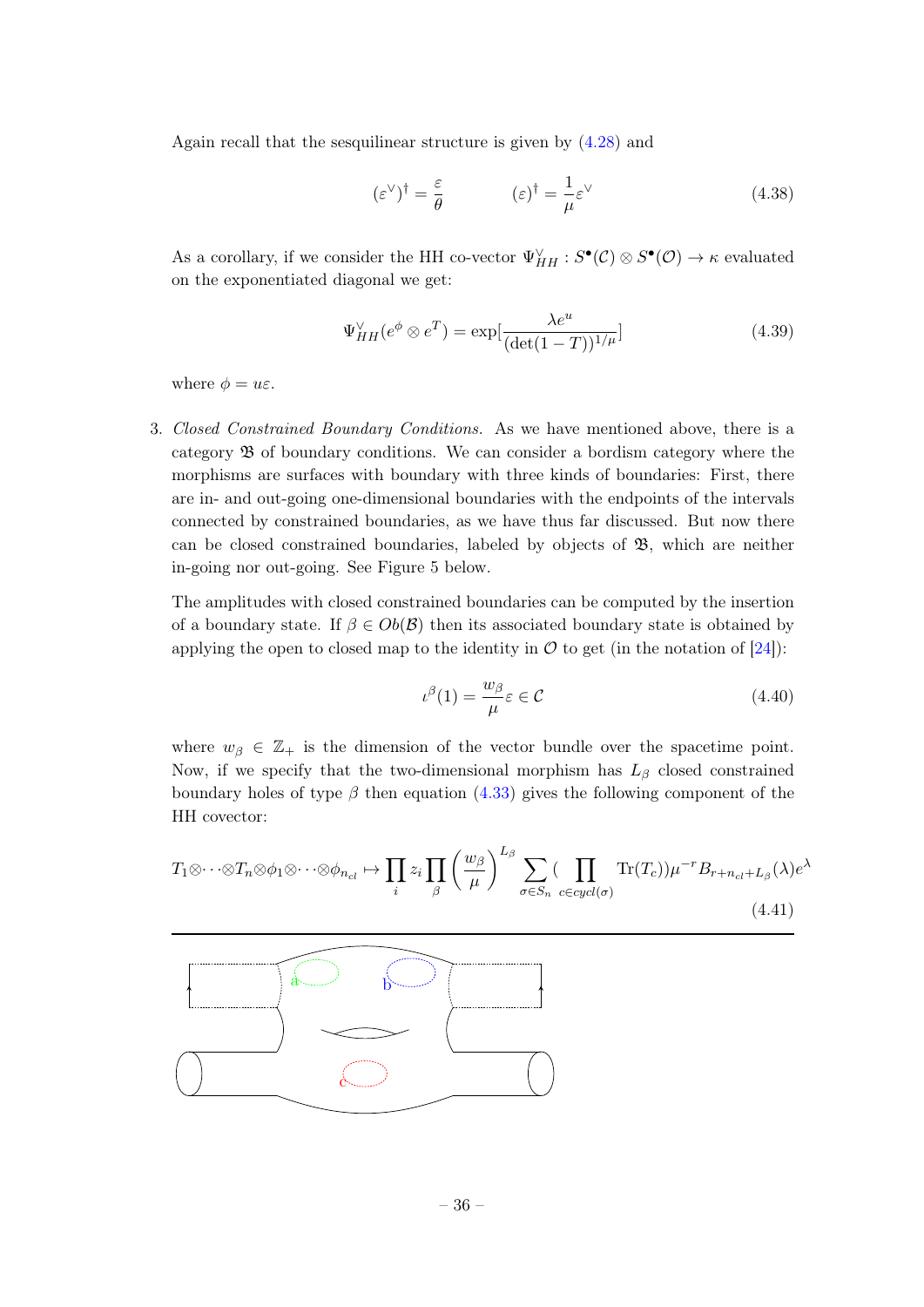Again recall that the sesquilinear structure is given by (4.28) and

$$(\varepsilon^\vee)^\dagger = \frac{\varepsilon}{\theta} \qquad\qquad (\varepsilon)^\dagger = \frac{1}{\mu}\varepsilon^\vee \tag{4.38}$$

As a corollary, if we consider the HH co-vector $\Psi^\vee_{HH} : S^\bullet(\mathcal{C}) \otimes S^\bullet(\mathcal{O}) \to \kappa$ evaluated on the exponentiated diagonal we get:

$$\Psi^\vee_{HH}(e^\phi \otimes e^T) = \exp[\frac{\lambda e^u}{(\det(1-T))^{1/\mu}}] \tag{4.39}$$

where $\phi = u\varepsilon$.

3. *Closed Constrained Boundary Conditions.* As we have mentioned above, there is a category $\mathfrak{B}$ of boundary conditions. We can consider a bordism category where the morphisms are surfaces with boundary with three kinds of boundaries: First, there are in- and out-going one-dimensional boundaries with the endpoints of the intervals connected by constrained boundaries, as we have thus far discussed. But now there can be closed constrained boundaries, labeled by objects of $\mathfrak{B}$, which are neither in-going nor out-going. See Figure 5 below.

   The amplitudes with closed constrained boundaries can be computed by the insertion of a boundary state. If $\beta \in Ob(\mathcal{B})$ then its associated boundary state is obtained by applying the open to closed map to the identity in $\mathcal{O}$ to get (in the notation of [24]):

$$\iota^\beta(1) = \frac{w_\beta}{\mu}\varepsilon \in \mathcal{C} \tag{4.40}$$

   where $w_\beta \in \mathbb{Z}_+$ is the dimension of the vector bundle over the spacetime point. Now, if we specify that the two-dimensional morphism has $L_\beta$ closed constrained boundary holes of type $\beta$ then equation (4.33) gives the following component of the HH covector:

$$T_1 \otimes \cdots \otimes T_n \otimes \phi_1 \otimes \cdots \otimes \phi_{n_{cl}} \mapsto \prod_i z_i \prod_\beta \left(\frac{w_\beta}{\mu}\right)^{L_\beta} \sum_{\sigma \in S_n} (\prod_{c \in cycl(\sigma)} \mathrm{Tr}(T_c))\mu^{-r} B_{r+n_{cl}+L_\beta}(\lambda)e^\lambda \tag{4.41}$$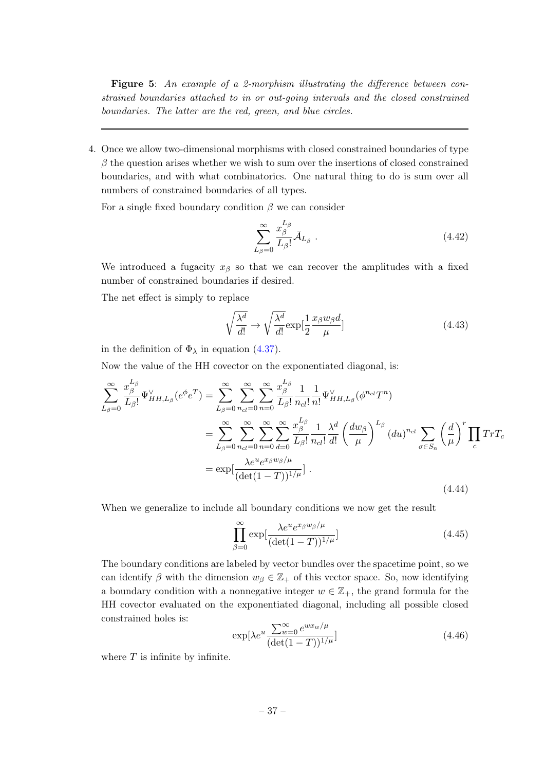**Figure 5**: *An example of a 2-morphism illustrating the difference between constrained boundaries attached to in or out-going intervals and the closed constrained boundaries. The latter are the red, green, and blue circles.*

---

4. Once we allow two-dimensional morphisms with closed constrained boundaries of type $\beta$ the question arises whether we wish to sum over the insertions of closed constrained boundaries, and with what combinatorics. One natural thing to do is sum over all numbers of constrained boundaries of all types.

   For a single fixed boundary condition $\beta$ we can consider

$$\sum_{L_\beta=0}^{\infty} \frac{x_\beta^{L_\beta}}{L_\beta!} \bar{\mathcal{A}}_{L_\beta} \ . \tag{4.42}$$

   We introduced a fugacity $x_\beta$ so that we can recover the amplitudes with a fixed number of constrained boundaries if desired.

   The net effect is simply to replace

$$\sqrt{\frac{\lambda^d}{d!}} \to \sqrt{\frac{\lambda^d}{d!}} \exp[\frac{1}{2}\frac{x_\beta w_\beta d}{\mu}] \tag{4.43}$$

   in the definition of $\Phi_\lambda$ in equation (4.37).

   Now the value of the HH covector on the exponentiated diagonal, is:

$$\begin{aligned}
\sum_{L_\beta=0}^{\infty} \frac{x_\beta^{L_\beta}}{L_\beta!} \Psi^\vee_{HH,L_\beta}(e^\phi e^T) &= \sum_{L_\beta=0}^{\infty}\sum_{n_{cl}=0}^{\infty}\sum_{n=0}^{\infty} \frac{x_\beta^{L_\beta}}{L_\beta!}\frac{1}{n_{cl}!}\frac{1}{n!}\Psi^\vee_{HH,L_\beta}(\phi^{n_{cl}}T^n) \\
&= \sum_{L_\beta=0}^{\infty}\sum_{n_{cl}=0}^{\infty}\sum_{n=0}^{\infty}\sum_{d=0}^{\infty} \frac{x_\beta^{L_\beta}}{L_\beta!}\frac{1}{n_{cl}!}\frac{\lambda^d}{d!}\left(\frac{dw_\beta}{\mu}\right)^{L_\beta}(du)^{n_{cl}}\sum_{\sigma\in S_n}\left(\frac{d}{\mu}\right)^r \prod_c TrT_c \\
&= \exp[\frac{\lambda e^u e^{x_\beta w_\beta/\mu}}{(\det(1-T))^{1/\mu}}] \ .
\end{aligned} \tag{4.44}$$

   When we generalize to include all boundary conditions we now get the result

$$\prod_{\beta=0}^{\infty} \exp[\frac{\lambda e^u e^{x_\beta w_\beta/\mu}}{(\det(1-T))^{1/\mu}}] \tag{4.45}$$

   The boundary conditions are labeled by vector bundles over the spacetime point, so we can identify $\beta$ with the dimension $w_\beta \in \mathbb{Z}_+$ of this vector space. So, now identifying a boundary condition with a nonnegative integer $w \in \mathbb{Z}_+$, the grand formula for the HH covector evaluated on the exponentiated diagonal, including all possible closed constrained holes is:

$$\exp[\lambda e^u \frac{\sum_{w=0}^{\infty} e^{wx_w/\mu}}{(\det(1-T))^{1/\mu}}] \tag{4.46}$$

   where $T$ is infinite by infinite.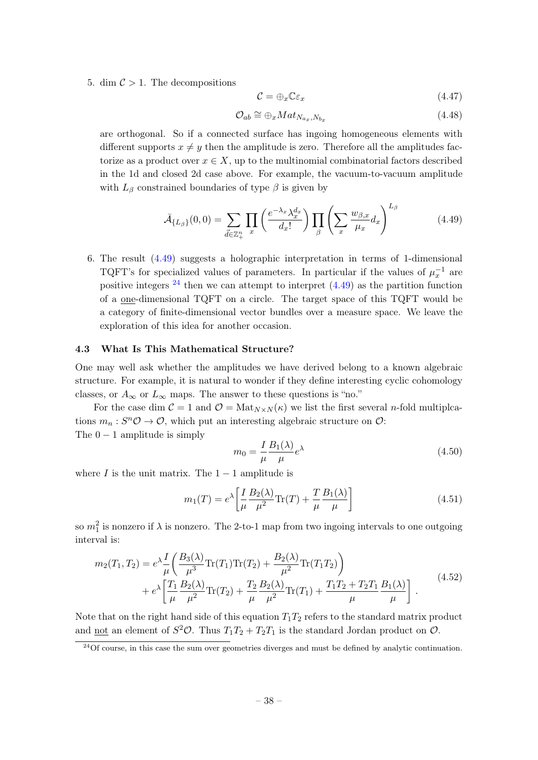5. $\dim \mathcal{C} > 1$. The decompositions

$$\mathcal{C} = \oplus_x \mathbb{C}\varepsilon_x \tag{4.47}$$

$$\mathcal{O}_{ab} \cong \oplus_x Mat_{N_{a_x}, N_{b_x}} \tag{4.48}$$

are orthogonal. So if a connected surface has ingoing homogeneous elements with different supports $x \neq y$ then the amplitude is zero. Therefore all the amplitudes factorize as a product over $x \in X$, up to the multinomial combinatorial factors described in the 1d and closed 2d case above. For example, the vacuum-to-vacuum amplitude with $L_\beta$ constrained boundaries of type $\beta$ is given by

$$\bar{\mathcal{A}}_{\{L_\beta\}}(0,0) = \sum_{\vec{d} \in \mathbb{Z}_+^n} \prod_x \left( \frac{e^{-\lambda_x} \lambda_x^{d_x}}{d_x!} \right) \prod_\beta \left( \sum_x \frac{w_{\beta,x}}{\mu_x} d_x \right)^{L_\beta} \tag{4.49}$$

6. The result (4.49) suggests a holographic interpretation in terms of 1-dimensional TQFT's for specialized values of parameters. In particular if the values of $\mu_x^{-1}$ are positive integers [24] then we can attempt to interpret (4.49) as the partition function of a <u>one</u>-dimensional TQFT on a circle. The target space of this TQFT would be a category of finite-dimensional vector bundles over a measure space. We leave the exploration of this idea for another occasion.

### 4.3 What Is This Mathematical Structure?

One may well ask whether the amplitudes we have derived belong to a known algebraic structure. For example, it is natural to wonder if they define interesting cyclic cohomology classes, or $A_\infty$ or $L_\infty$ maps. The answer to these questions is "no."

For the case $\dim \mathcal{C} = 1$ and $\mathcal{O} = \mathrm{Mat}_{N \times N}(\kappa)$ we list the first several $n$-fold multiplcations $m_n : S^n\mathcal{O} \to \mathcal{O}$, which put an interesting algebraic structure on $\mathcal{O}$:
The $0-1$ amplitude is simply

$$m_0 = \frac{I}{\mu} \frac{B_1(\lambda)}{\mu} e^\lambda \tag{4.50}$$

where $I$ is the unit matrix. The $1-1$ amplitude is

$$m_1(T) = e^\lambda \left[ \frac{I}{\mu} \frac{B_2(\lambda)}{\mu^2} \mathrm{Tr}(T) + \frac{T}{\mu} \frac{B_1(\lambda)}{\mu} \right] \tag{4.51}$$

so $m_1^2$ is nonzero if $\lambda$ is nonzero. The 2-to-1 map from two ingoing intervals to one outgoing interval is:

$$\begin{aligned} m_2(T_1, T_2) &= e^\lambda \frac{I}{\mu} \left( \frac{B_3(\lambda)}{\mu^3} \mathrm{Tr}(T_1)\mathrm{Tr}(T_2) + \frac{B_2(\lambda)}{\mu^2} \mathrm{Tr}(T_1 T_2) \right) \\ &+ e^\lambda \left[ \frac{T_1}{\mu} \frac{B_2(\lambda)}{\mu^2} \mathrm{Tr}(T_2) + \frac{T_2}{\mu} \frac{B_2(\lambda)}{\mu^2} \mathrm{Tr}(T_1) + \frac{T_1 T_2 + T_2 T_1}{\mu} \frac{B_1(\lambda)}{\mu} \right] . \end{aligned} \tag{4.52}$$

Note that on the right hand side of this equation $T_1 T_2$ refers to the standard matrix product and <u>not</u> an element of $S^2\mathcal{O}$. Thus $T_1 T_2 + T_2 T_1$ is the standard Jordan product on $\mathcal{O}$.

[24] Of course, in this case the sum over geometries diverges and must be defined by analytic continuation.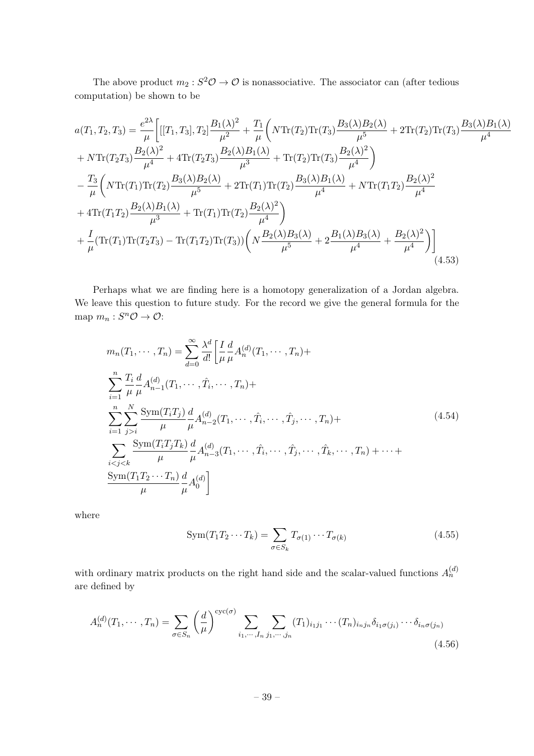The above product $m_2 : S^2\mathcal{O} \to \mathcal{O}$ is nonassociative. The associator can (after tedious computation) be shown to be

$$
\begin{aligned}
a(T_1,T_2,T_3) = \frac{e^{2\lambda}}{\mu}\bigg[&[[T_1,T_3],T_2]\frac{B_1(\lambda)^2}{\mu^2} + \frac{T_1}{\mu}\bigg(N\mathrm{Tr}(T_2)\mathrm{Tr}(T_3)\frac{B_3(\lambda)B_2(\lambda)}{\mu^5} + 2\mathrm{Tr}(T_2)\mathrm{Tr}(T_3)\frac{B_3(\lambda)B_1(\lambda)}{\mu^4} \\
&+ N\mathrm{Tr}(T_2T_3)\frac{B_2(\lambda)^2}{\mu^4} + 4\mathrm{Tr}(T_2T_3)\frac{B_2(\lambda)B_1(\lambda)}{\mu^3} + \mathrm{Tr}(T_2)\mathrm{Tr}(T_3)\frac{B_2(\lambda)^2}{\mu^4}\bigg) \\
&- \frac{T_3}{\mu}\bigg(N\mathrm{Tr}(T_1)\mathrm{Tr}(T_2)\frac{B_3(\lambda)B_2(\lambda)}{\mu^5} + 2\mathrm{Tr}(T_1)\mathrm{Tr}(T_2)\frac{B_3(\lambda)B_1(\lambda)}{\mu^4} + N\mathrm{Tr}(T_1T_2)\frac{B_2(\lambda)^2}{\mu^4} \\
&+ 4\mathrm{Tr}(T_1T_2)\frac{B_2(\lambda)B_1(\lambda)}{\mu^3} + \mathrm{Tr}(T_1)\mathrm{Tr}(T_2)\frac{B_2(\lambda)^2}{\mu^4}\bigg) \\
&+ \frac{I}{\mu}(\mathrm{Tr}(T_1)\mathrm{Tr}(T_2T_3) - \mathrm{Tr}(T_1T_2)\mathrm{Tr}(T_3))\bigg(N\frac{B_2(\lambda)B_3(\lambda)}{\mu^5} + 2\frac{B_1(\lambda)B_3(\lambda)}{\mu^4} + \frac{B_2(\lambda)^2}{\mu^4}\bigg)\bigg]
\end{aligned}
\tag{4.53}
$$

Perhaps what we are finding here is a homotopy generalization of a Jordan algebra. We leave this question to future study. For the record we give the general formula for the map $m_n : S^n\mathcal{O} \to \mathcal{O}$:

$$
\begin{aligned}
m_n(T_1,\cdots,T_n) = &\sum_{d=0}^{\infty}\frac{\lambda^d}{d!}\bigg[\frac{I}{\mu}\frac{d}{\mu}A_n^{(d)}(T_1,\cdots,T_n) + \\
&\sum_{i=1}^{n}\frac{T_i}{\mu}\frac{d}{\mu}A_{n-1}^{(d)}(T_1,\cdots,\hat{T}_i,\cdots,T_n) + \\
&\sum_{i=1}^{n}\sum_{j>i}^{N}\frac{\mathrm{Sym}(T_iT_j)}{\mu}\frac{d}{\mu}A_{n-2}^{(d)}(T_1,\cdots,\hat{T}_i,\cdots,\hat{T}_j,\cdots,T_n) + \\
&\sum_{i<j<k}\frac{\mathrm{Sym}(T_iT_jT_k)}{\mu}\frac{d}{\mu}A_{n-3}^{(d)}(T_1,\cdots,\hat{T}_i,\cdots,\hat{T}_j,\cdots,\hat{T}_k,\cdots,T_n) + \cdots + \\
&\frac{\mathrm{Sym}(T_1T_2\cdots T_n)}{\mu}\frac{d}{\mu}A_0^{(d)}\bigg]
\end{aligned}
\tag{4.54}
$$

where

$$
\mathrm{Sym}(T_1T_2\cdots T_k) = \sum_{\sigma\in S_k}T_{\sigma(1)}\cdots T_{\sigma(k)}
\tag{4.55}
$$

with ordinary matrix products on the right hand side and the scalar-valued functions $A_n^{(d)}$ are defined by

$$
A_n^{(d)}(T_1,\cdots,T_n) = \sum_{\sigma\in S_n}\left(\frac{d}{\mu}\right)^{\mathrm{cyc}(\sigma)}\sum_{i_1,\cdots,I_n}\sum_{j_1,\cdots,j_n}(T_1)_{i_1j_1}\cdots(T_n)_{i_nj_n}\delta_{i_1\sigma(j_1)}\cdots\delta_{i_n\sigma(j_n)}
\tag{4.56}
$$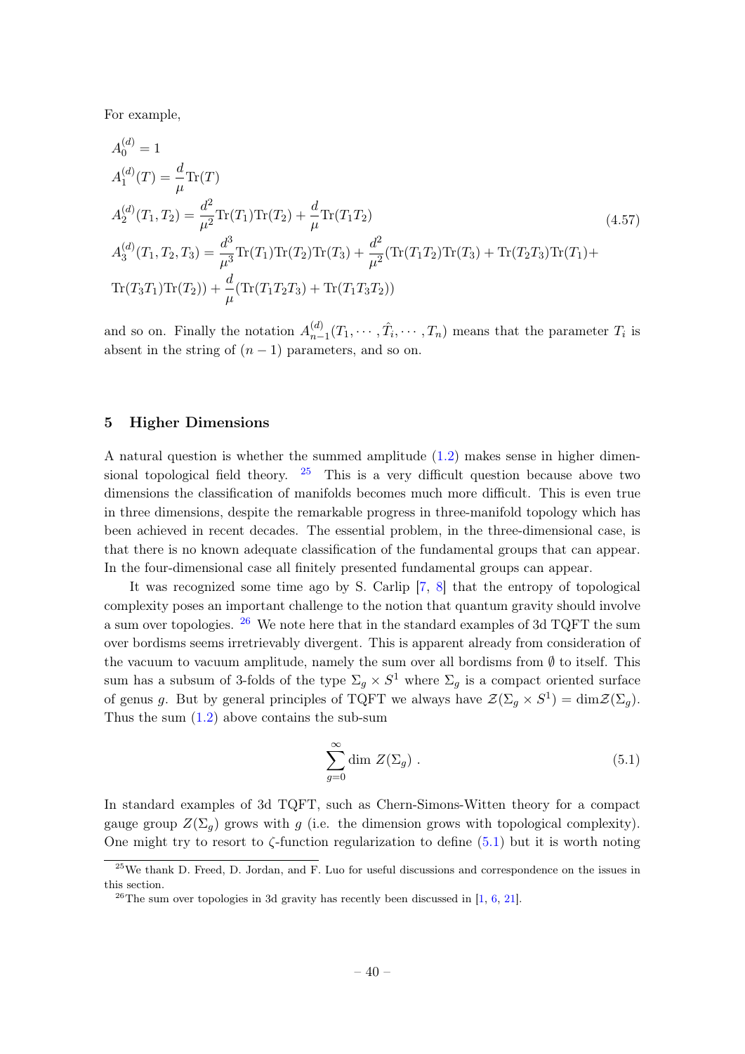For example,

$$
\begin{aligned}
&A_0^{(d)} = 1 \\
&A_1^{(d)}(T) = \frac{d}{\mu}\mathrm{Tr}(T) \\
&A_2^{(d)}(T_1,T_2) = \frac{d^2}{\mu^2}\mathrm{Tr}(T_1)\mathrm{Tr}(T_2) + \frac{d}{\mu}\mathrm{Tr}(T_1T_2) \\
&A_3^{(d)}(T_1,T_2,T_3) = \frac{d^3}{\mu^3}\mathrm{Tr}(T_1)\mathrm{Tr}(T_2)\mathrm{Tr}(T_3) + \frac{d^2}{\mu^2}(\mathrm{Tr}(T_1T_2)\mathrm{Tr}(T_3) + \mathrm{Tr}(T_2T_3)\mathrm{Tr}(T_1)+ \\
&\mathrm{Tr}(T_3T_1)\mathrm{Tr}(T_2)) + \frac{d}{\mu}(\mathrm{Tr}(T_1T_2T_3) + \mathrm{Tr}(T_1T_3T_2))
\end{aligned}
\tag{4.57}
$$

and so on. Finally the notation $A_{n-1}^{(d)}(T_1,\cdots,\hat{T}_i,\cdots,T_n)$ means that the parameter $T_i$ is absent in the string of $(n-1)$ parameters, and so on.

## 5 Higher Dimensions

A natural question is whether the summed amplitude (1.2) makes sense in higher dimensional topological field theory. [25] This is a very difficult question because above two dimensions the classification of manifolds becomes much more difficult. This is even true in three dimensions, despite the remarkable progress in three-manifold topology which has been achieved in recent decades. The essential problem, in the three-dimensional case, is that there is no known adequate classification of the fundamental groups that can appear. In the four-dimensional case all finitely presented fundamental groups can appear.

It was recognized some time ago by S. Carlip [7, 8] that the entropy of topological complexity poses an important challenge to the notion that quantum gravity should involve a sum over topologies. [26] We note here that in the standard examples of 3d TQFT the sum over bordisms seems irretrievably divergent. This is apparent already from consideration of the vacuum to vacuum amplitude, namely the sum over all bordisms from $\emptyset$ to itself. This sum has a subsum of 3-folds of the type $\Sigma_g \times S^1$ where $\Sigma_g$ is a compact oriented surface of genus $g$. But by general principles of TQFT we always have $\mathcal{Z}(\Sigma_g \times S^1) = \dim \mathcal{Z}(\Sigma_g)$. Thus the sum (1.2) above contains the sub-sum

$$
\sum_{g=0}^{\infty} \dim\, Z(\Sigma_g)\ . \tag{5.1}
$$

In standard examples of 3d TQFT, such as Chern-Simons-Witten theory for a compact gauge group $Z(\Sigma_g)$ grows with $g$ (i.e. the dimension grows with topological complexity). One might try to resort to $\zeta$-function regularization to define (5.1) but it is worth noting

---

[25] We thank D. Freed, D. Jordan, and F. Luo for useful discussions and correspondence on the issues in this section.

[26] The sum over topologies in 3d gravity has recently been discussed in [1, 6, 21].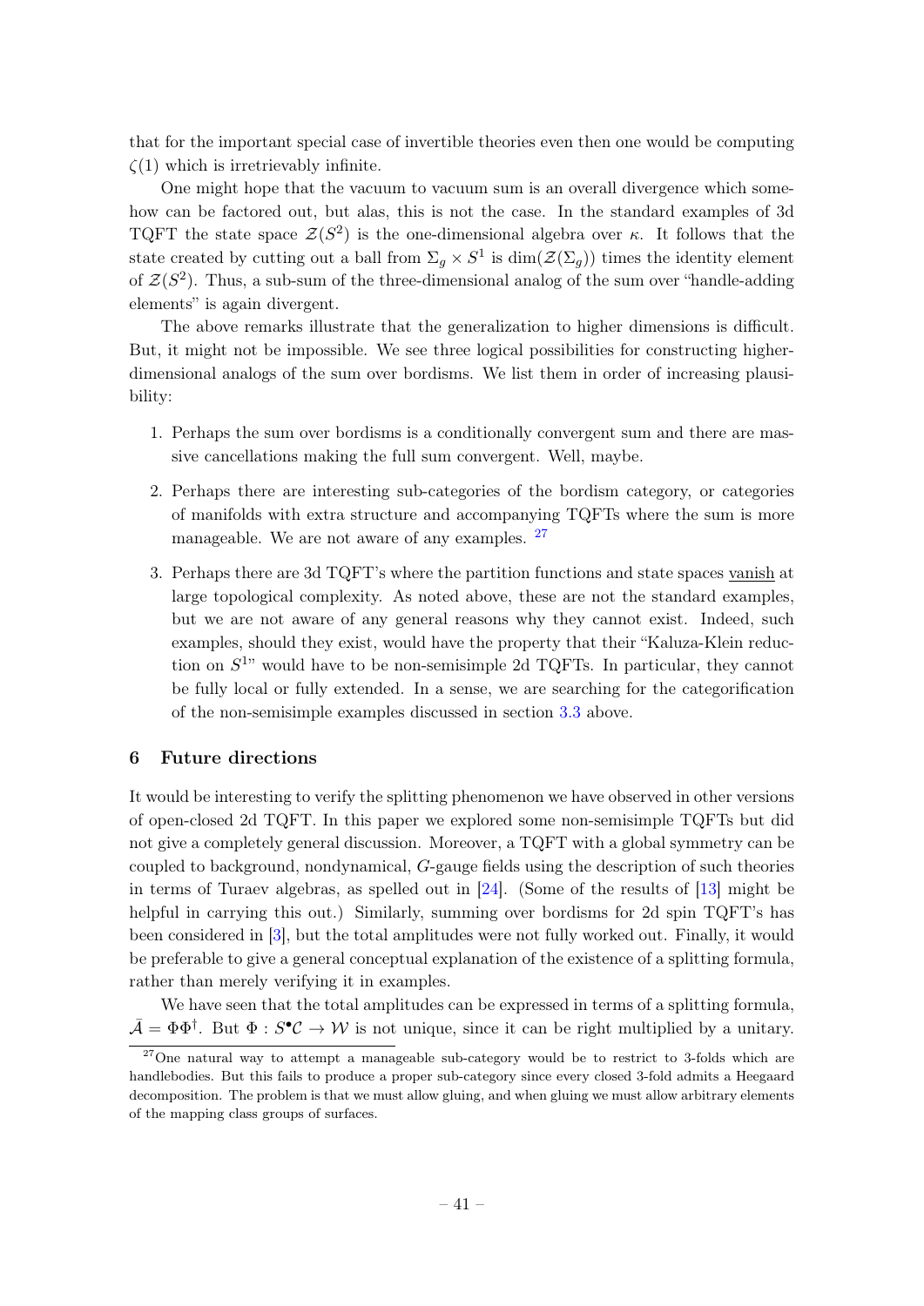that for the important special case of invertible theories even then one would be computing $\zeta(1)$ which is irretrievably infinite.

One might hope that the vacuum to vacuum sum is an overall divergence which somehow can be factored out, but alas, this is not the case. In the standard examples of 3d TQFT the state space $\mathcal{Z}(S^2)$ is the one-dimensional algebra over $\kappa$. It follows that the state created by cutting out a ball from $\Sigma_g \times S^1$ is $\dim(\mathcal{Z}(\Sigma_g))$ times the identity element of $\mathcal{Z}(S^2)$. Thus, a sub-sum of the three-dimensional analog of the sum over "handle-adding elements" is again divergent.

The above remarks illustrate that the generalization to higher dimensions is difficult. But, it might not be impossible. We see three logical possibilities for constructing higher-dimensional analogs of the sum over bordisms. We list them in order of increasing plausibility:

1. Perhaps the sum over bordisms is a conditionally convergent sum and there are massive cancellations making the full sum convergent. Well, maybe.
2. Perhaps there are interesting sub-categories of the bordism category, or categories of manifolds with extra structure and accompanying TQFTs where the sum is more manageable. We are not aware of any examples. [27]
3. Perhaps there are 3d TQFT's where the partition functions and state spaces <u>vanish</u> at large topological complexity. As noted above, these are not the standard examples, but we are not aware of any general reasons why they cannot exist. Indeed, such examples, should they exist, would have the property that their "Kaluza-Klein reduction on $S^1$" would have to be non-semisimple 2d TQFTs. In particular, they cannot be fully local or fully extended. In a sense, we are searching for the categorification of the non-semisimple examples discussed in section 3.3 above.

## 6 Future directions

It would be interesting to verify the splitting phenomenon we have observed in other versions of open-closed 2d TQFT. In this paper we explored some non-semisimple TQFTs but did not give a completely general discussion. Moreover, a TQFT with a global symmetry can be coupled to background, nondynamical, $G$-gauge fields using the description of such theories in terms of Turaev algebras, as spelled out in [24]. (Some of the results of [13] might be helpful in carrying this out.) Similarly, summing over bordisms for 2d spin TQFT's has been considered in [3], but the total amplitudes were not fully worked out. Finally, it would be preferable to give a general conceptual explanation of the existence of a splitting formula, rather than merely verifying it in examples.

We have seen that the total amplitudes can be expressed in terms of a splitting formula, $\bar{\mathcal{A}} = \Phi\Phi^\dagger$. But $\Phi : S^\bullet\mathcal{C} \to \mathcal{W}$ is not unique, since it can be right multiplied by a unitary.

[27] One natural way to attempt a manageable sub-category would be to restrict to 3-folds which are handlebodies. But this fails to produce a proper sub-category since every closed 3-fold admits a Heegaard decomposition. The problem is that we must allow gluing, and when gluing we must allow arbitrary elements of the mapping class groups of surfaces.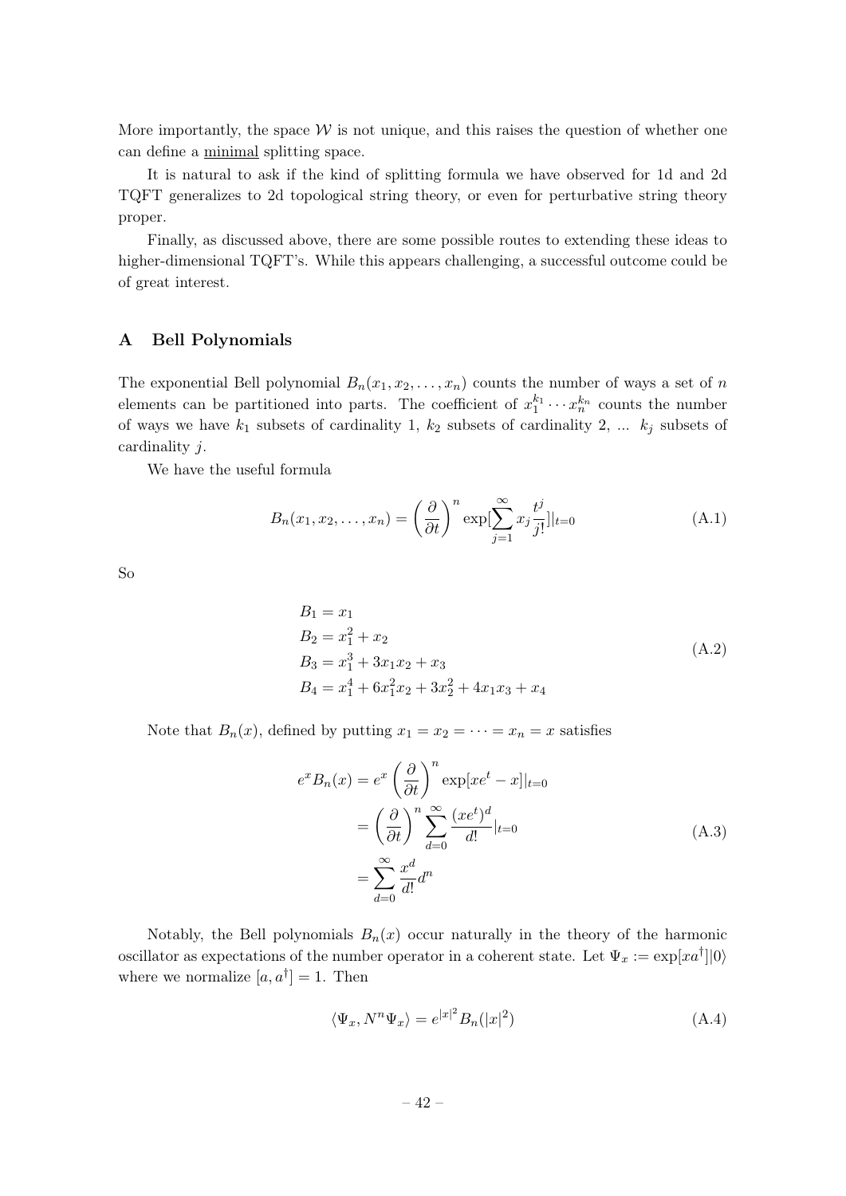More importantly, the space $\mathcal{W}$ is not unique, and this raises the question of whether one can define a minimal splitting space.

It is natural to ask if the kind of splitting formula we have observed for 1d and 2d TQFT generalizes to 2d topological string theory, or even for perturbative string theory proper.

Finally, as discussed above, there are some possible routes to extending these ideas to higher-dimensional TQFT's. While this appears challenging, a successful outcome could be of great interest.

## A Bell Polynomials

The exponential Bell polynomial $B_n(x_1, x_2, \ldots, x_n)$ counts the number of ways a set of $n$ elements can be partitioned into parts. The coefficient of $x_1^{k_1} \cdots x_n^{k_n}$ counts the number of ways we have $k_1$ subsets of cardinality 1, $k_2$ subsets of cardinality 2, ... $k_j$ subsets of cardinality $j$.

We have the useful formula

$$B_n(x_1, x_2, \ldots, x_n) = \left(\frac{\partial}{\partial t}\right)^n \exp[\sum_{j=1}^{\infty} x_j \frac{t^j}{j!}]|_{t=0} \tag{A.1}$$

So

$$\begin{aligned}
B_1 &= x_1 \\
B_2 &= x_1^2 + x_2 \\
B_3 &= x_1^3 + 3x_1x_2 + x_3 \\
B_4 &= x_1^4 + 6x_1^2x_2 + 3x_2^2 + 4x_1x_3 + x_4
\end{aligned} \tag{A.2}$$

Note that $B_n(x)$, defined by putting $x_1 = x_2 = \cdots = x_n = x$ satisfies

$$\begin{aligned}
e^x B_n(x) &= e^x \left(\frac{\partial}{\partial t}\right)^n \exp[xe^t - x]|_{t=0} \\
&= \left(\frac{\partial}{\partial t}\right)^n \sum_{d=0}^{\infty} \frac{(xe^t)^d}{d!}|_{t=0} \\
&= \sum_{d=0}^{\infty} \frac{x^d}{d!} d^n
\end{aligned} \tag{A.3}$$

Notably, the Bell polynomials $B_n(x)$ occur naturally in the theory of the harmonic oscillator as expectations of the number operator in a coherent state. Let $\Psi_x := \exp[xa^\dagger]|0\rangle$ where we normalize $[a, a^\dagger] = 1$. Then

$$\langle \Psi_x, N^n \Psi_x \rangle = e^{|x|^2} B_n(|x|^2) \tag{A.4}$$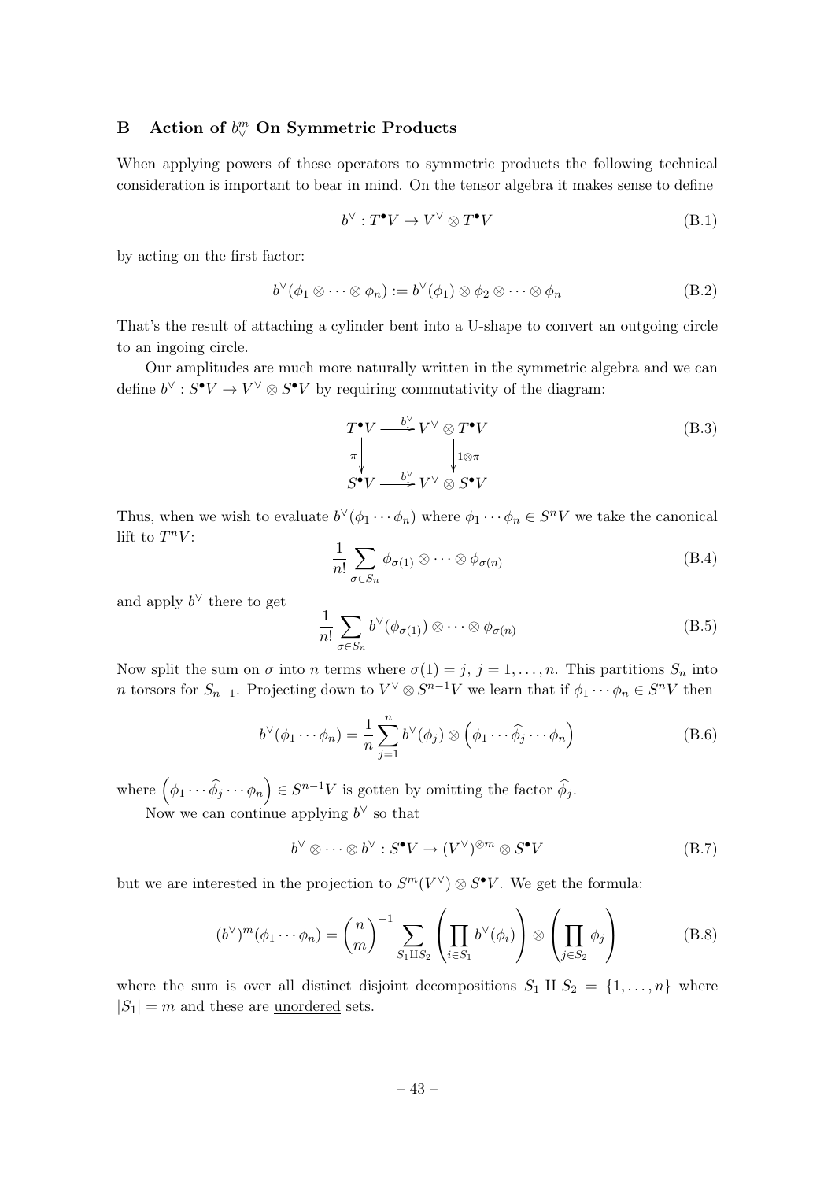# B Action of $b_\vee^m$ On Symmetric Products

When applying powers of these operators to symmetric products the following technical consideration is important to bear in mind. On the tensor algebra it makes sense to define

$$b^\vee : T^\bullet V \to V^\vee \otimes T^\bullet V \tag{B.1}$$

by acting on the first factor:

$$b^\vee(\phi_1 \otimes \cdots \otimes \phi_n) := b^\vee(\phi_1) \otimes \phi_2 \otimes \cdots \otimes \phi_n \tag{B.2}$$

That's the result of attaching a cylinder bent into a U-shape to convert an outgoing circle to an ingoing circle.

Our amplitudes are much more naturally written in the symmetric algebra and we can define $b^\vee : S^\bullet V \to V^\vee \otimes S^\bullet V$ by requiring commutativity of the diagram:

$$\begin{array}{ccc} T^\bullet V & \xrightarrow{b^\vee} & V^\vee \otimes T^\bullet V \\ \downarrow{\scriptstyle \pi} & & \downarrow{\scriptstyle 1\otimes\pi} \\ S^\bullet V & \xrightarrow{b^\vee} & V^\vee \otimes S^\bullet V \end{array} \tag{B.3}$$

Thus, when we wish to evaluate $b^\vee(\phi_1 \cdots \phi_n)$ where $\phi_1 \cdots \phi_n \in S^n V$ we take the canonical lift to $T^n V$:

$$\frac{1}{n!}\sum_{\sigma \in S_n} \phi_{\sigma(1)} \otimes \cdots \otimes \phi_{\sigma(n)} \tag{B.4}$$

and apply $b^\vee$ there to get

$$\frac{1}{n!}\sum_{\sigma \in S_n} b^\vee(\phi_{\sigma(1)}) \otimes \cdots \otimes \phi_{\sigma(n)} \tag{B.5}$$

Now split the sum on $\sigma$ into $n$ terms where $\sigma(1) = j$, $j = 1, \dots, n$. This partitions $S_n$ into $n$ torsors for $S_{n-1}$. Projecting down to $V^\vee \otimes S^{n-1} V$ we learn that if $\phi_1 \cdots \phi_n \in S^n V$ then

$$b^\vee(\phi_1 \cdots \phi_n) = \frac{1}{n}\sum_{j=1}^{n} b^\vee(\phi_j) \otimes \left(\phi_1 \cdots \widehat{\phi}_j \cdots \phi_n\right) \tag{B.6}$$

where $\left(\phi_1 \cdots \widehat{\phi}_j \cdots \phi_n\right) \in S^{n-1} V$ is gotten by omitting the factor $\widehat{\phi}_j$.

Now we can continue applying $b^\vee$ so that

$$b^\vee \otimes \cdots \otimes b^\vee : S^\bullet V \to (V^\vee)^{\otimes m} \otimes S^\bullet V \tag{B.7}$$

but we are interested in the projection to $S^m(V^\vee) \otimes S^\bullet V$. We get the formula:

$$(b^\vee)^m(\phi_1 \cdots \phi_n) = \binom{n}{m}^{-1} \sum_{S_1 \amalg S_2} \left(\prod_{i \in S_1} b^\vee(\phi_i)\right) \otimes \left(\prod_{j \in S_2} \phi_j\right) \tag{B.8}$$

where the sum is over all distinct disjoint decompositions $S_1 \amalg S_2 = \{1, \dots, n\}$ where $|S_1| = m$ and these are <u>unordered</u> sets.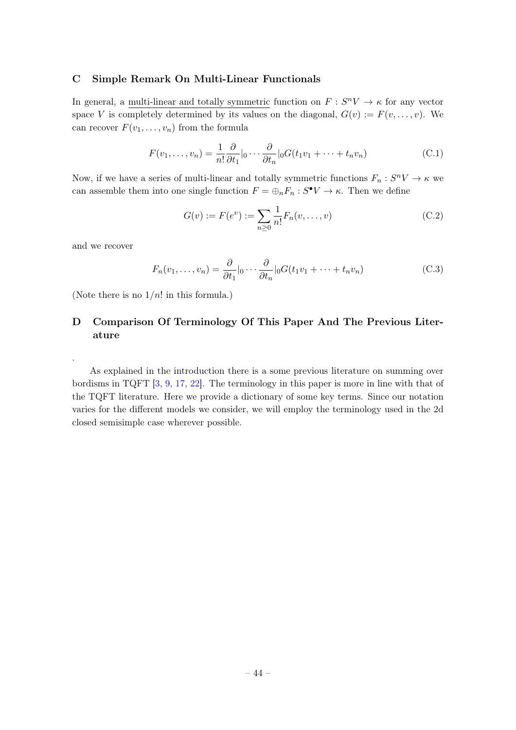## C Simple Remark On Multi-Linear Functionals

In general, a multi-linear and totally symmetric function on $F : S^n V \to \kappa$ for any vector space $V$ is completely determined by its values on the diagonal, $G(v) := F(v, \dots, v)$. We can recover $F(v_1, \dots, v_n)$ from the formula

$$F(v_1, \dots, v_n) = \frac{1}{n!} \frac{\partial}{\partial t_1}|_0 \cdots \frac{\partial}{\partial t_n}|_0 G(t_1 v_1 + \cdots + t_n v_n) \tag{C.1}$$

Now, if we have a series of multi-linear and totally symmetric functions $F_n : S^n V \to \kappa$ we can assemble them into one single function $F = \oplus_n F_n : S^\bullet V \to \kappa$. Then we define

$$G(v) := F(e^v) := \sum_{n \geq 0} \frac{1}{n!} F_n(v, \dots, v) \tag{C.2}$$

and we recover

$$F_n(v_1, \dots, v_n) = \frac{\partial}{\partial t_1}|_0 \cdots \frac{\partial}{\partial t_n}|_0 G(t_1 v_1 + \cdots + t_n v_n) \tag{C.3}$$

(Note there is no $1/n!$ in this formula.)

## D Comparison Of Terminology Of This Paper And The Previous Literature

.

As explained in the introduction there is a some previous literature on summing over bordisms in TQFT [3, 9, 17, 22]. The terminology in this paper is more in line with that of the TQFT literature. Here we provide a dictionary of some key terms. Since our notation varies for the different models we consider, we will employ the terminology used in the 2d closed semisimple case wherever possible.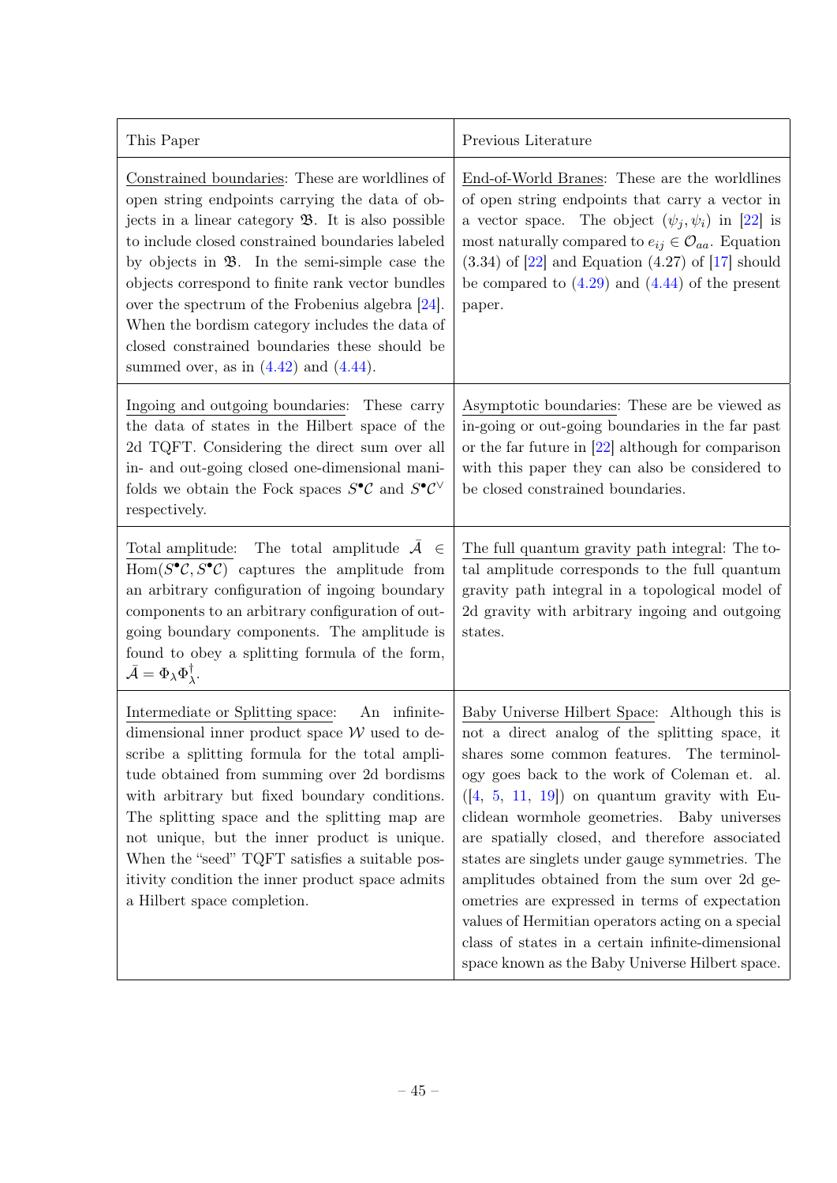| This Paper | Previous Literature |
|---|---|
| Constrained boundaries: These are worldlines of open string endpoints carrying the data of objects in a linear category $\mathfrak{B}$. It is also possible to include closed constrained boundaries labeled by objects in $\mathfrak{B}$. In the semi-simple case the objects correspond to finite rank vector bundles over the spectrum of the Frobenius algebra [24]. When the bordism category includes the data of closed constrained boundaries these should be summed over, as in (4.42) and (4.44). | End-of-World Branes: These are the worldlines of open string endpoints that carry a vector in a vector space. The object $(\psi_j, \psi_i)$ in [22] is most naturally compared to $e_{ij} \in \mathcal{O}_{aa}$. Equation (3.34) of [22] and Equation (4.27) of [17] should be compared to (4.29) and (4.44) of the present paper. |
| Ingoing and outgoing boundaries: These carry the data of states in the Hilbert space of the 2d TQFT. Considering the direct sum over all in- and out-going closed one-dimensional manifolds we obtain the Fock spaces $S^{\bullet}\mathcal{C}$ and $S^{\bullet}\mathcal{C}^{\vee}$ respectively. | Asymptotic boundaries: These are be viewed as in-going or out-going boundaries in the far past or the far future in [22] although for comparison with this paper they can also be considered to be closed constrained boundaries. |
| Total amplitude: The total amplitude $\bar{\mathcal{A}} \in \mathrm{Hom}(S^{\bullet}\mathcal{C}, S^{\bullet}\mathcal{C})$ captures the amplitude from an arbitrary configuration of ingoing boundary components to an arbitrary configuration of outgoing boundary components. The amplitude is found to obey a splitting formula of the form, $\bar{\mathcal{A}} = \Phi_{\lambda}\Phi_{\lambda}^{\dagger}$. | The full quantum gravity path integral: The total amplitude corresponds to the full quantum gravity path integral in a topological model of 2d gravity with arbitrary ingoing and outgoing states. |
| Intermediate or Splitting space: An infinite-dimensional inner product space $\mathcal{W}$ used to describe a splitting formula for the total amplitude obtained from summing over 2d bordisms with arbitrary but fixed boundary conditions. The splitting space and the splitting map are not unique, but the inner product is unique. When the "seed" TQFT satisfies a suitable positivity condition the inner product space admits a Hilbert space completion. | Baby Universe Hilbert Space: Although this is not a direct analog of the splitting space, it shares some common features. The terminology goes back to the work of Coleman et. al. ([4, 5, 11, 19]) on quantum gravity with Euclidean wormhole geometries. Baby universes are spatially closed, and therefore associated states are singlets under gauge symmetries. The amplitudes obtained from the sum over 2d geometries are expressed in terms of expectation values of Hermitian operators acting on a special class of states in a certain infinite-dimensional space known as the Baby Universe Hilbert space. |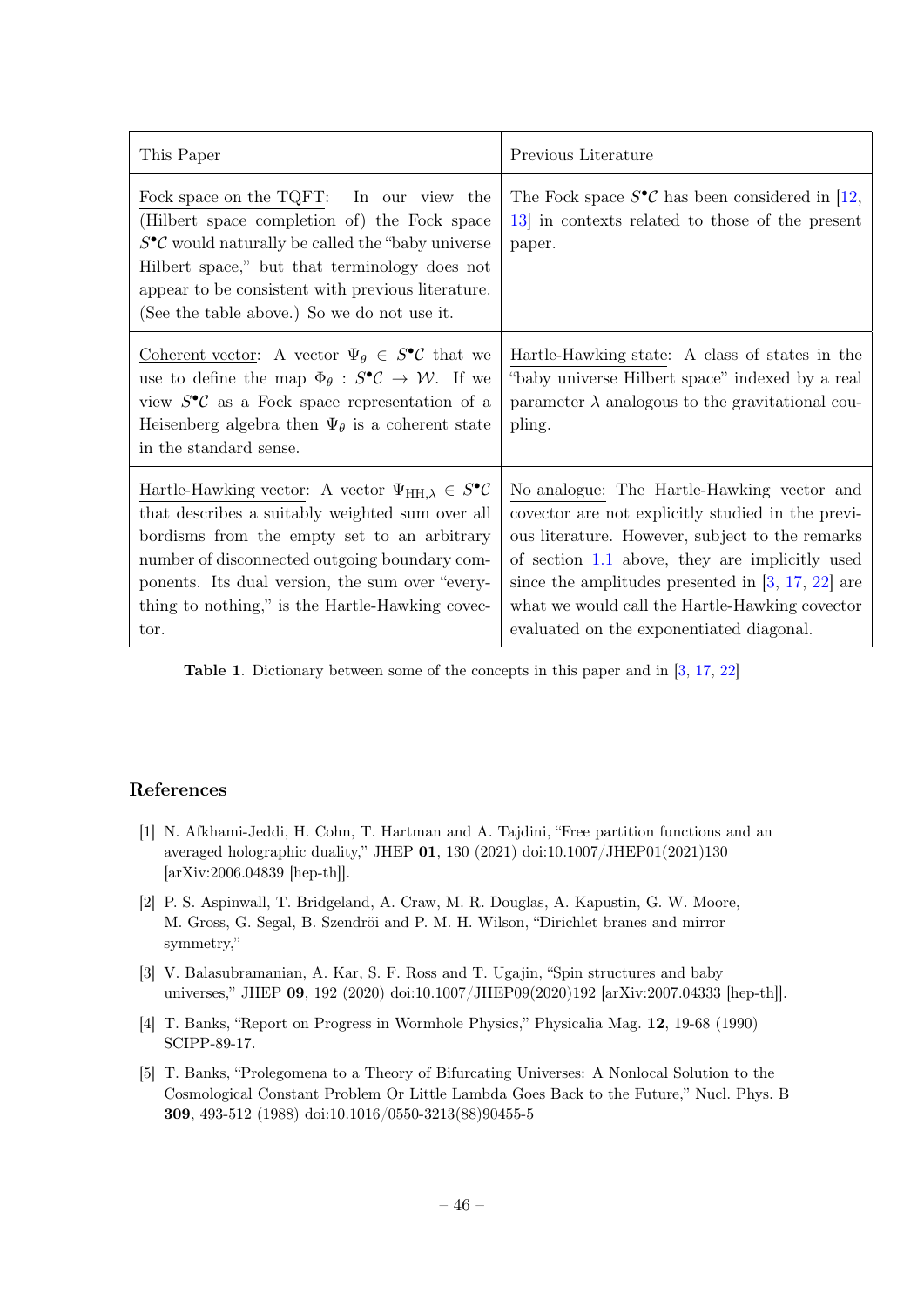| This Paper | Previous Literature |
|---|---|
| Fock space on the TQFT: In our view the (Hilbert space completion of) the Fock space $S^\bullet\mathcal{C}$ would naturally be called the "baby universe Hilbert space," but that terminology does not appear to be consistent with previous literature. (See the table above.) So we do not use it. | The Fock space $S^\bullet\mathcal{C}$ has been considered in [12, 13] in contexts related to those of the present paper. |
| Coherent vector: A vector $\Psi_\theta \in S^\bullet\mathcal{C}$ that we use to define the map $\Phi_\theta : S^\bullet\mathcal{C} \to \mathcal{W}$. If we view $S^\bullet\mathcal{C}$ as a Fock space representation of a Heisenberg algebra then $\Psi_\theta$ is a coherent state in the standard sense. | Hartle-Hawking state: A class of states in the "baby universe Hilbert space" indexed by a real parameter $\lambda$ analogous to the gravitational coupling. |
| Hartle-Hawking vector: A vector $\Psi_{\mathrm{HH},\lambda} \in S^\bullet\mathcal{C}$ that describes a suitably weighted sum over all bordisms from the empty set to an arbitrary number of disconnected outgoing boundary components. Its dual version, the sum over "everything to nothing," is the Hartle-Hawking covector. | No analogue: The Hartle-Hawking vector and covector are not explicitly studied in the previous literature. However, subject to the remarks of section 1.1 above, they are implicitly used since the amplitudes presented in [3, 17, 22] are what we would call the Hartle-Hawking covector evaluated on the exponentiated diagonal. |

**Table 1**. Dictionary between some of the concepts in this paper and in [3, 17, 22]

## References

[1] N. Afkhami-Jeddi, H. Cohn, T. Hartman and A. Tajdini, "Free partition functions and an averaged holographic duality," JHEP **01**, 130 (2021) doi:10.1007/JHEP01(2021)130 [arXiv:2006.04839 [hep-th]].

[2] P. S. Aspinwall, T. Bridgeland, A. Craw, M. R. Douglas, A. Kapustin, G. W. Moore, M. Gross, G. Segal, B. Szendröi and P. M. H. Wilson, "Dirichlet branes and mirror symmetry,"

[3] V. Balasubramanian, A. Kar, S. F. Ross and T. Ugajin, "Spin structures and baby universes," JHEP **09**, 192 (2020) doi:10.1007/JHEP09(2020)192 [arXiv:2007.04333 [hep-th]].

[4] T. Banks, "Report on Progress in Wormhole Physics," Physicalia Mag. **12**, 19-68 (1990) SCIPP-89-17.

[5] T. Banks, "Prolegomena to a Theory of Bifurcating Universes: A Nonlocal Solution to the Cosmological Constant Problem Or Little Lambda Goes Back to the Future," Nucl. Phys. B **309**, 493-512 (1988) doi:10.1016/0550-3213(88)90455-5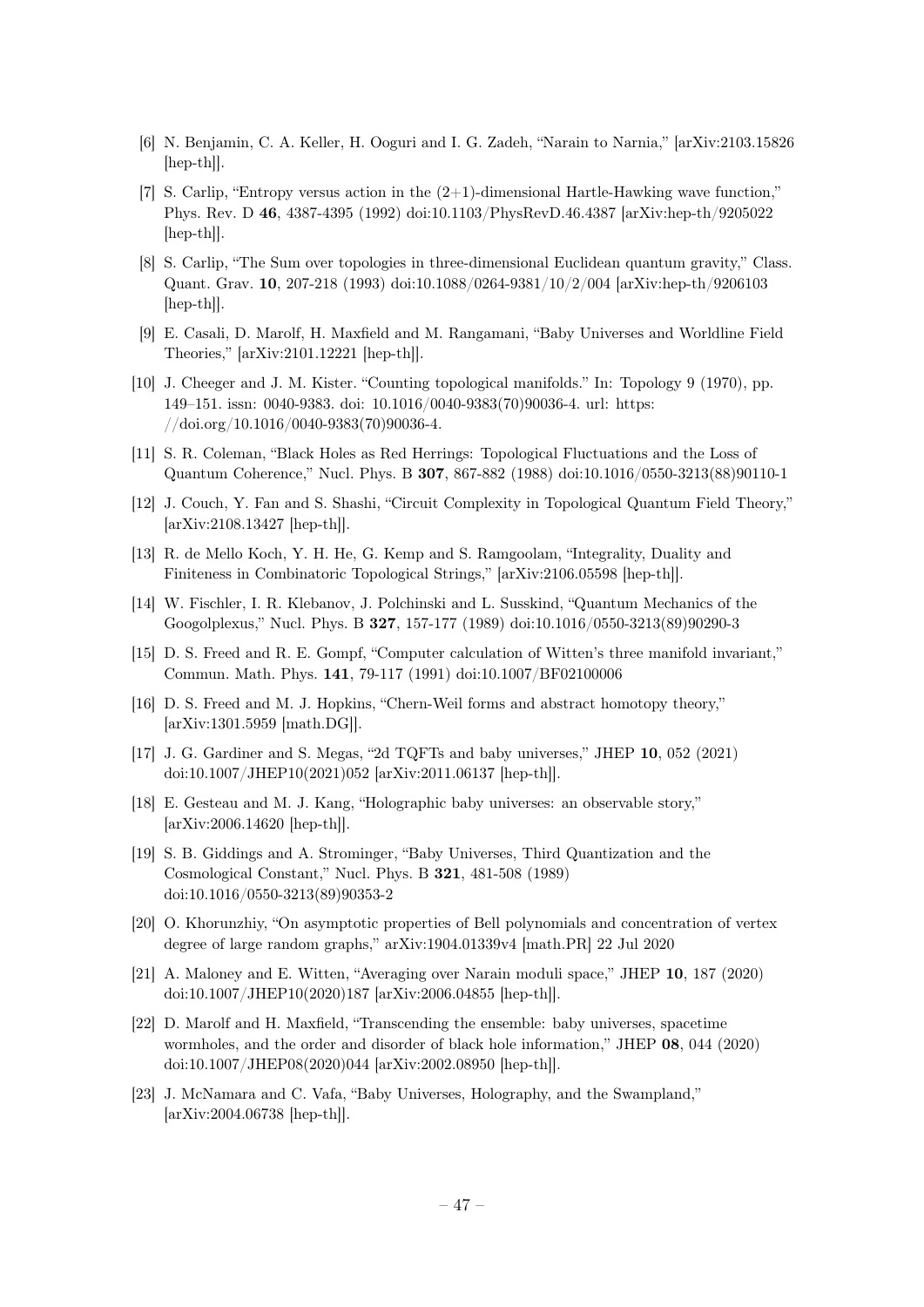[6] N. Benjamin, C. A. Keller, H. Ooguri and I. G. Zadeh, "Narain to Narnia," [arXiv:2103.15826 [hep-th]].

[7] S. Carlip, "Entropy versus action in the (2+1)-dimensional Hartle-Hawking wave function," Phys. Rev. D **46**, 4387-4395 (1992) doi:10.1103/PhysRevD.46.4387 [arXiv:hep-th/9205022 [hep-th]].

[8] S. Carlip, "The Sum over topologies in three-dimensional Euclidean quantum gravity," Class. Quant. Grav. **10**, 207-218 (1993) doi:10.1088/0264-9381/10/2/004 [arXiv:hep-th/9206103 [hep-th]].

[9] E. Casali, D. Marolf, H. Maxfield and M. Rangamani, "Baby Universes and Worldline Field Theories," [arXiv:2101.12221 [hep-th]].

[10] J. Cheeger and J. M. Kister. "Counting topological manifolds." In: Topology 9 (1970), pp. 149–151. issn: 0040-9383. doi: 10.1016/0040-9383(70)90036-4. url: https://doi.org/10.1016/0040-9383(70)90036-4.

[11] S. R. Coleman, "Black Holes as Red Herrings: Topological Fluctuations and the Loss of Quantum Coherence," Nucl. Phys. B **307**, 867-882 (1988) doi:10.1016/0550-3213(88)90110-1

[12] J. Couch, Y. Fan and S. Shashi, "Circuit Complexity in Topological Quantum Field Theory," [arXiv:2108.13427 [hep-th]].

[13] R. de Mello Koch, Y. H. He, G. Kemp and S. Ramgoolam, "Integrality, Duality and Finiteness in Combinatoric Topological Strings," [arXiv:2106.05598 [hep-th]].

[14] W. Fischler, I. R. Klebanov, J. Polchinski and L. Susskind, "Quantum Mechanics of the Googolplexus," Nucl. Phys. B **327**, 157-177 (1989) doi:10.1016/0550-3213(89)90290-3

[15] D. S. Freed and R. E. Gompf, "Computer calculation of Witten's three manifold invariant," Commun. Math. Phys. **141**, 79-117 (1991) doi:10.1007/BF02100006

[16] D. S. Freed and M. J. Hopkins, "Chern-Weil forms and abstract homotopy theory," [arXiv:1301.5959 [math.DG]].

[17] J. G. Gardiner and S. Megas, "2d TQFTs and baby universes," JHEP **10**, 052 (2021) doi:10.1007/JHEP10(2021)052 [arXiv:2011.06137 [hep-th]].

[18] E. Gesteau and M. J. Kang, "Holographic baby universes: an observable story," [arXiv:2006.14620 [hep-th]].

[19] S. B. Giddings and A. Strominger, "Baby Universes, Third Quantization and the Cosmological Constant," Nucl. Phys. B **321**, 481-508 (1989) doi:10.1016/0550-3213(89)90353-2

[20] O. Khorunzhiy, "On asymptotic properties of Bell polynomials and concentration of vertex degree of large random graphs," arXiv:1904.01339v4 [math.PR] 22 Jul 2020

[21] A. Maloney and E. Witten, "Averaging over Narain moduli space," JHEP **10**, 187 (2020) doi:10.1007/JHEP10(2020)187 [arXiv:2006.04855 [hep-th]].

[22] D. Marolf and H. Maxfield, "Transcending the ensemble: baby universes, spacetime wormholes, and the order and disorder of black hole information," JHEP **08**, 044 (2020) doi:10.1007/JHEP08(2020)044 [arXiv:2002.08950 [hep-th]].

[23] J. McNamara and C. Vafa, "Baby Universes, Holography, and the Swampland," [arXiv:2004.06738 [hep-th]].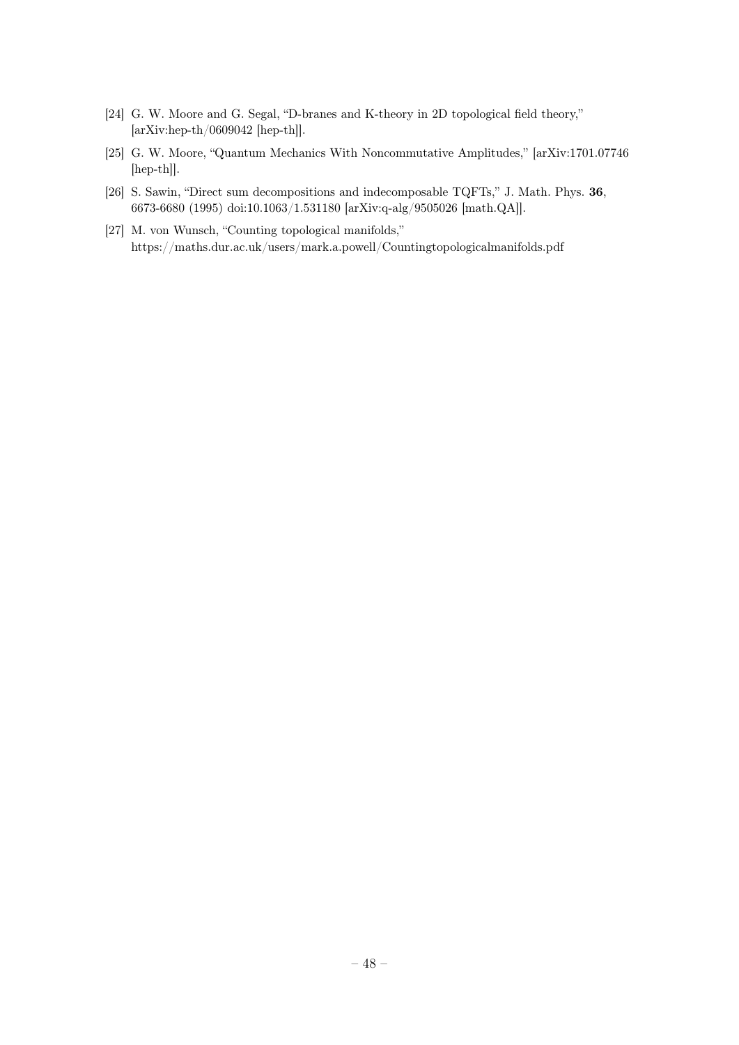[24] G. W. Moore and G. Segal, "D-branes and K-theory in 2D topological field theory," [arXiv:hep-th/0609042 [hep-th]].

[25] G. W. Moore, "Quantum Mechanics With Noncommutative Amplitudes," [arXiv:1701.07746 [hep-th]].

[26] S. Sawin, "Direct sum decompositions and indecomposable TQFTs," J. Math. Phys. **36**, 6673-6680 (1995) doi:10.1063/1.531180 [arXiv:q-alg/9505026 [math.QA]].

[27] M. von Wunsch, "Counting topological manifolds," https://maths.dur.ac.uk/users/mark.a.powell/Countingtopologicalmanifolds.pdf